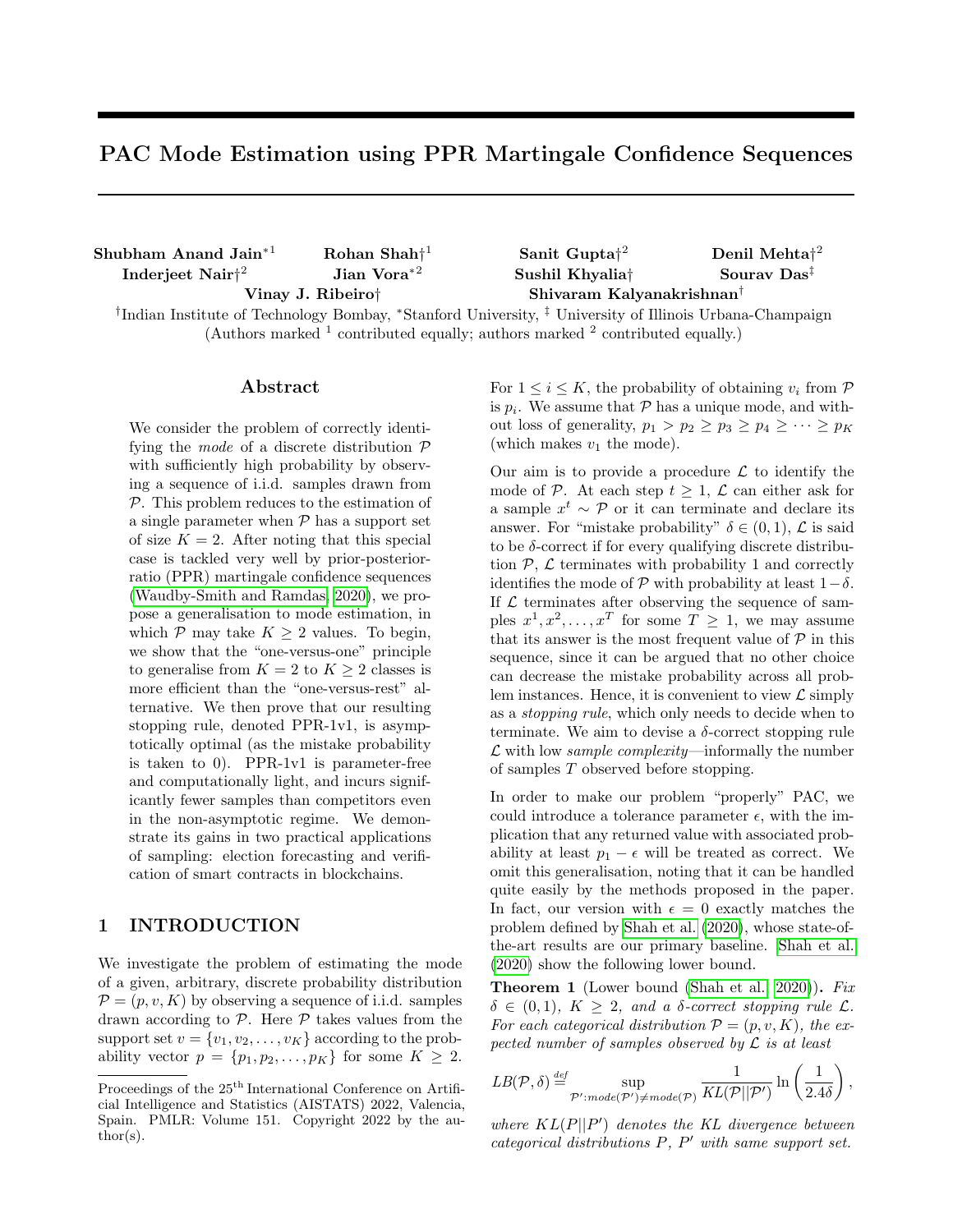# PAC Mode Estimation using PPR Martingale Confidence Sequences

**Shubham Anand Jain**[*1] **Rohan Shah**[†1] **Sanit Gupta**[†2] **Denil Mehta**[†2]
**Inderjeet Nair**[†2] **Jian Vora**[*2] **Sushil Khyalia**[†] **Sourav Das**[‡]
**Vinay J. Ribeiro**[†] **Shivaram Kalyanakrishnan**[†]

[†]Indian Institute of Technology Bombay, [*]Stanford University, [‡] University of Illinois Urbana-Champaign
(Authors marked [1] contributed equally; authors marked [2] contributed equally.)

## Abstract

We consider the problem of correctly identifying the *mode* of a discrete distribution $\mathcal{P}$ with sufficiently high probability by observing a sequence of i.i.d. samples drawn from $\mathcal{P}$. This problem reduces to the estimation of a single parameter when $\mathcal{P}$ has a support set of size $K = 2$. After noting that this special case is tackled very well by prior-posterior-ratio (PPR) martingale confidence sequences (Waudby-Smith and Ramdas, 2020), we propose a generalisation to mode estimation, in which $\mathcal{P}$ may take $K \geq 2$ values. To begin, we show that the "one-versus-one" principle to generalise from $K = 2$ to $K \geq 2$ classes is more efficient than the "one-versus-rest" alternative. We then prove that our resulting stopping rule, denoted PPR-1v1, is asymptotically optimal (as the mistake probability is taken to 0). PPR-1v1 is parameter-free and computationally light, and incurs significantly fewer samples than competitors even in the non-asymptotic regime. We demonstrate its gains in two practical applications of sampling: election forecasting and verification of smart contracts in blockchains.

## 1 INTRODUCTION

We investigate the problem of estimating the mode of a given, arbitrary, discrete probability distribution $\mathcal{P} = (p, v, K)$ by observing a sequence of i.i.d. samples drawn according to $\mathcal{P}$. Here $\mathcal{P}$ takes values from the support set $v = \{v_1, v_2, \ldots, v_K\}$ according to the probability vector $p = \{p_1, p_2, \ldots, p_K\}$ for some $K \geq 2$. For $1 \leq i \leq K$, the probability of obtaining $v_i$ from $\mathcal{P}$ is $p_i$. We assume that $\mathcal{P}$ has a unique mode, and without loss of generality, $p_1 > p_2 \geq p_3 \geq p_4 \geq \cdots \geq p_K$ (which makes $v_1$ the mode).

Our aim is to provide a procedure $\mathcal{L}$ to identify the mode of $\mathcal{P}$. At each step $t \geq 1$, $\mathcal{L}$ can either ask for a sample $x^t \sim \mathcal{P}$ or it can terminate and declare its answer. For "mistake probability" $\delta \in (0, 1)$, $\mathcal{L}$ is said to be $\delta$-correct if for every qualifying discrete distribution $\mathcal{P}$, $\mathcal{L}$ terminates with probability 1 and correctly identifies the mode of $\mathcal{P}$ with probability at least $1-\delta$. If $\mathcal{L}$ terminates after observing the sequence of samples $x^1, x^2, \ldots, x^T$ for some $T \geq 1$, we may assume that its answer is the most frequent value of $\mathcal{P}$ in this sequence, since it can be argued that no other choice can decrease the mistake probability across all problem instances. Hence, it is convenient to view $\mathcal{L}$ simply as a *stopping rule*, which only needs to decide when to terminate. We aim to devise a $\delta$-correct stopping rule $\mathcal{L}$ with low *sample complexity*—informally the number of samples $T$ observed before stopping.

In order to make our problem "properly" PAC, we could introduce a tolerance parameter $\epsilon$, with the implication that any returned value with associated probability at least $p_1 - \epsilon$ will be treated as correct. We omit this generalisation, noting that it can be handled quite easily by the methods proposed in the paper. In fact, our version with $\epsilon = 0$ exactly matches the problem defined by Shah et al. (2020), whose state-of-the-art results are our primary baseline. Shah et al. (2020) show the following lower bound.

**Theorem 1** (Lower bound (Shah et al., 2020)). *Fix $\delta \in (0, 1)$, $K \geq 2$, and a $\delta$-correct stopping rule $\mathcal{L}$. For each categorical distribution $\mathcal{P} = (p, v, K)$, the expected number of samples observed by $\mathcal{L}$ is at least*

$$LB(\mathcal{P}, \delta) \stackrel{def}{=} \sup_{\mathcal{P}':mode(\mathcal{P}') \neq mode(\mathcal{P})} \frac{1}{KL(\mathcal{P}||\mathcal{P}')} \ln\left(\frac{1}{2.4\delta}\right),$$

*where $KL(P||P')$ denotes the KL divergence between categorical distributions $P$, $P'$ with same support set.*

Proceedings of the 25[th] International Conference on Artificial Intelligence and Statistics (AISTATS) 2022, Valencia, Spain. PMLR: Volume 151. Copyright 2022 by the author(s).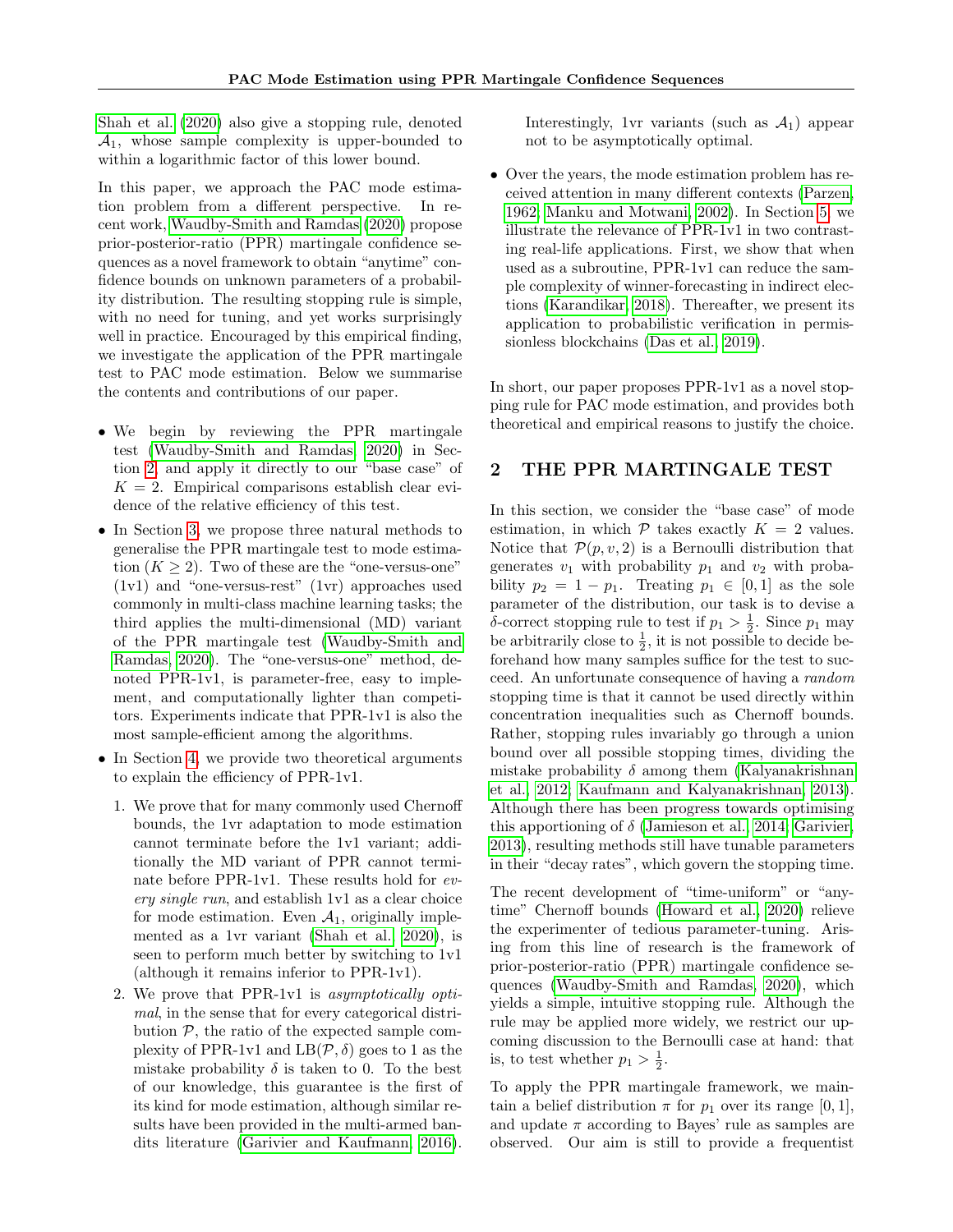Shah et al. (2020) also give a stopping rule, denoted $\mathcal{A}_1$, whose sample complexity is upper-bounded to within a logarithmic factor of this lower bound.

In this paper, we approach the PAC mode estimation problem from a different perspective. In recent work, Waudby-Smith and Ramdas (2020) propose prior-posterior-ratio (PPR) martingale confidence sequences as a novel framework to obtain "anytime" confidence bounds on unknown parameters of a probability distribution. The resulting stopping rule is simple, with no need for tuning, and yet works surprisingly well in practice. Encouraged by this empirical finding, we investigate the application of the PPR martingale test to PAC mode estimation. Below we summarise the contents and contributions of our paper.

- We begin by reviewing the PPR martingale test (Waudby-Smith and Ramdas, 2020) in Section 2 and apply it directly to our "base case" of $K = 2$. Empirical comparisons establish clear evidence of the relative efficiency of this test.
- In Section 3, we propose three natural methods to generalise the PPR martingale test to mode estimation ($K \geq 2$). Two of these are the "one-versus-one" (1v1) and "one-versus-rest" (1vr) approaches used commonly in multi-class machine learning tasks; the third applies the multi-dimensional (MD) variant of the PPR martingale test (Waudby-Smith and Ramdas, 2020). The "one-versus-one" method, denoted PPR-1v1, is parameter-free, easy to implement, and computationally lighter than competitors. Experiments indicate that PPR-1v1 is also the most sample-efficient among the algorithms.
- In Section 4, we provide two theoretical arguments to explain the efficiency of PPR-1v1.
  1. We prove that for many commonly used Chernoff bounds, the 1vr adaptation to mode estimation cannot terminate before the 1v1 variant; additionally the MD variant of PPR cannot terminate before PPR-1v1. These results hold for *every single run*, and establish 1v1 as a clear choice for mode estimation. Even $\mathcal{A}_1$, originally implemented as a 1vr variant (Shah et al., 2020), is seen to perform much better by switching to 1v1 (although it remains inferior to PPR-1v1).
  2. We prove that PPR-1v1 is *asymptotically optimal*, in the sense that for every categorical distribution $\mathcal{P}$, the ratio of the expected sample complexity of PPR-1v1 and $\text{LB}(\mathcal{P}, \delta)$ goes to 1 as the mistake probability $\delta$ is taken to 0. To the best of our knowledge, this guarantee is the first of its kind for mode estimation, although similar results have been provided in the multi-armed bandits literature (Garivier and Kaufmann, 2016). Interestingly, 1vr variants (such as $\mathcal{A}_1$) appear not to be asymptotically optimal.
- Over the years, the mode estimation problem has received attention in many different contexts (Parzen, 1962; Manku and Motwani, 2002). In Section 5, we illustrate the relevance of PPR-1v1 in two contrasting real-life applications. First, we show that when used as a subroutine, PPR-1v1 can reduce the sample complexity of winner-forecasting in indirect elections (Karandikar, 2018). Thereafter, we present its application to probabilistic verification in permissionless blockchains (Das et al., 2019).

In short, our paper proposes PPR-1v1 as a novel stopping rule for PAC mode estimation, and provides both theoretical and empirical reasons to justify the choice.

## 2 THE PPR MARTINGALE TEST

In this section, we consider the "base case" of mode estimation, in which $\mathcal{P}$ takes exactly $K = 2$ values. Notice that $\mathcal{P}(p, v, 2)$ is a Bernoulli distribution that generates $v_1$ with probability $p_1$ and $v_2$ with probability $p_2 = 1 - p_1$. Treating $p_1 \in [0, 1]$ as the sole parameter of the distribution, our task is to devise a $\delta$-correct stopping rule to test if $p_1 > \frac{1}{2}$. Since $p_1$ may be arbitrarily close to $\frac{1}{2}$, it is not possible to decide beforehand how many samples suffice for the test to succeed. An unfortunate consequence of having a *random* stopping time is that it cannot be used directly within concentration inequalities such as Chernoff bounds. Rather, stopping rules invariably go through a union bound over all possible stopping times, dividing the mistake probability $\delta$ among them (Kalyanakrishnan et al., 2012; Kaufmann and Kalyanakrishnan, 2013). Although there has been progress towards optimising this apportioning of $\delta$ (Jamieson et al., 2014; Garivier, 2013), resulting methods still have tunable parameters in their "decay rates", which govern the stopping time.

The recent development of "time-uniform" or "anytime" Chernoff bounds (Howard et al., 2020) relieve the experimenter of tedious parameter-tuning. Arising from this line of research is the framework of prior-posterior-ratio (PPR) martingale confidence sequences (Waudby-Smith and Ramdas, 2020), which yields a simple, intuitive stopping rule. Although the rule may be applied more widely, we restrict our upcoming discussion to the Bernoulli case at hand: that is, to test whether $p_1 > \frac{1}{2}$.

To apply the PPR martingale framework, we maintain a belief distribution $\pi$ for $p_1$ over its range $[0, 1]$, and update $\pi$ according to Bayes' rule as samples are observed. Our aim is still to provide a frequentist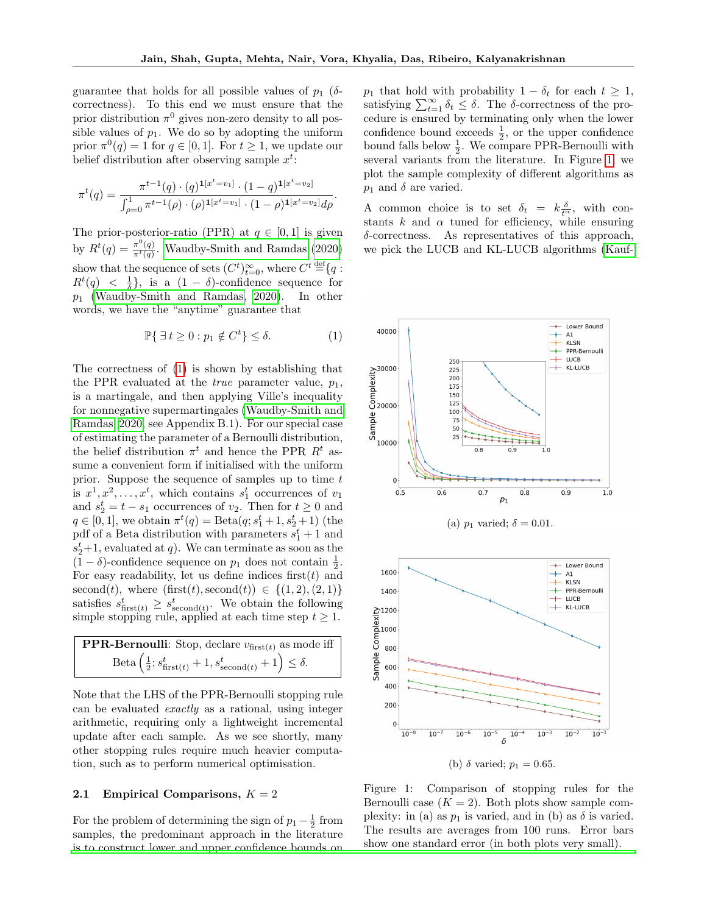guarantee that holds for all possible values of $p_1$ ($\delta$-correctness). To this end we must ensure that the prior distribution $\pi^0$ gives non-zero density to all possible values of $p_1$. We do so by adopting the uniform prior $\pi^0(q) = 1$ for $q \in [0, 1]$. For $t \geq 1$, we update our belief distribution after observing sample $x^t$:

$$\pi^t(q) = \frac{\pi^{t-1}(q) \cdot (q)^{\mathbf{1}[x^t=v_1]} \cdot (1-q)^{\mathbf{1}[x^t=v_2]}}{\int_{\rho=0}^{1} \pi^{t-1}(\rho) \cdot (\rho)^{\mathbf{1}[x^t=v_1]} \cdot (1-\rho)^{\mathbf{1}[x^t=v_2]} d\rho}.$$

The prior-posterior-ratio (PPR) at $q \in [0, 1]$ is given by $R^t(q) = \frac{\pi^0(q)}{\pi^t(q)}$. Waudby-Smith and Ramdas (2020) show that the sequence of sets $(C^t)_{t=0}^{\infty}$, where $C^t \stackrel{\text{def}}{=} \{q : R^t(q) < \frac{1}{\delta}\}$, is a $(1-\delta)$-confidence sequence for $p_1$ (Waudby-Smith and Ramdas, 2020). In other words, we have the "anytime" guarantee that

$$\mathbb{P}\{\exists\, t \geq 0 : p_1 \notin C^t\} \leq \delta. \tag{1}$$

The correctness of (1) is shown by establishing that the PPR evaluated at the *true* parameter value, $p_1$, is a martingale, and then applying Ville's inequality for nonnegative supermartingales (Waudby-Smith and Ramdas, 2020, see Appendix B.1). For our special case of estimating the parameter of a Bernoulli distribution, the belief distribution $\pi^t$ and hence the PPR $R^t$ assume a convenient form if initialised with the uniform prior. Suppose the sequence of samples up to time $t$ is $x^1, x^2, \ldots, x^t$, which contains $s_1^t$ occurrences of $v_1$ and $s_2^t = t - s_1$ occurrences of $v_2$. Then for $t \geq 0$ and $q \in [0, 1]$, we obtain $\pi^t(q) = \text{Beta}(q; s_1^t + 1, s_2^t + 1)$ (the pdf of a Beta distribution with parameters $s_1^t + 1$ and $s_2^t+1$, evaluated at $q$). We can terminate as soon as the $(1-\delta)$-confidence sequence on $p_1$ does not contain $\frac{1}{2}$. For easy readability, let us define indices first$(t)$ and second$(t)$, where $(\text{first}(t), \text{second}(t)) \in \{(1, 2), (2, 1)\}$ satisfies $s_{\text{first}(t)}^t \geq s_{\text{second}(t)}^t$. We obtain the following simple stopping rule, applied at each time step $t \geq 1$.

> **PPR-Bernoulli**: Stop, declare $v_{\text{first}(t)}$ as mode iff
> $$\text{Beta}\left(\tfrac{1}{2}; s_{\text{first}(t)}^t + 1, s_{\text{second}(t)}^t + 1\right) \leq \delta.$$

Note that the LHS of the PPR-Bernoulli stopping rule can be evaluated *exactly* as a rational, using integer arithmetic, requiring only a lightweight incremental update after each sample. As we see shortly, many other stopping rules require much heavier computation, such as to perform numerical optimisation.

### 2.1 Empirical Comparisons, $K = 2$

For the problem of determining the sign of $p_1 - \frac{1}{2}$ from samples, the predominant approach in the literature is to construct lower and upper confidence bounds on $p_1$ that hold with probability $1 - \delta_t$ for each $t \geq 1$, satisfying $\sum_{t=1}^{\infty} \delta_t \leq \delta$. The $\delta$-correctness of the procedure is ensured by terminating only when the lower confidence bound exceeds $\frac{1}{2}$, or the upper confidence bound falls below $\frac{1}{2}$. We compare PPR-Bernoulli with several variants from the literature. In Figure 1, we plot the sample complexity of different algorithms as $p_1$ and $\delta$ are varied.

A common choice is to set $\delta_t = k\frac{\delta}{t^{\alpha}}$, with constants $k$ and $\alpha$ tuned for efficiency, while ensuring $\delta$-correctness. As representatives of this approach, we pick the LUCB and KL-LUCB algorithms (Kauf-

(a) $p_1$ varied; $\delta = 0.01$.

(b) $\delta$ varied; $p_1 = 0.65$.

Figure 1: Comparison of stopping rules for the Bernoulli case ($K = 2$). Both plots show sample complexity: in (a) as $p_1$ is varied, and in (b) as $\delta$ is varied. The results are averages from 100 runs. Error bars show one standard error (in both plots very small).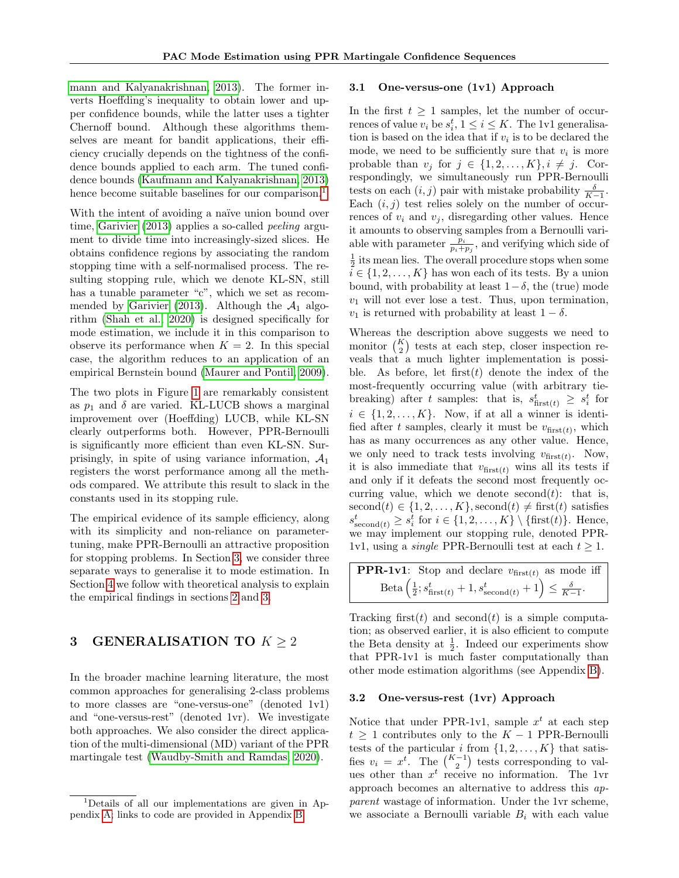mann and Kalyanakrishnan, 2013). The former inverts Hoeffding's inequality to obtain lower and upper confidence bounds, while the latter uses a tighter Chernoff bound. Although these algorithms themselves are meant for bandit applications, their efficiency crucially depends on the tightness of the confidence bounds applied to each arm. The tuned confidence bounds (Kaufmann and Kalyanakrishnan, 2013) hence become suitable baselines for our comparison.[1]

With the intent of avoiding a naïve union bound over time, Garivier (2013) applies a so-called *peeling* argument to divide time into increasingly-sized slices. He obtains confidence regions by associating the random stopping time with a self-normalised process. The resulting stopping rule, which we denote KL-SN, still has a tunable parameter "c", which we set as recommended by Garivier (2013). Although the $\mathcal{A}_1$ algorithm (Shah et al., 2020) is designed specifically for mode estimation, we include it in this comparison to observe its performance when $K = 2$. In this special case, the algorithm reduces to an application of an empirical Bernstein bound (Maurer and Pontil, 2009).

The two plots in Figure 1 are remarkably consistent as $p_1$ and $\delta$ are varied. KL-LUCB shows a marginal improvement over (Hoeffding) LUCB, while KL-SN clearly outperforms both. However, PPR-Bernoulli is significantly more efficient than even KL-SN. Surprisingly, in spite of using variance information, $\mathcal{A}_1$ registers the worst performance among all the methods compared. We attribute this result to slack in the constants used in its stopping rule.

The empirical evidence of its sample efficiency, along with its simplicity and non-reliance on parameter-tuning, make PPR-Bernoulli an attractive proposition for stopping problems. In Section 3, we consider three separate ways to generalise it to mode estimation. In Section 4 we follow with theoretical analysis to explain the empirical findings in sections 2 and 3.

# 3 GENERALISATION TO $K \geq 2$

In the broader machine learning literature, the most common approaches for generalising 2-class problems to more classes are "one-versus-one" (denoted 1v1) and "one-versus-rest" (denoted 1vr). We investigate both approaches. We also consider the direct application of the multi-dimensional (MD) variant of the PPR martingale test (Waudby-Smith and Ramdas, 2020).

[1] Details of all our implementations are given in Appendix A; links to code are provided in Appendix B.

## 3.1 One-versus-one (1v1) Approach

In the first $t \geq 1$ samples, let the number of occurrences of value $v_i$ be $s_i^t$, $1 \leq i \leq K$. The 1v1 generalisation is based on the idea that if $v_i$ is to be declared the mode, we need to be sufficiently sure that $v_i$ is more probable than $v_j$ for $j \in \{1, 2, \dots, K\}, i \neq j$. Correspondingly, we simultaneously run PPR-Bernoulli tests on each $(i, j)$ pair with mistake probability $\frac{\delta}{K-1}$. Each $(i, j)$ test relies solely on the number of occurrences of $v_i$ and $v_j$, disregarding other values. Hence it amounts to observing samples from a Bernoulli variable with parameter $\frac{p_i}{p_i + p_j}$, and verifying which side of $\frac{1}{2}$ its mean lies. The overall procedure stops when some $i \in \{1, 2, \dots, K\}$ has won each of its tests. By a union bound, with probability at least $1 - \delta$, the (true) mode $v_1$ will not ever lose a test. Thus, upon termination, $v_1$ is returned with probability at least $1 - \delta$.

Whereas the description above suggests we need to monitor $\binom{K}{2}$ tests at each step, closer inspection reveals that a much lighter implementation is possible. As before, let first$(t)$ denote the index of the most-frequently occurring value (with arbitrary tie-breaking) after $t$ samples: that is, $s_{\text{first}(t)}^t \geq s_i^t$ for $i \in \{1, 2, \dots, K\}$. Now, if at all a winner is identified after $t$ samples, clearly it must be $v_{\text{first}(t)}$, which has as many occurrences as any other value. Hence, we only need to track tests involving $v_{\text{first}(t)}$. Now, it is also immediate that $v_{\text{first}(t)}$ wins all its tests if and only if it defeats the second most frequently occurring value, which we denote second$(t)$: that is, second$(t) \in \{1, 2, \dots, K\}$, second$(t) \neq$ first$(t)$ satisfies $s_{\text{second}(t)}^t \geq s_i^t$ for $i \in \{1, 2, \dots, K\} \setminus \{\text{first}(t)\}$. Hence, we may implement our stopping rule, denoted PPR-1v1, using a *single* PPR-Bernoulli test at each $t \geq 1$.

**PPR-1v1**: Stop and declare $v_{\text{first}(t)}$ as mode iff
$$\text{Beta}\left(\tfrac{1}{2}; s_{\text{first}(t)}^t + 1, s_{\text{second}(t)}^t + 1\right) \leq \tfrac{\delta}{K-1}.$$

Tracking first$(t)$ and second$(t)$ is a simple computation; as observed earlier, it is also efficient to compute the Beta density at $\frac{1}{2}$. Indeed our experiments show that PPR-1v1 is much faster computationally than other mode estimation algorithms (see Appendix B).

## 3.2 One-versus-rest (1vr) Approach

Notice that under PPR-1v1, sample $x^t$ at each step $t \geq 1$ contributes only to the $K - 1$ PPR-Bernoulli tests of the particular $i$ from $\{1, 2, \dots, K\}$ that satisfies $v_i = x^t$. The $\binom{K-1}{2}$ tests corresponding to values other than $x^t$ receive no information. The 1vr approach becomes an alternative to address this *apparent* wastage of information. Under the 1vr scheme, we associate a Bernoulli variable $B_i$ with each value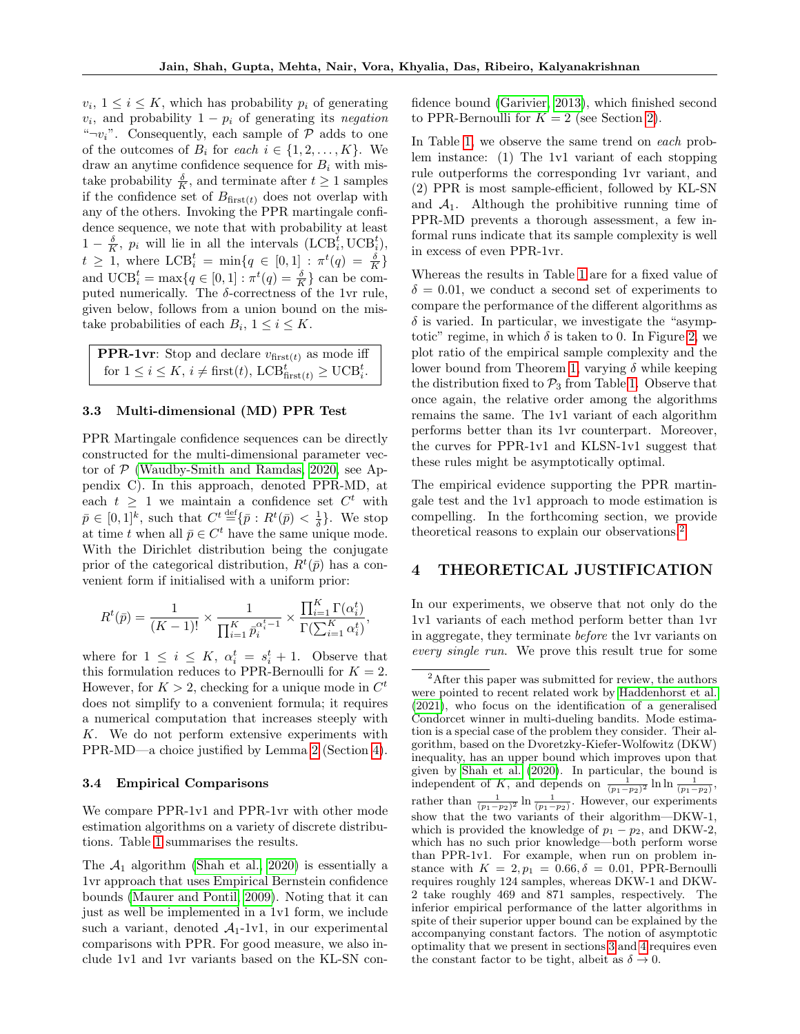$v_i$, $1 \leq i \leq K$, which has probability $p_i$ of generating $v_i$, and probability $1 - p_i$ of generating its *negation* "$\neg v_i$". Consequently, each sample of $\mathcal{P}$ adds to one of the outcomes of $B_i$ for *each* $i \in \{1, 2, \ldots, K\}$. We draw an anytime confidence sequence for $B_i$ with mistake probability $\frac{\delta}{K}$, and terminate after $t \geq 1$ samples if the confidence set of $B_{\text{first}(t)}$ does not overlap with any of the others. Invoking the PPR martingale confidence sequence, we note that with probability at least $1 - \frac{\delta}{K}$, $p_i$ will lie in all the intervals $(\text{LCB}_i^t, \text{UCB}_i^t)$, $t \geq 1$, where $\text{LCB}_i^t = \min\{q \in [0,1] : \pi^t(q) = \frac{\delta}{K}\}$ and $\text{UCB}_i^t = \max\{q \in [0,1] : \pi^t(q) = \frac{\delta}{K}\}$ can be computed numerically. The $\delta$-correctness of the 1vr rule, given below, follows from a union bound on the mistake probabilities of each $B_i$, $1 \leq i \leq K$.

> **PPR-1vr**: Stop and declare $v_{\text{first}(t)}$ as mode iff for $1 \leq i \leq K$, $i \neq \text{first}(t)$, $\text{LCB}_{\text{first}(t)}^t \geq \text{UCB}_i^t$.

### 3.3 Multi-dimensional (MD) PPR Test

PPR Martingale confidence sequences can be directly constructed for the multi-dimensional parameter vector of $\mathcal{P}$ (Waudby-Smith and Ramdas, 2020, see Appendix C). In this approach, denoted PPR-MD, at each $t \geq 1$ we maintain a confidence set $C^t$ with $\bar{p} \in [0,1]^k$, such that $C^t \stackrel{\text{def}}{=} \{\bar{p} : R^t(\bar{p}) < \frac{1}{\delta}\}$. We stop at time $t$ when all $\bar{p} \in C^t$ have the same unique mode. With the Dirichlet distribution being the conjugate prior of the categorical distribution, $R^t(\bar{p})$ has a convenient form if initialised with a uniform prior:

$$R^t(\bar{p}) = \frac{1}{(K-1)!} \times \frac{1}{\prod_{i=1}^{K} p_i^{\alpha_i^t - 1}} \times \frac{\prod_{i=1}^{K} \Gamma(\alpha_i^t)}{\Gamma(\sum_{i=1}^{K} \alpha_i^t)},$$

where for $1 \leq i \leq K$, $\alpha_i^t = s_i^t + 1$. Observe that this formulation reduces to PPR-Bernoulli for $K = 2$. However, for $K > 2$, checking for a unique mode in $C^t$ does not simplify to a convenient formula; it requires a numerical computation that increases steeply with $K$. We do not perform extensive experiments with PPR-MD—a choice justified by Lemma 2 (Section 4).

### 3.4 Empirical Comparisons

We compare PPR-1v1 and PPR-1vr with other mode estimation algorithms on a variety of discrete distributions. Table 1 summarises the results.

The $\mathcal{A}_1$ algorithm (Shah et al., 2020) is essentially a 1vr approach that uses Empirical Bernstein confidence bounds (Maurer and Pontil, 2009). Noting that it can just as well be implemented in a 1v1 form, we include such a variant, denoted $\mathcal{A}_1$-1v1, in our experimental comparisons with PPR. For good measure, we also include 1v1 and 1vr variants based on the KL-SN confidence bound (Garivier, 2013), which finished second to PPR-Bernoulli for $K = 2$ (see Section 2).

In Table 1, we observe the same trend on *each* problem instance: (1) The 1v1 variant of each stopping rule outperforms the corresponding 1vr variant, and (2) PPR is most sample-efficient, followed by KL-SN and $\mathcal{A}_1$. Although the prohibitive running time of PPR-MD prevents a thorough assessment, a few informal runs indicate that its sample complexity is well in excess of even PPR-1vr.

Whereas the results in Table 1 are for a fixed value of $\delta = 0.01$, we conduct a second set of experiments to compare the performance of the different algorithms as $\delta$ is varied. In particular, we investigate the "asymptotic" regime, in which $\delta$ is taken to 0. In Figure 2, we plot ratio of the empirical sample complexity and the lower bound from Theorem 1, varying $\delta$ while keeping the distribution fixed to $\mathcal{P}_3$ from Table 1. Observe that once again, the relative order among the algorithms remains the same. The 1v1 variant of each algorithm performs better than its 1vr counterpart. Moreover, the curves for PPR-1v1 and KLSN-1v1 suggest that these rules might be asymptotically optimal.

The empirical evidence supporting the PPR martingale test and the 1v1 approach to mode estimation is compelling. In the forthcoming section, we provide theoretical reasons to explain our observations.[2]

## 4 THEORETICAL JUSTIFICATION

In our experiments, we observe that not only do the 1v1 variants of each method perform better than 1vr in aggregate, they terminate *before* the 1vr variants on *every single run*. We prove this result true for some

[2] After this paper was submitted for review, the authors were pointed to recent related work by Haddenhorst et al. (2021), who focus on the identification of a generalised Condorcet winner in multi-dueling bandits. Mode estimation is a special case of the problem they consider. Their algorithm, based on the Dvoretzky-Kiefer-Wolfowitz (DKW) inequality, has an upper bound which improves upon that given by Shah et al. (2020). In particular, the bound is independent of $K$, and depends on $\frac{1}{(p_1-p_2)^2} \ln \ln \frac{1}{(p_1-p_2)}$, rather than $\frac{1}{(p_1-p_2)^2} \ln \frac{1}{(p_1-p_2)}$. However, our experiments show that the two variants of their algorithm—DKW-1, which is provided the knowledge of $p_1 - p_2$, and DKW-2, which has no such prior knowledge—both perform worse than PPR-1v1. For example, when run on problem instance with $K = 2, p_1 = 0.66, \delta = 0.01$, PPR-Bernoulli requires roughly 124 samples, whereas DKW-1 and DKW-2 take roughly 469 and 871 samples, respectively. The inferior empirical performance of the latter algorithms in spite of their superior upper bound can be explained by the accompanying constant factors. The notion of asymptotic optimality that we present in sections 3 and 4 requires even the constant factor to be tight, albeit as $\delta \to 0$.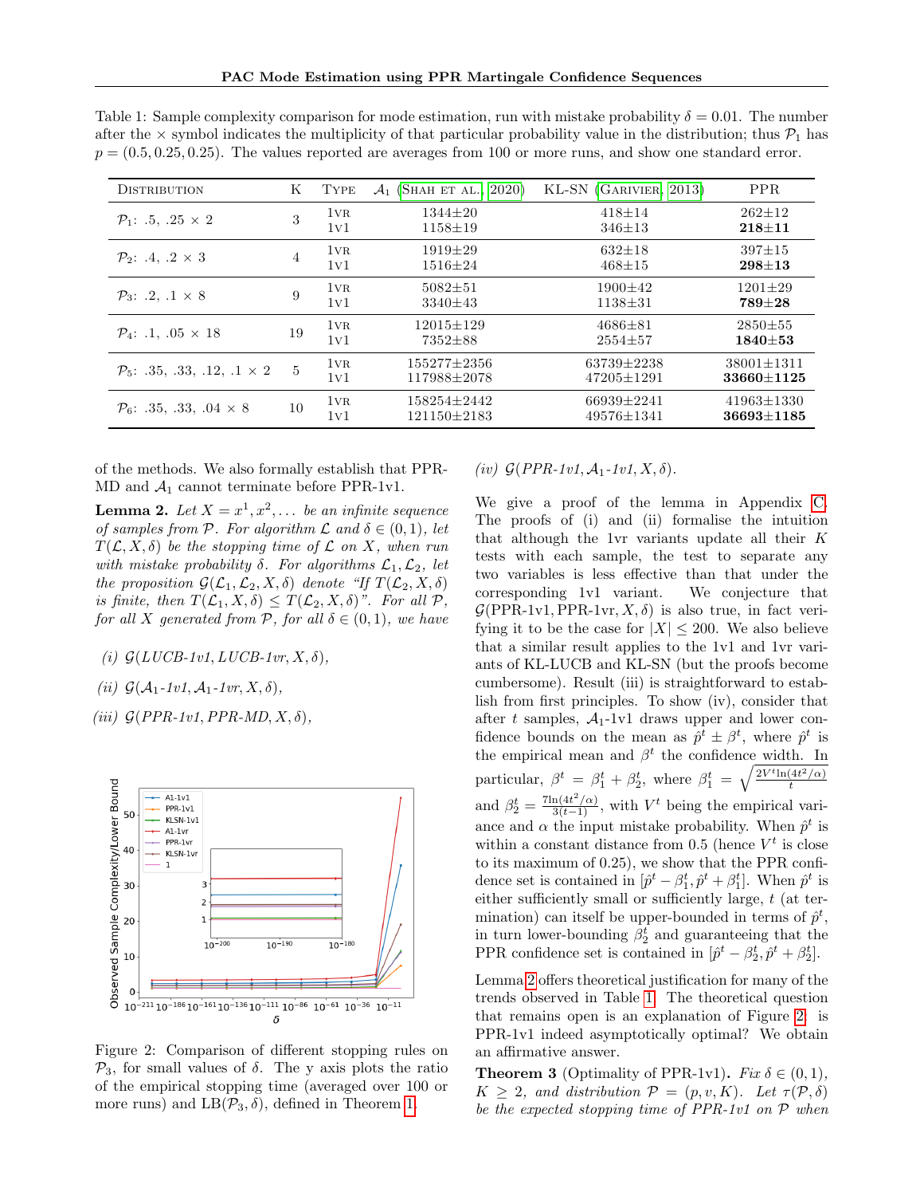Table 1: Sample complexity comparison for mode estimation, run with mistake probability $\delta = 0.01$. The number after the $\times$ symbol indicates the multiplicity of that particular probability value in the distribution; thus $\mathcal{P}_1$ has $p = (0.5, 0.25, 0.25)$. The values reported are averages from 100 or more runs, and show one standard error.

| Distribution | K | Type | $\mathcal{A}_1$ (Shah et al., 2020) | KL-SN (Garivier, 2013) | PPR |
|---|---|---|---|---|---|
| $\mathcal{P}_1$: .5, .25 × 2 | 3 | 1vr | 1344±20 | 418±14 | 262±12 |
| | | 1v1 | 1158±19 | 346±13 | **218±11** |
| $\mathcal{P}_2$: .4, .2 × 3 | 4 | 1vr | 1919±29 | 632±18 | 397±15 |
| | | 1v1 | 1516±24 | 468±15 | **298±13** |
| $\mathcal{P}_3$: .2, .1 × 8 | 9 | 1vr | 5082±51 | 1900±42 | 1201±29 |
| | | 1v1 | 3340±43 | 1138±31 | **789±28** |
| $\mathcal{P}_4$: .1, .05 × 18 | 19 | 1vr | 12015±129 | 4686±81 | 2850±55 |
| | | 1v1 | 7352±88 | 2554±57 | **1840±53** |
| $\mathcal{P}_5$: .35, .33, .12, .1 × 2 | 5 | 1vr | 155277±2356 | 63739±2238 | 38001±1311 |
| | | 1v1 | 117988±2078 | 47205±1291 | **33660±1125** |
| $\mathcal{P}_6$: .35, .33, .04 × 8 | 10 | 1vr | 158254±2442 | 66939±2241 | 41963±1330 |
| | | 1v1 | 121150±2183 | 49576±1341 | **36693±1185** |

of the methods. We also formally establish that PPR-MD and $\mathcal{A}_1$ cannot terminate before PPR-1v1.

**Lemma 2.** *Let $X = x^1, x^2, \ldots$ be an infinite sequence of samples from $\mathcal{P}$. For algorithm $\mathcal{L}$ and $\delta \in (0,1)$, let $T(\mathcal{L}, X, \delta)$ be the stopping time of $\mathcal{L}$ on $X$, when run with mistake probability $\delta$. For algorithms $\mathcal{L}_1, \mathcal{L}_2$, let the proposition $\mathcal{G}(\mathcal{L}_1, \mathcal{L}_2, X, \delta)$ denote "If $T(\mathcal{L}_2, X, \delta)$ is finite, then $T(\mathcal{L}_1, X, \delta) \leq T(\mathcal{L}_2, X, \delta)$". For all $\mathcal{P}$, for all $X$ generated from $\mathcal{P}$, for all $\delta \in (0,1)$, we have*

*(i) $\mathcal{G}(LUCB\text{-}1v1, LUCB\text{-}1vr, X, \delta)$,*

*(ii) $\mathcal{G}(\mathcal{A}_1\text{-}1v1, \mathcal{A}_1\text{-}1vr, X, \delta)$,*

*(iii) $\mathcal{G}(PPR\text{-}1v1, PPR\text{-}MD, X, \delta)$,*

*(iv) $\mathcal{G}(PPR\text{-}1v1, \mathcal{A}_1\text{-}1v1, X, \delta)$.*

Figure 2: Comparison of different stopping rules on $\mathcal{P}_3$, for small values of $\delta$. The y axis plots the ratio of the empirical stopping time (averaged over 100 or more runs) and $\text{LB}(\mathcal{P}_3, \delta)$, defined in Theorem 1.

We give a proof of the lemma in Appendix C. The proofs of (i) and (ii) formalise the intuition that although the 1vr variants update all their $K$ tests with each sample, the test to separate any two variables is less effective than that under the corresponding 1v1 variant. We conjecture that $\mathcal{G}(\text{PPR-1v1}, \text{PPR-1vr}, X, \delta)$ is also true, in fact verifying it to be the case for $|X| \leq 200$. We also believe that a similar result applies to the 1v1 and 1vr variants of KL-LUCB and KL-SN (but the proofs become cumbersome). Result (iii) is straightforward to establish from first principles. To show (iv), consider that after $t$ samples, $\mathcal{A}_1$-1v1 draws upper and lower confidence bounds on the mean as $\hat{p}^t \pm \beta^t$, where $\hat{p}^t$ is the empirical mean and $\beta^t$ the confidence width. In particular, $\beta^t = \beta_1^t + \beta_2^t$, where $\beta_1^t = \sqrt{\frac{2V^t \ln(4t^2/\alpha)}{t}}$ and $\beta_2^t = \frac{7\ln(4t^2/\alpha)}{3(t-1)}$, with $V^t$ being the empirical variance and $\alpha$ the input mistake probability. When $\hat{p}^t$ is within a constant distance from 0.5 (hence $V^t$ is close to its maximum of 0.25), we show that the PPR confidence set is contained in $[\hat{p}^t - \beta_1^t, \hat{p}^t + \beta_1^t]$. When $\hat{p}^t$ is either sufficiently small or sufficiently large, $t$ (at termination) can itself be upper-bounded in terms of $\hat{p}^t$, in turn lower-bounding $\beta_2^t$ and guaranteeing that the PPR confidence set is contained in $[\hat{p}^t - \beta_2^t, \hat{p}^t + \beta_2^t]$.

Lemma 2 offers theoretical justification for many of the trends observed in Table 1. The theoretical question that remains open is an explanation of Figure 2: is PPR-1v1 indeed asymptotically optimal? We obtain an affirmative answer.

**Theorem 3** (Optimality of PPR-1v1)**.** *Fix $\delta \in (0,1)$, $K \geq 2$, and distribution $\mathcal{P} = (p, v, K)$. Let $\tau(\mathcal{P}, \delta)$ be the expected stopping time of PPR-1v1 on $\mathcal{P}$ when*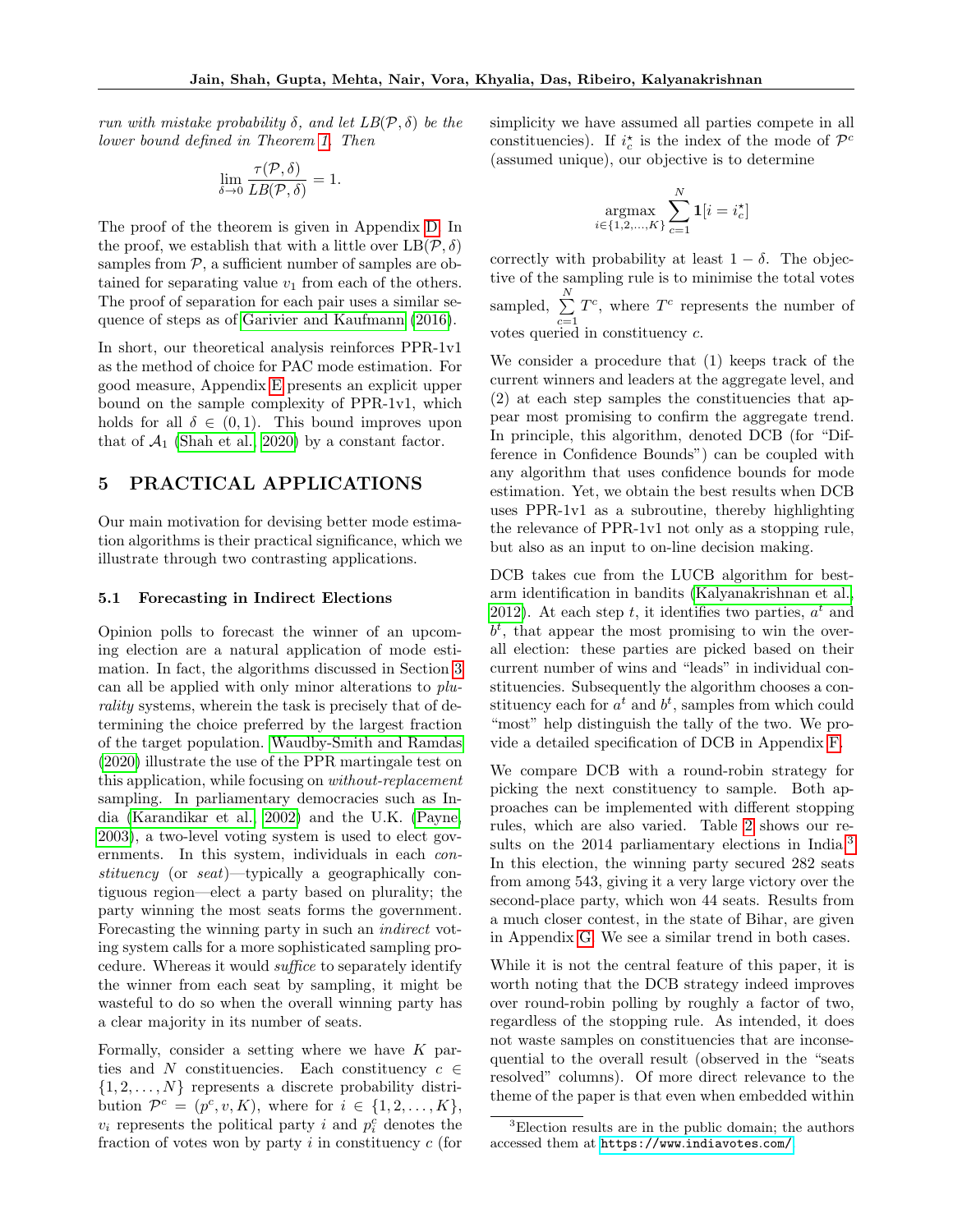*run with mistake probability $\delta$, and let $LB(\mathcal{P}, \delta)$ be the lower bound defined in Theorem 1. Then*

$$\lim_{\delta \to 0} \frac{\tau(\mathcal{P}, \delta)}{LB(\mathcal{P}, \delta)} = 1.$$

The proof of the theorem is given in Appendix D. In the proof, we establish that with a little over $\text{LB}(\mathcal{P}, \delta)$ samples from $\mathcal{P}$, a sufficient number of samples are obtained for separating value $v_1$ from each of the others. The proof of separation for each pair uses a similar sequence of steps as of Garivier and Kaufmann (2016).

In short, our theoretical analysis reinforces PPR-1v1 as the method of choice for PAC mode estimation. For good measure, Appendix E presents an explicit upper bound on the sample complexity of PPR-1v1, which holds for all $\delta \in (0, 1)$. This bound improves upon that of $\mathcal{A}_1$ (Shah et al., 2020) by a constant factor.

# 5 PRACTICAL APPLICATIONS

Our main motivation for devising better mode estimation algorithms is their practical significance, which we illustrate through two contrasting applications.

## 5.1 Forecasting in Indirect Elections

Opinion polls to forecast the winner of an upcoming election are a natural application of mode estimation. In fact, the algorithms discussed in Section 3 can all be applied with only minor alterations to *plurality* systems, wherein the task is precisely that of determining the choice preferred by the largest fraction of the target population. Waudby-Smith and Ramdas (2020) illustrate the use of the PPR martingale test on this application, while focusing on *without-replacement* sampling. In parliamentary democracies such as India (Karandikar et al., 2002) and the U.K. (Payne, 2003), a two-level voting system is used to elect governments. In this system, individuals in each *constituency* (or *seat*)—typically a geographically contiguous region—elect a party based on plurality; the party winning the most seats forms the government. Forecasting the winning party in such an *indirect* voting system calls for a more sophisticated sampling procedure. Whereas it would *suffice* to separately identify the winner from each seat by sampling, it might be wasteful to do so when the overall winning party has a clear majority in its number of seats.

Formally, consider a setting where we have $K$ parties and $N$ constituencies. Each constituency $c \in \{1, 2, \ldots, N\}$ represents a discrete probability distribution $\mathcal{P}^c = (p^c, v, K)$, where for $i \in \{1, 2, \ldots, K\}$, $v_i$ represents the political party $i$ and $p^c_i$ denotes the fraction of votes won by party $i$ in constituency $c$ (for simplicity we have assumed all parties compete in all constituencies). If $i^\star_c$ is the index of the mode of $\mathcal{P}^c$ (assumed unique), our objective is to determine

$$\underset{i \in \{1,2,\ldots,K\}}{\text{argmax}} \sum_{c=1}^{N} \mathbf{1}[i = i^\star_c]$$

correctly with probability at least $1 - \delta$. The objective of the sampling rule is to minimise the total votes sampled, $\sum_{c=1}^{N} T^c$, where $T^c$ represents the number of votes queried in constituency $c$.

We consider a procedure that (1) keeps track of the current winners and leaders at the aggregate level, and (2) at each step samples the constituencies that appear most promising to confirm the aggregate trend. In principle, this algorithm, denoted DCB (for "Difference in Confidence Bounds") can be coupled with any algorithm that uses confidence bounds for mode estimation. Yet, we obtain the best results when DCB uses PPR-1v1 as a subroutine, thereby highlighting the relevance of PPR-1v1 not only as a stopping rule, but also as an input to on-line decision making.

DCB takes cue from the LUCB algorithm for best-arm identification in bandits (Kalyanakrishnan et al., 2012). At each step $t$, it identifies two parties, $a^t$ and $b^t$, that appear the most promising to win the overall election: these parties are picked based on their current number of wins and "leads" in individual constituencies. Subsequently the algorithm chooses a constituency each for $a^t$ and $b^t$, samples from which could "most" help distinguish the tally of the two. We provide a detailed specification of DCB in Appendix F.

We compare DCB with a round-robin strategy for picking the next constituency to sample. Both approaches can be implemented with different stopping rules, which are also varied. Table 2 shows our results on the 2014 parliamentary elections in India.[3] In this election, the winning party secured 282 seats from among 543, giving it a very large victory over the second-place party, which won 44 seats. Results from a much closer contest, in the state of Bihar, are given in Appendix G. We see a similar trend in both cases.

While it is not the central feature of this paper, it is worth noting that the DCB strategy indeed improves over round-robin polling by roughly a factor of two, regardless of the stopping rule. As intended, it does not waste samples on constituencies that are inconsequential to the overall result (observed in the "seats resolved" columns). Of more direct relevance to the theme of the paper is that even when embedded within

[3] Election results are in the public domain; the authors accessed them at https://www.indiavotes.com/.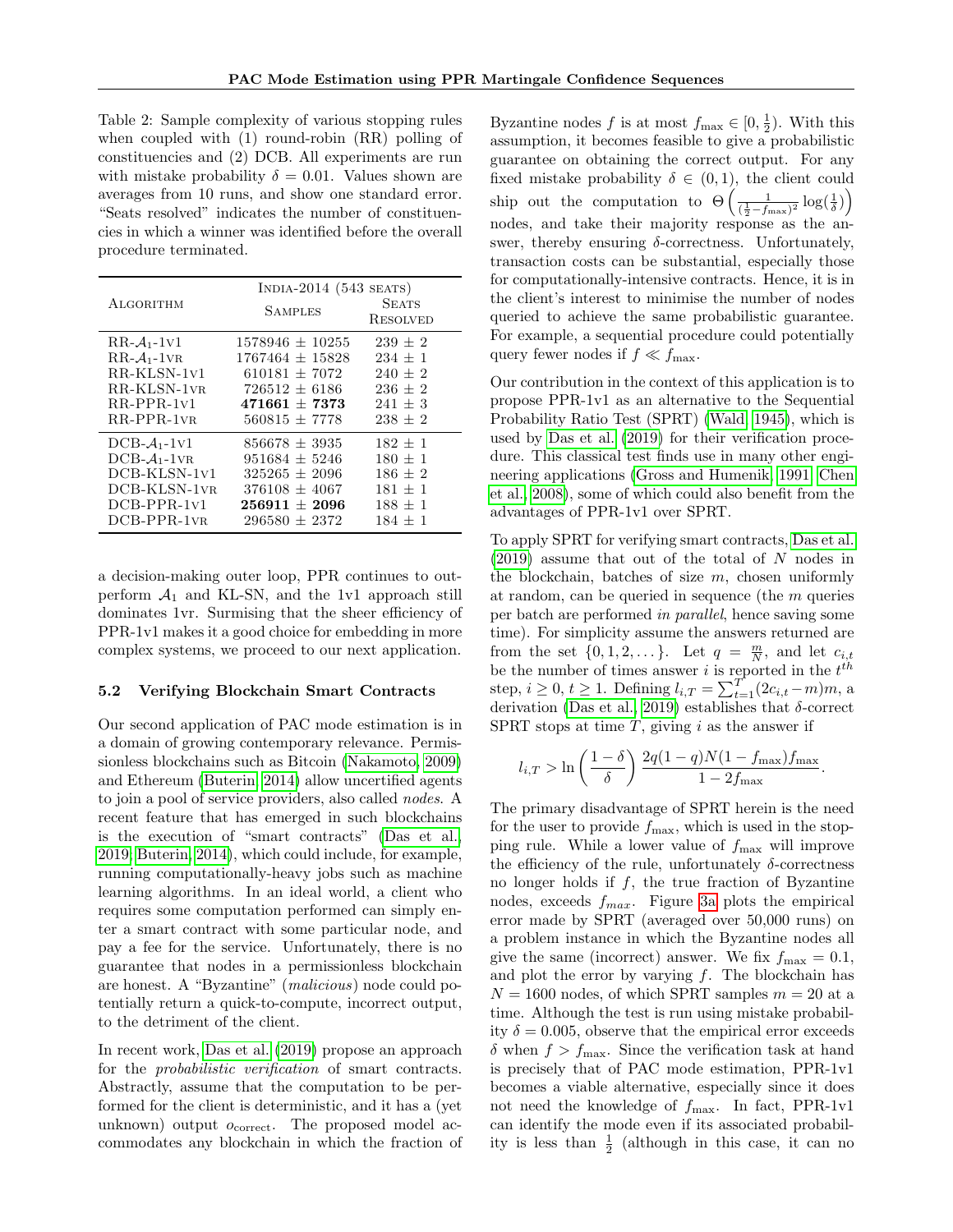Table 2: Sample complexity of various stopping rules when coupled with (1) round-robin (RR) polling of constituencies and (2) DCB. All experiments are run with mistake probability $\delta = 0.01$. Values shown are averages from 10 runs, and show one standard error. "Seats resolved" indicates the number of constituencies in which a winner was identified before the overall procedure terminated.

| Algorithm | India-2014 (543 seats) | |
|---|---|---|
| | Samples | Seats Resolved |
| RR-$\mathcal{A}_1$-1v1 | $1578946 \pm 10255$ | $239 \pm 2$ |
| RR-$\mathcal{A}_1$-1vr | $1767464 \pm 15828$ | $234 \pm 1$ |
| RR-KLSN-1v1 | $610181 \pm 7072$ | $240 \pm 2$ |
| RR-KLSN-1vr | $726512 \pm 6186$ | $236 \pm 2$ |
| RR-PPR-1v1 | $\mathbf{471661 \pm 7373}$ | $241 \pm 3$ |
| RR-PPR-1vr | $560815 \pm 7778$ | $238 \pm 2$ |
| DCB-$\mathcal{A}_1$-1v1 | $856678 \pm 3935$ | $182 \pm 1$ |
| DCB-$\mathcal{A}_1$-1vr | $951684 \pm 5246$ | $180 \pm 1$ |
| DCB-KLSN-1v1 | $325265 \pm 2096$ | $186 \pm 2$ |
| DCB-KLSN-1vr | $376108 \pm 4067$ | $181 \pm 1$ |
| DCB-PPR-1v1 | $\mathbf{256911 \pm 2096}$ | $188 \pm 1$ |
| DCB-PPR-1vr | $296580 \pm 2372$ | $184 \pm 1$ |

a decision-making outer loop, PPR continues to outperform $\mathcal{A}_1$ and KL-SN, and the 1v1 approach still dominates 1vr. Surmising that the sheer efficiency of PPR-1v1 makes it a good choice for embedding in more complex systems, we proceed to our next application.

### 5.2 Verifying Blockchain Smart Contracts

Our second application of PAC mode estimation is in a domain of growing contemporary relevance. Permissionless blockchains such as Bitcoin (Nakamoto, 2009) and Ethereum (Buterin, 2014) allow uncertified agents to join a pool of service providers, also called *nodes*. A recent feature that has emerged in such blockchains is the execution of "smart contracts" (Das et al., 2019; Buterin, 2014), which could include, for example, running computationally-heavy jobs such as machine learning algorithms. In an ideal world, a client who requires some computation performed can simply enter a smart contract with some particular node, and pay a fee for the service. Unfortunately, there is no guarantee that nodes in a permissionless blockchain are honest. A "Byzantine" (*malicious*) node could potentially return a quick-to-compute, incorrect output, to the detriment of the client.

In recent work, Das et al. (2019) propose an approach for the *probabilistic verification* of smart contracts. Abstractly, assume that the computation to be performed for the client is deterministic, and it has a (yet unknown) output $o_{\text{correct}}$. The proposed model accommodates any blockchain in which the fraction of Byzantine nodes $f$ is at most $f_{\max} \in [0, \frac{1}{2})$. With this assumption, it becomes feasible to give a probabilistic guarantee on obtaining the correct output. For any fixed mistake probability $\delta \in (0, 1)$, the client could ship out the computation to $\Theta\left(\frac{1}{(\frac{1}{2} - f_{\max})^2} \log(\frac{1}{\delta})\right)$ nodes, and take their majority response as the answer, thereby ensuring $\delta$-correctness. Unfortunately, transaction costs can be substantial, especially those for computationally-intensive contracts. Hence, it is in the client's interest to minimise the number of nodes queried to achieve the same probabilistic guarantee. For example, a sequential procedure could potentially query fewer nodes if $f \ll f_{\max}$.

Our contribution in the context of this application is to propose PPR-1v1 as an alternative to the Sequential Probability Ratio Test (SPRT) (Wald, 1945), which is used by Das et al. (2019) for their verification procedure. This classical test finds use in many other engineering applications (Gross and Humenik, 1991; Chen et al., 2008), some of which could also benefit from the advantages of PPR-1v1 over SPRT.

To apply SPRT for verifying smart contracts, Das et al. (2019) assume that out of the total of $N$ nodes in the blockchain, batches of size $m$, chosen uniformly at random, can be queried in sequence (the $m$ queries per batch are performed *in parallel*, hence saving some time). For simplicity assume the answers returned are from the set $\{0, 1, 2, \dots\}$. Let $q = \frac{m}{N}$, and let $c_{i,t}$ be the number of times answer $i$ is reported in the $t^{th}$ step, $i \geq 0$, $t \geq 1$. Defining $l_{i,T} = \sum_{t=1}^{T}(2c_{i,t} - m)m$, a derivation (Das et al., 2019) establishes that $\delta$-correct SPRT stops at time $T$, giving $i$ as the answer if

$$l_{i,T} > \ln\left(\frac{1-\delta}{\delta}\right) \frac{2q(1-q)N(1-f_{\max})f_{\max}}{1 - 2f_{\max}}.$$

The primary disadvantage of SPRT herein is the need for the user to provide $f_{\max}$, which is used in the stopping rule. While a lower value of $f_{\max}$ will improve the efficiency of the rule, unfortunately $\delta$-correctness no longer holds if $f$, the true fraction of Byzantine nodes, exceeds $f_{max}$. Figure 3a plots the empirical error made by SPRT (averaged over 50,000 runs) on a problem instance in which the Byzantine nodes all give the same (incorrect) answer. We fix $f_{\max} = 0.1$, and plot the error by varying $f$. The blockchain has $N = 1600$ nodes, of which SPRT samples $m = 20$ at a time. Although the test is run using mistake probability $\delta = 0.005$, observe that the empirical error exceeds $\delta$ when $f > f_{\max}$. Since the verification task at hand is precisely that of PAC mode estimation, PPR-1v1 becomes a viable alternative, especially since it does not need the knowledge of $f_{\max}$. In fact, PPR-1v1 can identify the mode even if its associated probability is less than $\frac{1}{2}$ (although in this case, it can no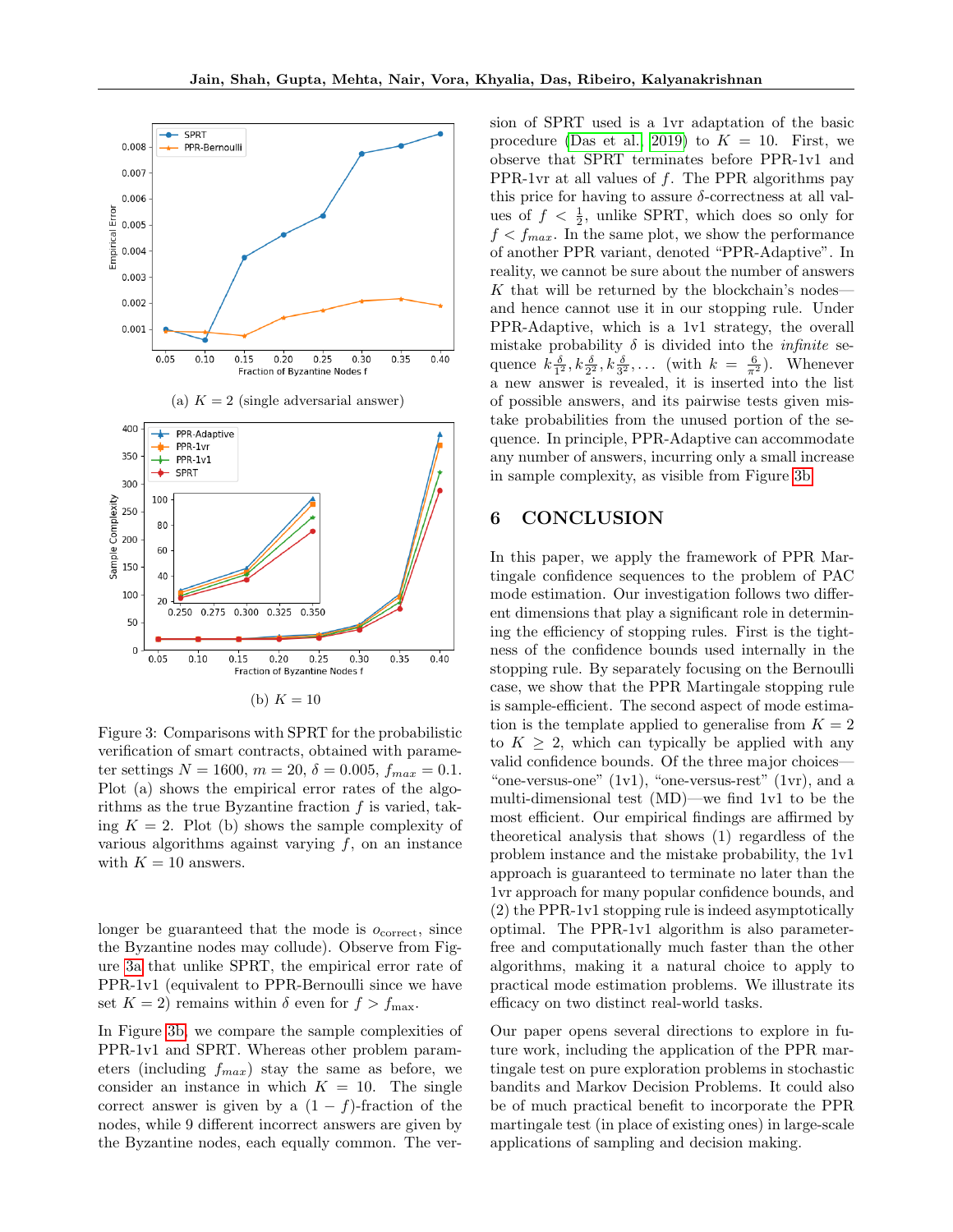Figure 3: Comparisons with SPRT for the probabilistic verification of smart contracts, obtained with parameter settings $N = 1600$, $m = 20$, $\delta = 0.005$, $f_{max} = 0.1$. Plot (a) shows the empirical error rates of the algorithms as the true Byzantine fraction $f$ is varied, taking $K = 2$. Plot (b) shows the sample complexity of various algorithms against varying $f$, on an instance with $K = 10$ answers.

(a) $K = 2$ (single adversarial answer)

(b) $K = 10$

longer be guaranteed that the mode is $o_{\text{correct}}$, since the Byzantine nodes may collude). Observe from Figure 3a that unlike SPRT, the empirical error rate of PPR-1v1 (equivalent to PPR-Bernoulli since we have set $K = 2$) remains within $\delta$ even for $f > f_{\max}$.

In Figure 3b, we compare the sample complexities of PPR-1v1 and SPRT. Whereas other problem parameters (including $f_{max}$) stay the same as before, we consider an instance in which $K = 10$. The single correct answer is given by a $(1 - f)$-fraction of the nodes, while 9 different incorrect answers are given by the Byzantine nodes, each equally common. The version of SPRT used is a 1vr adaptation of the basic procedure (Das et al., 2019) to $K = 10$. First, we observe that SPRT terminates before PPR-1v1 and PPR-1vr at all values of $f$. The PPR algorithms pay this price for having to assure $\delta$-correctness at all values of $f < \frac{1}{2}$, unlike SPRT, which does so only for $f < f_{max}$. In the same plot, we show the performance of another PPR variant, denoted "PPR-Adaptive". In reality, we cannot be sure about the number of answers $K$ that will be returned by the blockchain's nodes—and hence cannot use it in our stopping rule. Under PPR-Adaptive, which is a 1v1 strategy, the overall mistake probability $\delta$ is divided into the *infinite* sequence $k\frac{\delta}{1^2}, k\frac{\delta}{2^2}, k\frac{\delta}{3^2}, \ldots$ (with $k = \frac{6}{\pi^2}$). Whenever a new answer is revealed, it is inserted into the list of possible answers, and its pairwise tests given mistake probabilities from the unused portion of the sequence. In principle, PPR-Adaptive can accommodate any number of answers, incurring only a small increase in sample complexity, as visible from Figure 3b.

## 6 CONCLUSION

In this paper, we apply the framework of PPR Martingale confidence sequences to the problem of PAC mode estimation. Our investigation follows two different dimensions that play a significant role in determining the efficiency of stopping rules. First is the tightness of the confidence bounds used internally in the stopping rule. By separately focusing on the Bernoulli case, we show that the PPR Martingale stopping rule is sample-efficient. The second aspect of mode estimation is the template applied to generalise from $K = 2$ to $K \geq 2$, which can typically be applied with any valid confidence bounds. Of the three major choices—"one-versus-one" (1v1), "one-versus-rest" (1vr), and a multi-dimensional test (MD)—we find 1v1 to be the most efficient. Our empirical findings are affirmed by theoretical analysis that shows (1) regardless of the problem instance and the mistake probability, the 1v1 approach is guaranteed to terminate no later than the 1vr approach for many popular confidence bounds, and (2) the PPR-1v1 stopping rule is indeed asymptotically optimal. The PPR-1v1 algorithm is also parameter-free and computationally much faster than the other algorithms, making it a natural choice to apply to practical mode estimation problems. We illustrate its efficacy on two distinct real-world tasks.

Our paper opens several directions to explore in future work, including the application of the PPR martingale test on pure exploration problems in stochastic bandits and Markov Decision Problems. It could also be of much practical benefit to incorporate the PPR martingale test (in place of existing ones) in large-scale applications of sampling and decision making.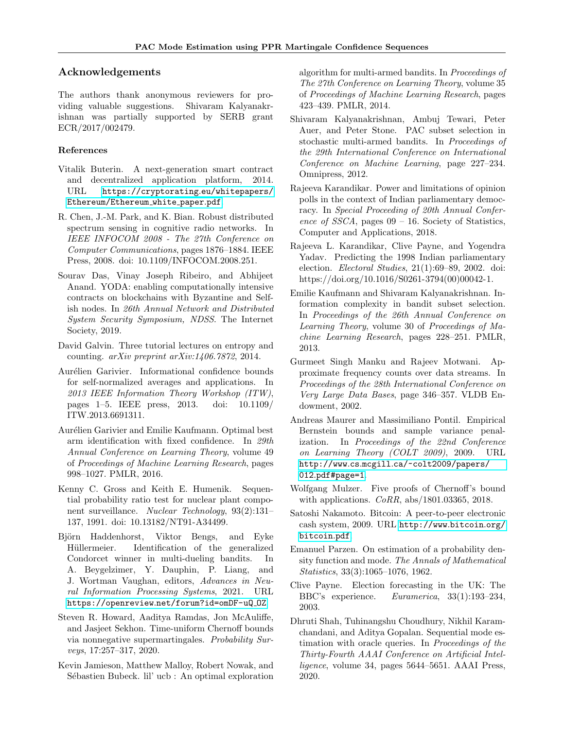## Acknowledgements

The authors thank anonymous reviewers for providing valuable suggestions. Shivaram Kalyanakrishnan was partially supported by SERB grant ECR/2017/002479.

### References

Vitalik Buterin. A next-generation smart contract and decentralized application platform, 2014. URL https://cryptorating.eu/whitepapers/Ethereum/Ethereum_white_paper.pdf.

R. Chen, J.-M. Park, and K. Bian. Robust distributed spectrum sensing in cognitive radio networks. In *IEEE INFOCOM 2008 - The 27th Conference on Computer Communications*, pages 1876–1884. IEEE Press, 2008. doi: 10.1109/INFOCOM.2008.251.

Sourav Das, Vinay Joseph Ribeiro, and Abhijeet Anand. YODA: enabling computationally intensive contracts on blockchains with Byzantine and Selfish nodes. In *26th Annual Network and Distributed System Security Symposium, NDSS*. The Internet Society, 2019.

David Galvin. Three tutorial lectures on entropy and counting. *arXiv preprint arXiv:1406.7872*, 2014.

Aurélien Garivier. Informational confidence bounds for self-normalized averages and applications. In *2013 IEEE Information Theory Workshop (ITW)*, pages 1–5. IEEE press, 2013. doi: 10.1109/ITW.2013.6691311.

Aurélien Garivier and Emilie Kaufmann. Optimal best arm identification with fixed confidence. In *29th Annual Conference on Learning Theory*, volume 49 of *Proceedings of Machine Learning Research*, pages 998–1027. PMLR, 2016.

Kenny C. Gross and Keith E. Humenik. Sequential probability ratio test for nuclear plant component surveillance. *Nuclear Technology*, 93(2):131–137, 1991. doi: 10.13182/NT91-A34499.

Björn Haddenhorst, Viktor Bengs, and Eyke Hüllermeier. Identification of the generalized Condorcet winner in multi-dueling bandits. In A. Beygelzimer, Y. Dauphin, P. Liang, and J. Wortman Vaughan, editors, *Advances in Neural Information Processing Systems*, 2021. URL https://openreview.net/forum?id=omDF-uQ_OZ.

Steven R. Howard, Aaditya Ramdas, Jon McAuliffe, and Jasjeet Sekhon. Time-uniform Chernoff bounds via nonnegative supermartingales. *Probability Surveys*, 17:257–317, 2020.

Kevin Jamieson, Matthew Malloy, Robert Nowak, and Sébastien Bubeck. lil' ucb : An optimal exploration algorithm for multi-armed bandits. In *Proceedings of The 27th Conference on Learning Theory*, volume 35 of *Proceedings of Machine Learning Research*, pages 423–439. PMLR, 2014.

Shivaram Kalyanakrishnan, Ambuj Tewari, Peter Auer, and Peter Stone. PAC subset selection in stochastic multi-armed bandits. In *Proceedings of the 29th International Conference on International Conference on Machine Learning*, page 227–234. Omnipress, 2012.

Rajeeva Karandikar. Power and limitations of opinion polls in the context of Indian parliamentary democracy. In *Special Proceeding of 20th Annual Conference of SSCA*, pages 09 – 16. Society of Statistics, Computer and Applications, 2018.

Rajeeva L. Karandikar, Clive Payne, and Yogendra Yadav. Predicting the 1998 Indian parliamentary election. *Electoral Studies*, 21(1):69–89, 2002. doi: https://doi.org/10.1016/S0261-3794(00)00042-1.

Emilie Kaufmann and Shivaram Kalyanakrishnan. Information complexity in bandit subset selection. In *Proceedings of the 26th Annual Conference on Learning Theory*, volume 30 of *Proceedings of Machine Learning Research*, pages 228–251. PMLR, 2013.

Gurmeet Singh Manku and Rajeev Motwani. Approximate frequency counts over data streams. In *Proceedings of the 28th International Conference on Very Large Data Bases*, page 346–357. VLDB Endowment, 2002.

Andreas Maurer and Massimiliano Pontil. Empirical Bernstein bounds and sample variance penalization. In *Proceedings of the 22nd Conference on Learning Theory (COLT 2009)*, 2009. URL http://www.cs.mcgill.ca/~colt2009/papers/012.pdf#page=1.

Wolfgang Mulzer. Five proofs of Chernoff's bound with applications. *CoRR*, abs/1801.03365, 2018.

Satoshi Nakamoto. Bitcoin: A peer-to-peer electronic cash system, 2009. URL http://www.bitcoin.org/bitcoin.pdf.

Emanuel Parzen. On estimation of a probability density function and mode. *The Annals of Mathematical Statistics*, 33(3):1065–1076, 1962.

Clive Payne. Election forecasting in the UK: The BBC's experience. *Euramerica*, 33(1):193–234, 2003.

Dhruti Shah, Tuhinangshu Choudhury, Nikhil Karamchandani, and Aditya Gopalan. Sequential mode estimation with oracle queries. In *Proceedings of the Thirty-Fourth AAAI Conference on Artificial Intelligence*, volume 34, pages 5644–5651. AAAI Press, 2020.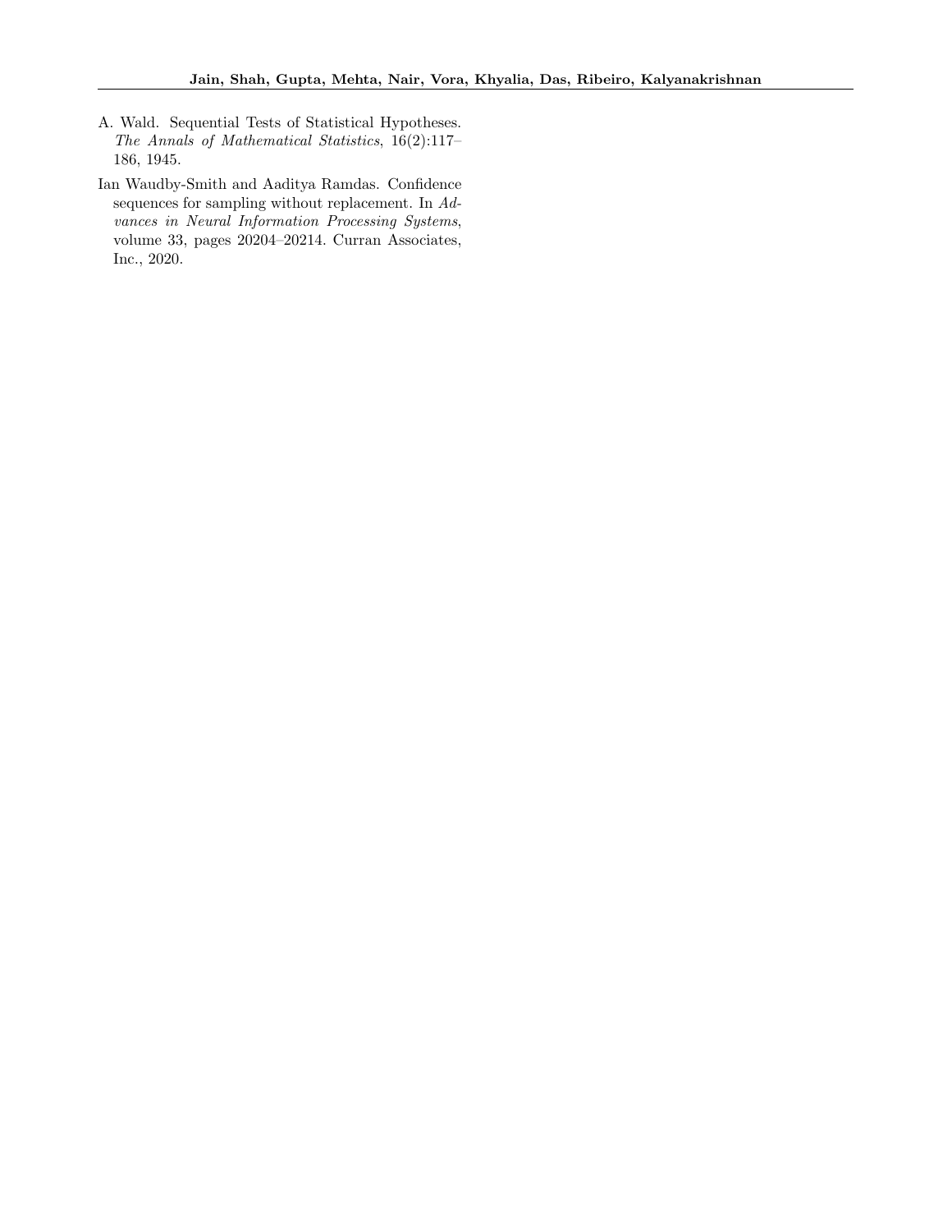A. Wald. Sequential Tests of Statistical Hypotheses. *The Annals of Mathematical Statistics*, 16(2):117–186, 1945.

Ian Waudby-Smith and Aaditya Ramdas. Confidence sequences for sampling without replacement. In *Advances in Neural Information Processing Systems*, volume 33, pages 20204–20214. Curran Associates, Inc., 2020.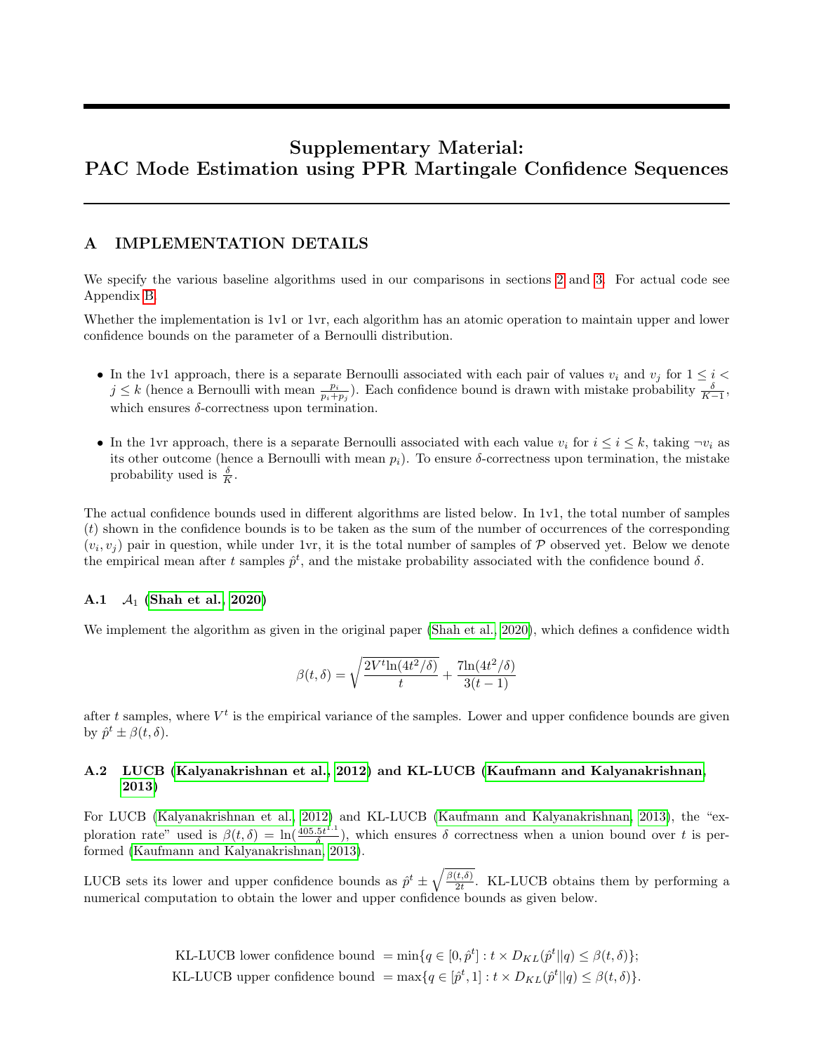# Supplementary Material:
# PAC Mode Estimation using PPR Martingale Confidence Sequences

## A IMPLEMENTATION DETAILS

We specify the various baseline algorithms used in our comparisons in sections 2 and 3. For actual code see Appendix B.

Whether the implementation is 1v1 or 1vr, each algorithm has an atomic operation to maintain upper and lower confidence bounds on the parameter of a Bernoulli distribution.

- In the 1v1 approach, there is a separate Bernoulli associated with each pair of values $v_i$ and $v_j$ for $1 \le i < j \le k$ (hence a Bernoulli with mean $\frac{p_i}{p_i+p_j}$). Each confidence bound is drawn with mistake probability $\frac{\delta}{K-1}$, which ensures $\delta$-correctness upon termination.
- In the 1vr approach, there is a separate Bernoulli associated with each value $v_i$ for $i \le i \le k$, taking $\neg v_i$ as its other outcome (hence a Bernoulli with mean $p_i$). To ensure $\delta$-correctness upon termination, the mistake probability used is $\frac{\delta}{K}$.

The actual confidence bounds used in different algorithms are listed below. In 1v1, the total number of samples ($t$) shown in the confidence bounds is to be taken as the sum of the number of occurrences of the corresponding $(v_i, v_j)$ pair in question, while under 1vr, it is the total number of samples of $\mathcal{P}$ observed yet. Below we denote the empirical mean after $t$ samples $\hat{p}^t$, and the mistake probability associated with the confidence bound $\delta$.

### A.1 $\mathcal{A}_1$ (Shah et al., 2020)

We implement the algorithm as given in the original paper (Shah et al., 2020), which defines a confidence width

$$\beta(t, \delta) = \sqrt{\frac{2V^t \ln(4t^2/\delta)}{t}} + \frac{7\ln(4t^2/\delta)}{3(t-1)}$$

after $t$ samples, where $V^t$ is the empirical variance of the samples. Lower and upper confidence bounds are given by $\hat{p}^t \pm \beta(t, \delta)$.

### A.2 LUCB (Kalyanakrishnan et al., 2012) and KL-LUCB (Kaufmann and Kalyanakrishnan, 2013)

For LUCB (Kalyanakrishnan et al., 2012) and KL-LUCB (Kaufmann and Kalyanakrishnan, 2013), the "exploration rate" used is $\beta(t, \delta) = \ln(\frac{405.5t^{1.1}}{\delta})$, which ensures $\delta$ correctness when a union bound over $t$ is performed (Kaufmann and Kalyanakrishnan, 2013).

LUCB sets its lower and upper confidence bounds as $\hat{p}^t \pm \sqrt{\frac{\beta(t,\delta)}{2t}}$. KL-LUCB obtains them by performing a numerical computation to obtain the lower and upper confidence bounds as given below.

$$\text{KL-LUCB lower confidence bound } = \min\{q \in [0, \hat{p}^t] : t \times D_{KL}(\hat{p}^t || q) \le \beta(t, \delta)\};$$
$$\text{KL-LUCB upper confidence bound } = \max\{q \in [\hat{p}^t, 1] : t \times D_{KL}(\hat{p}^t || q) \le \beta(t, \delta)\}.$$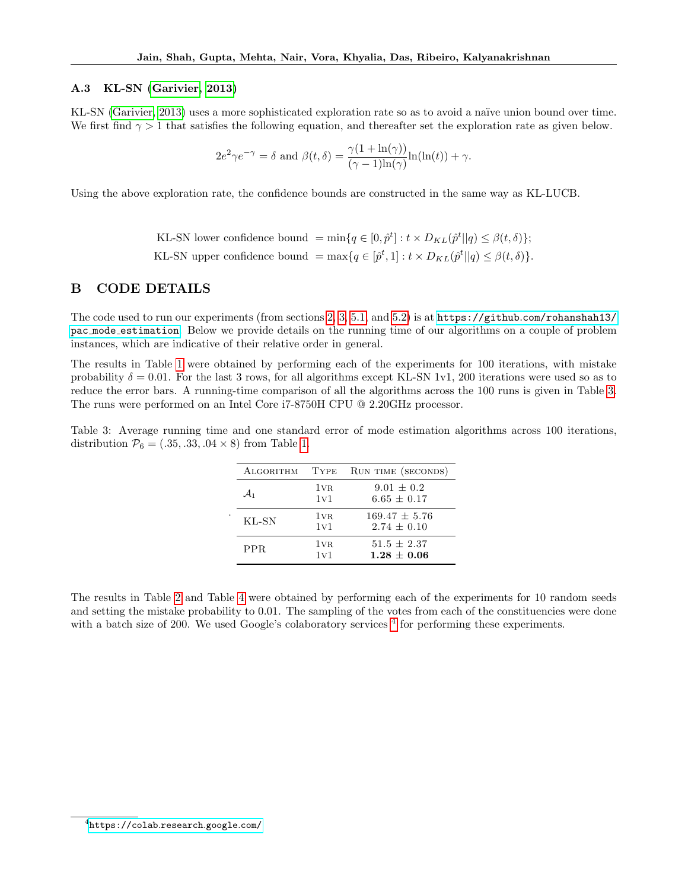### A.3 KL-SN (Garivier, 2013)

KL-SN (Garivier, 2013) uses a more sophisticated exploration rate so as to avoid a naïve union bound over time. We first find $\gamma > 1$ that satisfies the following equation, and thereafter set the exploration rate as given below.

$$2e^2\gamma e^{-\gamma} = \delta \text{ and } \beta(t, \delta) = \frac{\gamma(1 + \ln(\gamma))}{(\gamma - 1)\ln(\gamma)}\ln(\ln(t)) + \gamma.$$

Using the above exploration rate, the confidence bounds are constructed in the same way as KL-LUCB.

$$\text{KL-SN lower confidence bound } = \min\{q \in [0, \hat{p}^t] : t \times D_{KL}(\hat{p}^t || q) \leq \beta(t, \delta)\};$$
$$\text{KL-SN upper confidence bound } = \max\{q \in [\hat{p}^t, 1] : t \times D_{KL}(\hat{p}^t || q) \leq \beta(t, \delta)\}.$$

## B CODE DETAILS

The code used to run our experiments (from sections 2, 3, 5.1, and 5.2) is at `https://github.com/rohanshah13/pac_mode_estimation`. Below we provide details on the running time of our algorithms on a couple of problem instances, which are indicative of their relative order in general.

The results in Table 1 were obtained by performing each of the experiments for 100 iterations, with mistake probability $\delta = 0.01$. For the last 3 rows, for all algorithms except KL-SN 1v1, 200 iterations were used so as to reduce the error bars. A running-time comparison of all the algorithms across the 100 runs is given in Table 3. The runs were performed on an Intel Core i7-8750H CPU @ 2.20GHz processor.

Table 3: Average running time and one standard error of mode estimation algorithms across 100 iterations, distribution $\mathcal{P}_6 = (.35, .33, .04 \times 8)$ from Table 1.

| Algorithm | Type | Run time (seconds) |
|---|---|---|
| $\mathcal{A}_1$ | 1vr | 9.01 ± 0.2 |
| | 1v1 | 6.65 ± 0.17 |
| KL-SN | 1vr | 169.47 ± 5.76 |
| | 1v1 | 2.74 ± 0.10 |
| PPR | 1vr | 51.5 ± 2.37 |
| | 1v1 | **1.28 ± 0.06** |

The results in Table 2 and Table 4 were obtained by performing each of the experiments for 10 random seeds and setting the mistake probability to 0.01. The sampling of the votes from each of the constituencies were done with a batch size of 200. We used Google's colaboratory services [4] for performing these experiments.

[4] https://colab.research.google.com/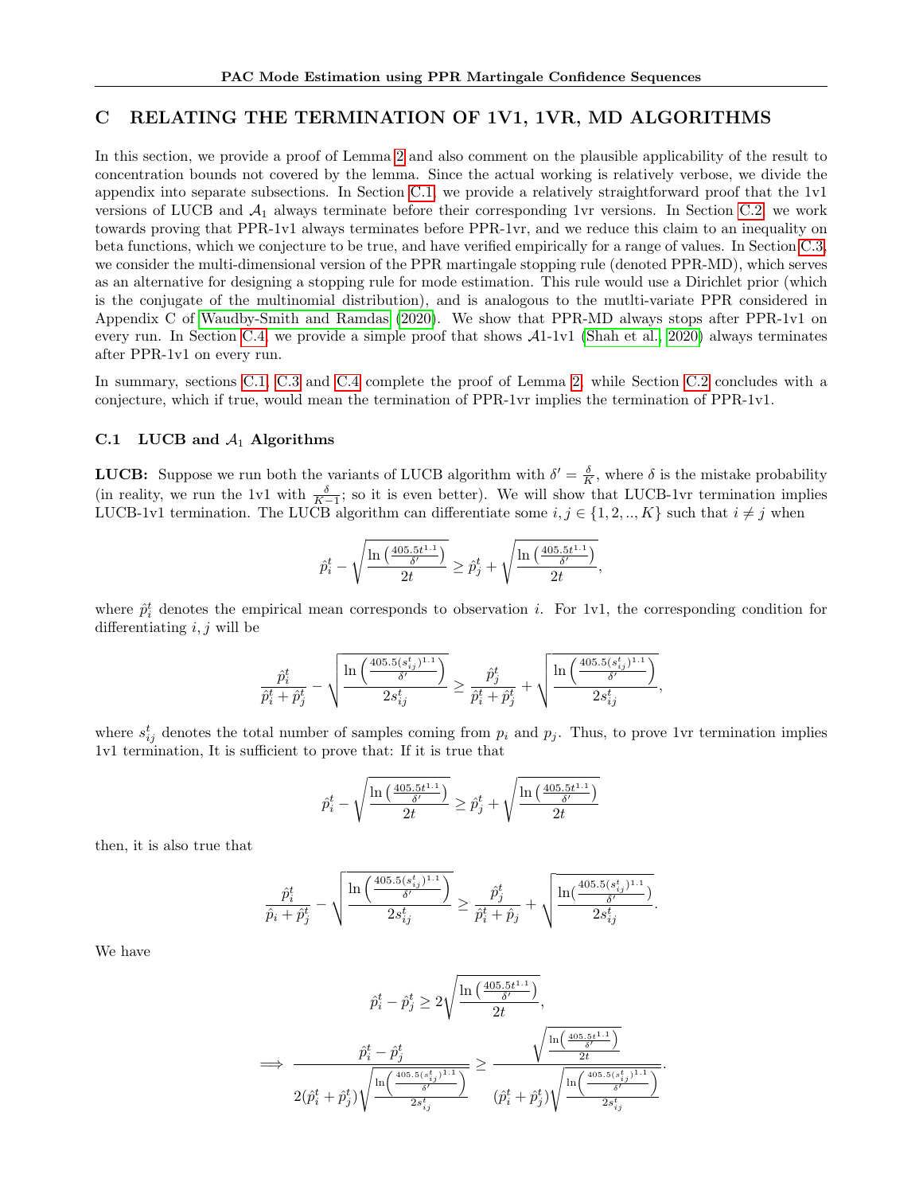## C RELATING THE TERMINATION OF 1V1, 1VR, MD ALGORITHMS

In this section, we provide a proof of Lemma 2 and also comment on the plausible applicability of the result to concentration bounds not covered by the lemma. Since the actual working is relatively verbose, we divide the appendix into separate subsections. In Section C.1, we provide a relatively straightforward proof that the 1v1 versions of LUCB and $\mathcal{A}_1$ always terminate before their corresponding 1vr versions. In Section C.2, we work towards proving that PPR-1v1 always terminates before PPR-1vr, and we reduce this claim to an inequality on beta functions, which we conjecture to be true, and have verified empirically for a range of values. In Section C.3, we consider the multi-dimensional version of the PPR martingale stopping rule (denoted PPR-MD), which serves as an alternative for designing a stopping rule for mode estimation. This rule would use a Dirichlet prior (which is the conjugate of the multinomial distribution), and is analogous to the mutlti-variate PPR considered in Appendix C of Waudby-Smith and Ramdas (2020). We show that PPR-MD always stops after PPR-1v1 on every run. In Section C.4, we provide a simple proof that shows $\mathcal{A}$1-1v1 (Shah et al., 2020) always terminates after PPR-1v1 on every run.

In summary, sections C.1, C.3 and C.4 complete the proof of Lemma 2, while Section C.2 concludes with a conjecture, which if true, would mean the termination of PPR-1vr implies the termination of PPR-1v1.

### C.1 LUCB and $\mathcal{A}_1$ Algorithms

**LUCB:** Suppose we run both the variants of LUCB algorithm with $\delta' = \frac{\delta}{K}$, where $\delta$ is the mistake probability (in reality, we run the 1v1 with $\frac{\delta}{K-1}$; so it is even better). We will show that LUCB-1vr termination implies LUCB-1v1 termination. The LUCB algorithm can differentiate some $i, j \in \{1, 2, .., K\}$ such that $i \neq j$ when

$$\hat{p}_i^t - \sqrt{\frac{\ln\left(\frac{405.5t^{1.1}}{\delta'}\right)}{2t}} \geq \hat{p}_j^t + \sqrt{\frac{\ln\left(\frac{405.5t^{1.1}}{\delta'}\right)}{2t}},$$

where $\hat{p}_i^t$ denotes the empirical mean corresponds to observation $i$. For 1v1, the corresponding condition for differentiating $i, j$ will be

$$\frac{\hat{p}_i^t}{\hat{p}_i^t + \hat{p}_j^t} - \sqrt{\frac{\ln\left(\frac{405.5(s_{ij}^t)^{1.1}}{\delta'}\right)}{2s_{ij}^t}} \geq \frac{\hat{p}_j^t}{\hat{p}_i^t + \hat{p}_j^t} + \sqrt{\frac{\ln\left(\frac{405.5(s_{ij}^t)^{1.1}}{\delta'}\right)}{2s_{ij}^t}},$$

where $s_{ij}^t$ denotes the total number of samples coming from $p_i$ and $p_j$. Thus, to prove 1vr termination implies 1v1 termination, It is sufficient to prove that: If it is true that

$$\hat{p}_i^t - \sqrt{\frac{\ln\left(\frac{405.5t^{1.1}}{\delta'}\right)}{2t}} \geq \hat{p}_j^t + \sqrt{\frac{\ln\left(\frac{405.5t^{1.1}}{\delta'}\right)}{2t}}$$

then, it is also true that

$$\frac{\hat{p}_i^t}{\hat{p}_i + \hat{p}_j^t} - \sqrt{\frac{\ln\left(\frac{405.5(s_{ij}^t)^{1.1}}{\delta'}\right)}{2s_{ij}^t}} \geq \frac{\hat{p}_j^t}{\hat{p}_i^t + \hat{p}_j} + \sqrt{\frac{\ln\left(\frac{405.5(s_{ij}^t)^{1.1}}{\delta'}\right)}{2s_{ij}^t}}.$$

We have

$$\hat{p}_i^t - \hat{p}_j^t \geq 2\sqrt{\frac{\ln\left(\frac{405.5t^{1.1}}{\delta'}\right)}{2t}},$$

$$\implies \frac{\hat{p}_i^t - \hat{p}_j^t}{2(\hat{p}_i^t + \hat{p}_j^t)\sqrt{\frac{\ln\left(\frac{405.5(s_{ij}^t)^{1.1}}{\delta'}\right)}{2s_{ij}^t}}} \geq \frac{\sqrt{\frac{\ln\left(\frac{405.5t^{1.1}}{\delta'}\right)}{2t}}}{(\hat{p}_i^t + \hat{p}_j^t)\sqrt{\frac{\ln\left(\frac{405.5(s_{ij}^t)^{1.1}}{\delta'}\right)}{2s_{ij}^t}}}.$$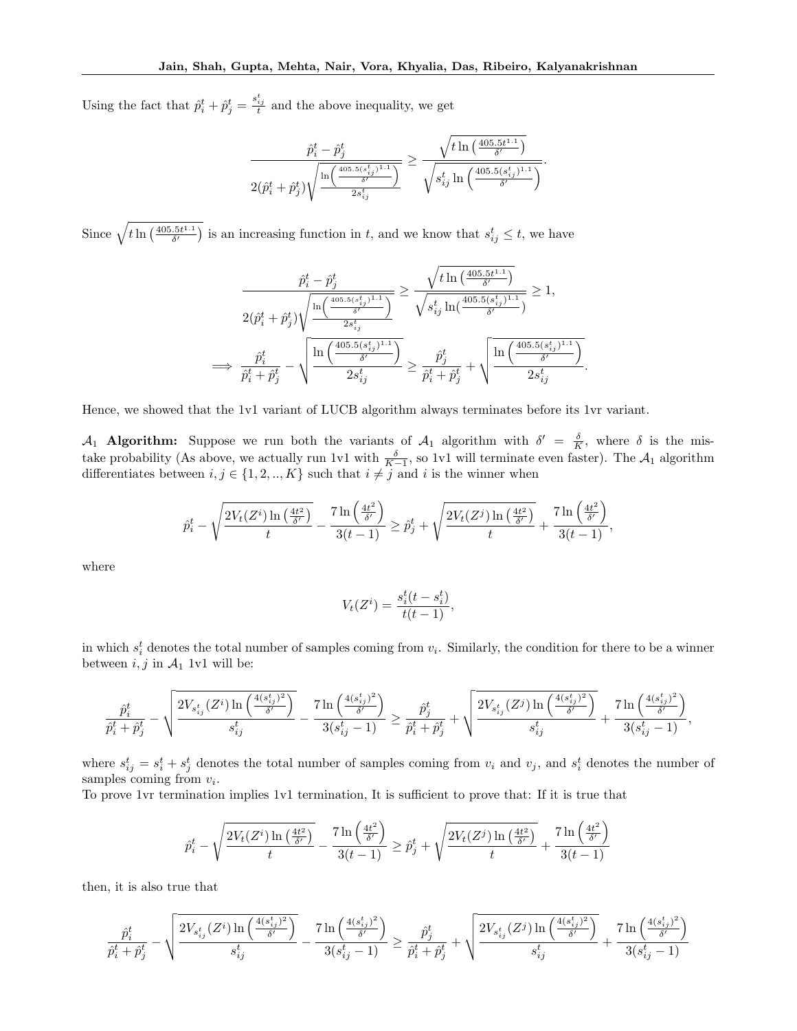Using the fact that $\hat{p}_i^t + \hat{p}_j^t = \frac{s_{ij}^t}{t}$ and the above inequality, we get

$$\frac{\hat{p}_i^t - \hat{p}_j^t}{2(\hat{p}_i^t + \hat{p}_j^t)\sqrt{\frac{\ln\left(\frac{405.5(s_{ij}^t)^{1.1}}{\delta'}\right)}{2s_{ij}^t}}} \geq \frac{\sqrt{t\ln\left(\frac{405.5t^{1.1}}{\delta'}\right)}}{\sqrt{s_{ij}^t \ln\left(\frac{405.5(s_{ij}^t)^{1.1}}{\delta'}\right)}}.$$

Since $\sqrt{t\ln\left(\frac{405.5t^{1.1}}{\delta'}\right)}$ is an increasing function in $t$, and we know that $s_{ij}^t \leq t$, we have

$$\frac{\hat{p}_i^t - \hat{p}_j^t}{2(\hat{p}_i^t + \hat{p}_j^t)\sqrt{\frac{\ln\left(\frac{405.5(s_{ij}^t)^{1.1}}{\delta'}\right)}{2s_{ij}^t}}} \geq \frac{\sqrt{t\ln\left(\frac{405.5t^{1.1}}{\delta'}\right)}}{\sqrt{s_{ij}^t \ln(\frac{405.5(s_{ij}^t)^{1.1}}{\delta'})}} \geq 1,$$

$$\implies \frac{\hat{p}_i^t}{\hat{p}_i^t + \hat{p}_j^t} - \sqrt{\frac{\ln\left(\frac{405.5(s_{ij}^t)^{1.1}}{\delta'}\right)}{2s_{ij}^t}} \geq \frac{\hat{p}_j^t}{\hat{p}_i^t + \hat{p}_j^t} + \sqrt{\frac{\ln\left(\frac{405.5(s_{ij}^t)^{1.1}}{\delta'}\right)}{2s_{ij}^t}}.$$

Hence, we showed that the 1v1 variant of LUCB algorithm always terminates before its 1vr variant.

**$\mathcal{A}_1$ Algorithm:** Suppose we run both the variants of $\mathcal{A}_1$ algorithm with $\delta' = \frac{\delta}{K}$, where $\delta$ is the mistake probability (As above, we actually run 1v1 with $\frac{\delta}{K-1}$, so 1v1 will terminate even faster). The $\mathcal{A}_1$ algorithm differentiates between $i, j \in \{1, 2, .., K\}$ such that $i \neq j$ and $i$ is the winner when

$$\hat{p}_i^t - \sqrt{\frac{2V_t(Z^i)\ln\left(\frac{4t^2}{\delta'}\right)}{t}} - \frac{7\ln\left(\frac{4t^2}{\delta'}\right)}{3(t-1)} \geq \hat{p}_j^t + \sqrt{\frac{2V_t(Z^j)\ln\left(\frac{4t^2}{\delta'}\right)}{t}} + \frac{7\ln\left(\frac{4t^2}{\delta'}\right)}{3(t-1)},$$

where

$$V_t(Z^i) = \frac{s_i^t(t - s_i^t)}{t(t-1)},$$

in which $s_i^t$ denotes the total number of samples coming from $v_i$. Similarly, the condition for there to be a winner between $i, j$ in $\mathcal{A}_1$ 1v1 will be:

$$\frac{\hat{p}_i^t}{\hat{p}_i^t + \hat{p}_j^t} - \sqrt{\frac{2V_{s_{ij}^t}(Z^i)\ln\left(\frac{4(s_{ij}^t)^2}{\delta'}\right)}{s_{ij}^t}} - \frac{7\ln\left(\frac{4(s_{ij}^t)^2}{\delta'}\right)}{3(s_{ij}^t - 1)} \geq \frac{\hat{p}_j^t}{\hat{p}_i^t + \hat{p}_j^t} + \sqrt{\frac{2V_{s_{ij}^t}(Z^j)\ln\left(\frac{4(s_{ij}^t)^2}{\delta'}\right)}{s_{ij}^t}} + \frac{7\ln\left(\frac{4(s_{ij}^t)^2}{\delta'}\right)}{3(s_{ij}^t - 1)},$$

where $s_{ij}^t = s_i^t + s_j^t$ denotes the total number of samples coming from $v_i$ and $v_j$, and $s_i^t$ denotes the number of samples coming from $v_i$.

To prove 1vr termination implies 1v1 termination, It is sufficient to prove that: If it is true that

$$\hat{p}_i^t - \sqrt{\frac{2V_t(Z^i)\ln\left(\frac{4t^2}{\delta'}\right)}{t}} - \frac{7\ln\left(\frac{4t^2}{\delta'}\right)}{3(t-1)} \geq \hat{p}_j^t + \sqrt{\frac{2V_t(Z^j)\ln\left(\frac{4t^2}{\delta'}\right)}{t}} + \frac{7\ln\left(\frac{4t^2}{\delta'}\right)}{3(t-1)}$$

then, it is also true that

$$\frac{\hat{p}_i^t}{\hat{p}_i^t + \hat{p}_j^t} - \sqrt{\frac{2V_{s_{ij}^t}(Z^i)\ln\left(\frac{4(s_{ij}^t)^2}{\delta'}\right)}{s_{ij}^t}} - \frac{7\ln\left(\frac{4(s_{ij}^t)^2}{\delta'}\right)}{3(s_{ij}^t - 1)} \geq \frac{\hat{p}_j^t}{\hat{p}_i^t + \hat{p}_j^t} + \sqrt{\frac{2V_{s_{ij}^t}(Z^j)\ln\left(\frac{4(s_{ij}^t)^2}{\delta'}\right)}{s_{ij}^t}} + \frac{7\ln\left(\frac{4(s_{ij}^t)^2}{\delta'}\right)}{3(s_{ij}^t - 1)}$$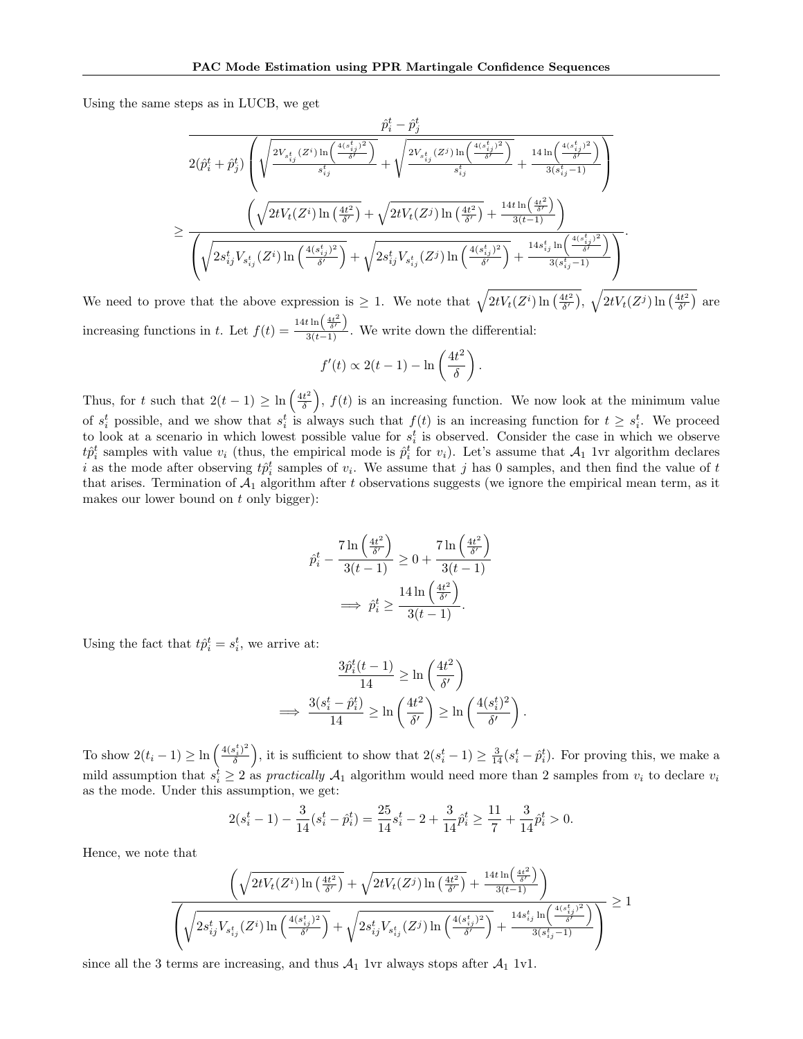Using the same steps as in LUCB, we get

$$\frac{\hat{p}_i^t - \hat{p}_j^t}{2(\hat{p}_i^t + \hat{p}_j^t)\left(\sqrt{\frac{2V_{s_{ij}^t}(Z^i)\ln\left(\frac{4(s_{ij}^t)^2}{\delta'}\right)}{s_{ij}^t}} + \sqrt{\frac{2V_{s_{ij}^t}(Z^j)\ln\left(\frac{4(s_{ij}^t)^2}{\delta'}\right)}{s_{ij}^t}} + \frac{14\ln\left(\frac{4(s_{ij}^t)^2}{\delta'}\right)}{3(s_{ij}^t - 1)}\right)}$$

$$\geq \frac{\left(\sqrt{2tV_t(Z^i)\ln\left(\frac{4t^2}{\delta'}\right)} + \sqrt{2tV_t(Z^j)\ln\left(\frac{4t^2}{\delta'}\right)} + \frac{14t\ln\left(\frac{4t^2}{\delta'}\right)}{3(t-1)}\right)}{\left(\sqrt{2s_{ij}^t V_{s_{ij}^t}(Z^i)\ln\left(\frac{4(s_{ij}^t)^2}{\delta'}\right)} + \sqrt{2s_{ij}^t V_{s_{ij}^t}(Z^j)\ln\left(\frac{4(s_{ij}^t)^2}{\delta'}\right)} + \frac{14s_{ij}^t\ln\left(\frac{4(s_{ij}^t)^2}{\delta'}\right)}{3(s_{ij}^t - 1)}\right)}.$$

We need to prove that the above expression is $\geq 1$. We note that $\sqrt{2tV_t(Z^i)\ln\left(\frac{4t^2}{\delta'}\right)}$, $\sqrt{2tV_t(Z^j)\ln\left(\frac{4t^2}{\delta'}\right)}$ are increasing functions in $t$. Let $f(t) = \frac{14t\ln\left(\frac{4t^2}{\delta'}\right)}{3(t-1)}$. We write down the differential:

$$f'(t) \propto 2(t-1) - \ln\left(\frac{4t^2}{\delta}\right).$$

Thus, for $t$ such that $2(t-1) \geq \ln\left(\frac{4t^2}{\delta}\right)$, $f(t)$ is an increasing function. We now look at the minimum value of $s_i^t$ possible, and we show that $s_i^t$ is always such that $f(t)$ is an increasing function for $t \geq s_i^t$. We proceed to look at a scenario in which lowest possible value for $s_i^t$ is observed. Consider the case in which we observe $t\hat{p}_i^t$ samples with value $v_i$ (thus, the empirical mode is $\hat{p}_i^t$ for $v_i$). Let's assume that $\mathcal{A}_1$ 1vr algorithm declares $i$ as the mode after observing $t\hat{p}_i^t$ samples of $v_i$. We assume that $j$ has 0 samples, and then find the value of $t$ that arises. Termination of $\mathcal{A}_1$ algorithm after $t$ observations suggests (we ignore the empirical mean term, as it makes our lower bound on $t$ only bigger):

$$\hat{p}_i^t - \frac{7\ln\left(\frac{4t^2}{\delta'}\right)}{3(t-1)} \geq 0 + \frac{7\ln\left(\frac{4t^2}{\delta'}\right)}{3(t-1)}$$

$$\implies \hat{p}_i^t \geq \frac{14\ln\left(\frac{4t^2}{\delta'}\right)}{3(t-1)}.$$

Using the fact that $t\hat{p}_i^t = s_i^t$, we arrive at:

$$\frac{3\hat{p}_i^t(t-1)}{14} \geq \ln\left(\frac{4t^2}{\delta'}\right)$$

$$\implies \frac{3(s_i^t - \hat{p}_i^t)}{14} \geq \ln\left(\frac{4t^2}{\delta'}\right) \geq \ln\left(\frac{4(s_i^t)^2}{\delta'}\right).$$

To show $2(t_i - 1) \geq \ln\left(\frac{4(s_i^t)^2}{\delta}\right)$, it is sufficient to show that $2(s_i^t - 1) \geq \frac{3}{14}(s_i^t - \hat{p}_i^t)$. For proving this, we make a mild assumption that $s_i^t \geq 2$ as *practically* $\mathcal{A}_1$ algorithm would need more than 2 samples from $v_i$ to declare $v_i$ as the mode. Under this assumption, we get:

$$2(s_i^t - 1) - \frac{3}{14}(s_i^t - \hat{p}_i^t) = \frac{25}{14}s_i^t - 2 + \frac{3}{14}\hat{p}_i^t \geq \frac{11}{7} + \frac{3}{14}\hat{p}_i^t > 0.$$

Hence, we note that

$$\frac{\left(\sqrt{2tV_t(Z^i)\ln\left(\frac{4t^2}{\delta'}\right)} + \sqrt{2tV_t(Z^j)\ln\left(\frac{4t^2}{\delta'}\right)} + \frac{14t\ln\left(\frac{4t^2}{\delta'}\right)}{3(t-1)}\right)}{\left(\sqrt{2s_{ij}^t V_{s_{ij}^t}(Z^i)\ln\left(\frac{4(s_{ij}^t)^2}{\delta'}\right)} + \sqrt{2s_{ij}^t V_{s_{ij}^t}(Z^j)\ln\left(\frac{4(s_{ij}^t)^2}{\delta'}\right)} + \frac{14s_{ij}^t\ln\left(\frac{4(s_{ij}^t)^2}{\delta'}\right)}{3(s_{ij}^t - 1)}\right)} \geq 1$$

since all the 3 terms are increasing, and thus $\mathcal{A}_1$ 1vr always stops after $\mathcal{A}_1$ 1v1.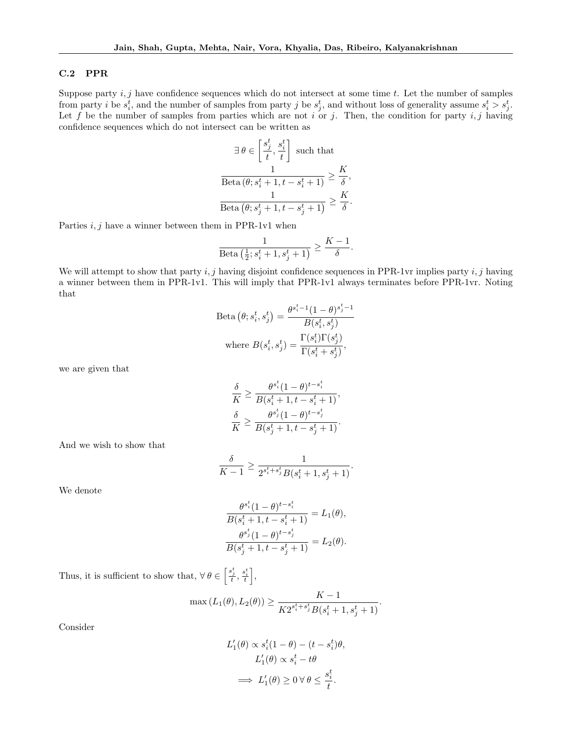### C.2 PPR

Suppose party $i, j$ have confidence sequences which do not intersect at some time $t$. Let the number of samples from party $i$ be $s_i^t$, and the number of samples from party $j$ be $s_j^t$, and without loss of generality assume $s_i^t > s_j^t$. Let $f$ be the number of samples from parties which are not $i$ or $j$. Then, the condition for party $i, j$ having confidence sequences which do not intersect can be written as

$$\exists\, \theta \in \left[\frac{s_j^t}{t}, \frac{s_i^t}{t}\right] \text{ such that}$$
$$\frac{1}{\text{Beta}\left(\theta; s_i^t + 1, t - s_i^t + 1\right)} \geq \frac{K}{\delta},$$
$$\frac{1}{\text{Beta}\left(\theta; s_j^t + 1, t - s_j^t + 1\right)} \geq \frac{K}{\delta}.$$

Parties $i, j$ have a winner between them in PPR-1v1 when

$$\frac{1}{\text{Beta}\left(\frac{1}{2}; s_i^t + 1, s_j^t + 1\right)} \geq \frac{K-1}{\delta}.$$

We will attempt to show that party $i, j$ having disjoint confidence sequences in PPR-1vr implies party $i, j$ having a winner between them in PPR-1v1. This will imply that PPR-1v1 always terminates before PPR-1vr. Noting that

$$\text{Beta}\left(\theta; s_i^t, s_j^t\right) = \frac{\theta^{s_i^t - 1}(1-\theta)^{s_j^t - 1}}{B(s_i^t, s_j^t)}$$
$$\text{where } B(s_i^t, s_j^t) = \frac{\Gamma(s_i^t)\Gamma(s_j^t)}{\Gamma(s_i^t + s_j^t)},$$

we are given that

$$\frac{\delta}{K} \geq \frac{\theta^{s_i^t}(1-\theta)^{t-s_i^t}}{B(s_i^t + 1, t - s_i^t + 1)},$$
$$\frac{\delta}{K} \geq \frac{\theta^{s_j^t}(1-\theta)^{t-s_j^t}}{B(s_j^t + 1, t - s_j^t + 1)}.$$

And we wish to show that

$$\frac{\delta}{K-1} \geq \frac{1}{2^{s_i^t + s_j^t} B(s_i^t + 1, s_j^t + 1)}.$$

We denote

$$\frac{\theta^{s_i^t}(1-\theta)^{t-s_i^t}}{B(s_i^t + 1, t - s_i^t + 1)} = L_1(\theta),$$
$$\frac{\theta^{s_j^t}(1-\theta)^{t-s_j^t}}{B(s_j^t + 1, t - s_j^t + 1)} = L_2(\theta).$$

Thus, it is sufficient to show that, $\forall\, \theta \in \left[\frac{s_j^t}{t}, \frac{s_i^t}{t}\right]$,

$$\max\left(L_1(\theta), L_2(\theta)\right) \geq \frac{K-1}{K 2^{s_i^t + s_j^t} B(s_i^t + 1, s_j^t + 1)}.$$

Consider

$$L_1'(\theta) \propto s_i^t(1-\theta) - (t - s_i^t)\theta,$$
$$L_1'(\theta) \propto s_i^t - t\theta$$
$$\implies L_1'(\theta) \geq 0 \;\forall\, \theta \leq \frac{s_i^t}{t}.$$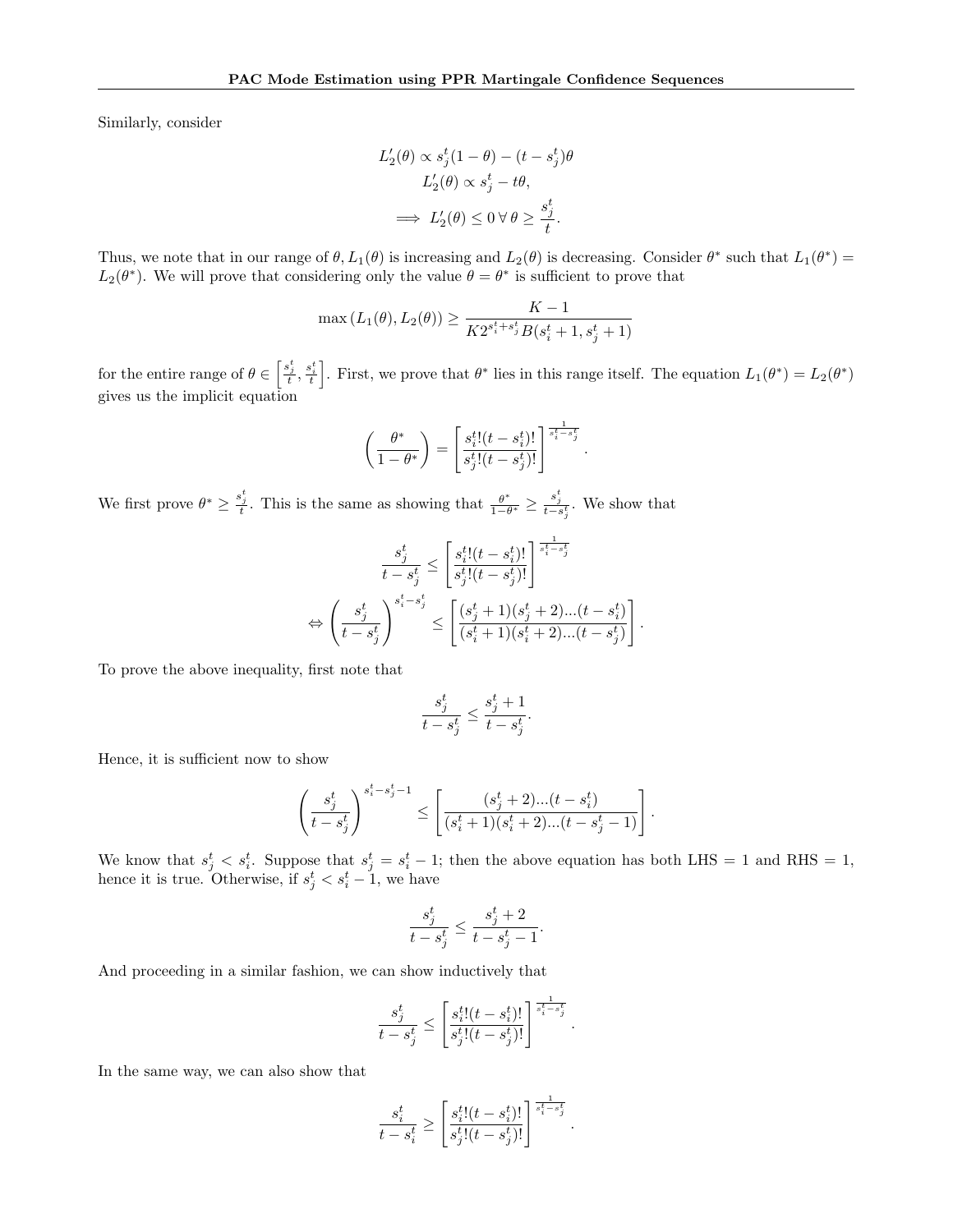Similarly, consider

$$
\begin{aligned}
L_2'(\theta) &\propto s_j^t(1-\theta) - (t - s_j^t)\theta \\
L_2'(\theta) &\propto s_j^t - t\theta, \\
\implies L_2'(\theta) &\leq 0 \; \forall \, \theta \geq \frac{s_j^t}{t}.
\end{aligned}
$$

Thus, we note that in our range of $\theta$, $L_1(\theta)$ is increasing and $L_2(\theta)$ is decreasing. Consider $\theta^*$ such that $L_1(\theta^*) = L_2(\theta^*)$. We will prove that considering only the value $\theta = \theta^*$ is sufficient to prove that

$$
\max\left(L_1(\theta), L_2(\theta)\right) \geq \frac{K-1}{K 2^{s_i^t + s_j^t} B(s_i^t + 1, s_j^t + 1)}
$$

for the entire range of $\theta \in \left[\frac{s_j^t}{t}, \frac{s_i^t}{t}\right]$. First, we prove that $\theta^*$ lies in this range itself. The equation $L_1(\theta^*) = L_2(\theta^*)$ gives us the implicit equation

$$
\left(\frac{\theta^*}{1-\theta^*}\right) = \left[\frac{s_i^t!(t-s_i^t)!}{s_j^t!(t-s_j^t)!}\right]^{\frac{1}{s_i^t - s_j^t}}.
$$

We first prove $\theta^* \geq \frac{s_j^t}{t}$. This is the same as showing that $\frac{\theta^*}{1-\theta^*} \geq \frac{s_j^t}{t - s_j^t}$. We show that

$$
\begin{aligned}
\frac{s_j^t}{t - s_j^t} &\leq \left[\frac{s_i^t!(t-s_i^t)!}{s_j^t!(t-s_j^t)!}\right]^{\frac{1}{s_i^t - s_j^t}} \\
\Leftrightarrow \left(\frac{s_j^t}{t - s_j^t}\right)^{s_i^t - s_j^t} &\leq \left[\frac{(s_j^t+1)(s_j^t+2)...(t-s_i^t)}{(s_i^t+1)(s_i^t+2)...(t-s_j^t)}\right].
\end{aligned}
$$

To prove the above inequality, first note that

$$
\frac{s_j^t}{t - s_j^t} \leq \frac{s_j^t + 1}{t - s_j^t}.
$$

Hence, it is sufficient now to show

$$
\left(\frac{s_j^t}{t - s_j^t}\right)^{s_i^t - s_j^t - 1} \leq \left[\frac{(s_j^t+2)...(t-s_i^t)}{(s_i^t+1)(s_i^t+2)...(t-s_j^t-1)}\right].
$$

We know that $s_j^t < s_i^t$. Suppose that $s_j^t = s_i^t - 1$; then the above equation has both LHS = 1 and RHS = 1, hence it is true. Otherwise, if $s_j^t < s_i^t - 1$, we have

$$
\frac{s_j^t}{t - s_j^t} \leq \frac{s_j^t + 2}{t - s_j^t - 1}.
$$

And proceeding in a similar fashion, we can show inductively that

$$
\frac{s_j^t}{t - s_j^t} \leq \left[\frac{s_i^t!(t-s_i^t)!}{s_j^t!(t-s_j^t)!}\right]^{\frac{1}{s_i^t - s_j^t}}.
$$

In the same way, we can also show that

$$
\frac{s_i^t}{t - s_i^t} \geq \left[\frac{s_i^t!(t-s_i^t)!}{s_j^t!(t-s_j^t)!}\right]^{\frac{1}{s_i^t - s_j^t}}.
$$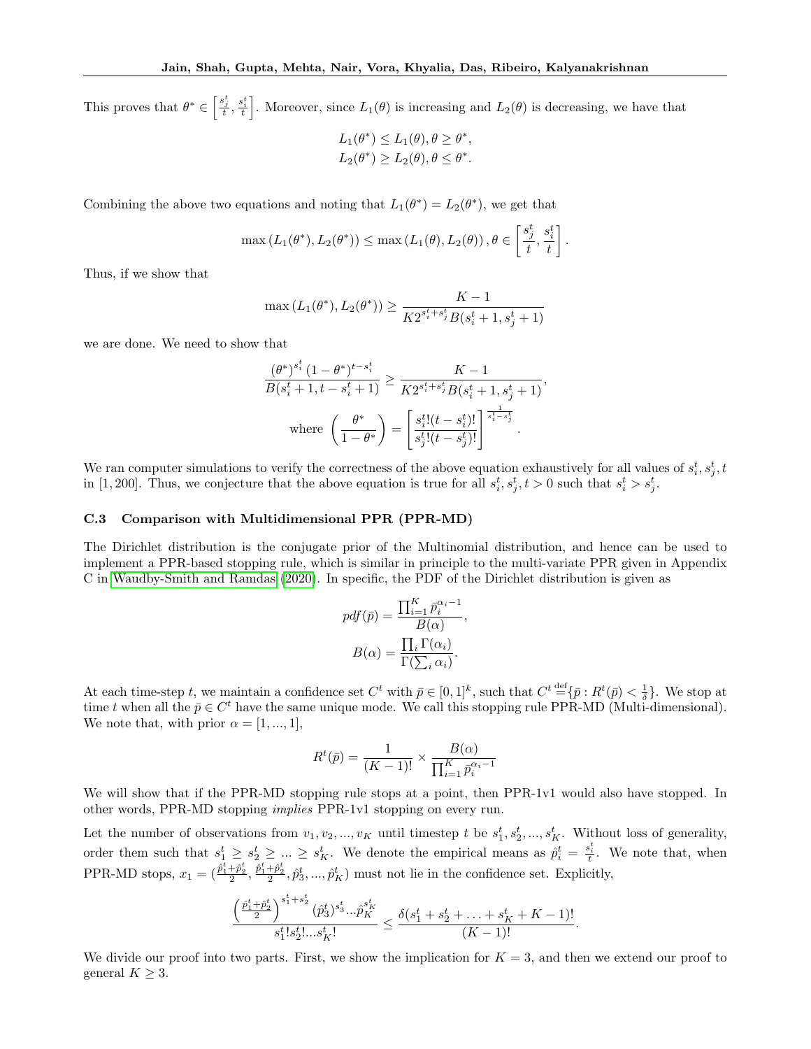This proves that $\theta^* \in \left[\frac{s_j^t}{t}, \frac{s_i^t}{t}\right]$. Moreover, since $L_1(\theta)$ is increasing and $L_2(\theta)$ is decreasing, we have that

$$L_1(\theta^*) \leq L_1(\theta), \theta \geq \theta^*,$$
$$L_2(\theta^*) \geq L_2(\theta), \theta \leq \theta^*.$$

Combining the above two equations and noting that $L_1(\theta^*) = L_2(\theta^*)$, we get that

$$\max\left(L_1(\theta^*), L_2(\theta^*)\right) \leq \max\left(L_1(\theta), L_2(\theta)\right), \theta \in \left[\frac{s_j^t}{t}, \frac{s_i^t}{t}\right].$$

Thus, if we show that

$$\max\left(L_1(\theta^*), L_2(\theta^*)\right) \geq \frac{K-1}{K 2^{s_i^t + s_j^t} B(s_i^t + 1, s_j^t + 1)}$$

we are done. We need to show that

$$\frac{(\theta^*)^{s_i^t}(1-\theta^*)^{t-s_i^t}}{B(s_i^t+1, t-s_i^t+1)} \geq \frac{K-1}{K 2^{s_i^t+s_j^t} B(s_i^t+1, s_j^t+1)},$$

$$\text{where } \left(\frac{\theta^*}{1-\theta^*}\right) = \left[\frac{s_i^t!(t-s_i^t)!}{s_j^t!(t-s_j^t)!}\right]^{\frac{1}{s_i^t - s_j^t}}.$$

We ran computer simulations to verify the correctness of the above equation exhaustively for all values of $s_i^t, s_j^t, t$ in $[1, 200]$. Thus, we conjecture that the above equation is true for all $s_i^t, s_j^t, t > 0$ such that $s_i^t > s_j^t$.

### C.3 Comparison with Multidimensional PPR (PPR-MD)

The Dirichlet distribution is the conjugate prior of the Multinomial distribution, and hence can be used to implement a PPR-based stopping rule, which is similar in principle to the multi-variate PPR given in Appendix C in Waudby-Smith and Ramdas (2020). In specific, the PDF of the Dirichlet distribution is given as

$$pdf(\bar{p}) = \frac{\prod_{i=1}^{K} \bar{p}_i^{\alpha_i - 1}}{B(\alpha)},$$
$$B(\alpha) = \frac{\prod_i \Gamma(\alpha_i)}{\Gamma(\sum_i \alpha_i)}.$$

At each time-step $t$, we maintain a confidence set $C^t$ with $\bar{p} \in [0,1]^k$, such that $C^t \stackrel{\text{def}}{=} \{\bar{p} : R^t(\bar{p}) < \frac{1}{\delta}\}$. We stop at time $t$ when all the $\bar{p} \in C^t$ have the same unique mode. We call this stopping rule PPR-MD (Multi-dimensional). We note that, with prior $\alpha = [1, ..., 1]$,

$$R^t(\bar{p}) = \frac{1}{(K-1)!} \times \frac{B(\alpha)}{\prod_{i=1}^{K} \bar{p}_i^{\alpha_i - 1}}$$

We will show that if the PPR-MD stopping rule stops at a point, then PPR-1v1 would also have stopped. In other words, PPR-MD stopping *implies* PPR-1v1 stopping on every run.

Let the number of observations from $v_1, v_2, ..., v_K$ until timestep $t$ be $s_1^t, s_2^t, ..., s_K^t$. Without loss of generality, order them such that $s_1^t \geq s_2^t \geq ... \geq s_K^t$. We denote the empirical means as $\hat{p}_i^t = \frac{s_i^t}{t}$. We note that, when PPR-MD stops, $x_1 = (\frac{\hat{p}_1^t + \hat{p}_2^t}{2}, \frac{\hat{p}_1^t + \hat{p}_2^t}{2}, \hat{p}_3^t, ..., \hat{p}_K^t)$ must not lie in the confidence set. Explicitly,

$$\frac{\left(\frac{\hat{p}_1^t + \hat{p}_2^t}{2}\right)^{s_1^t + s_2^t} (\hat{p}_3^t)^{s_3^t} ... \hat{p}_K^{s_K^t}}{s_1^t! s_2^t! ... s_K^t!} \leq \frac{\delta(s_1^t + s_2^t + \ldots + s_K^t + K - 1)!}{(K-1)!}.$$

We divide our proof into two parts. First, we show the implication for $K = 3$, and then we extend our proof to general $K \geq 3$.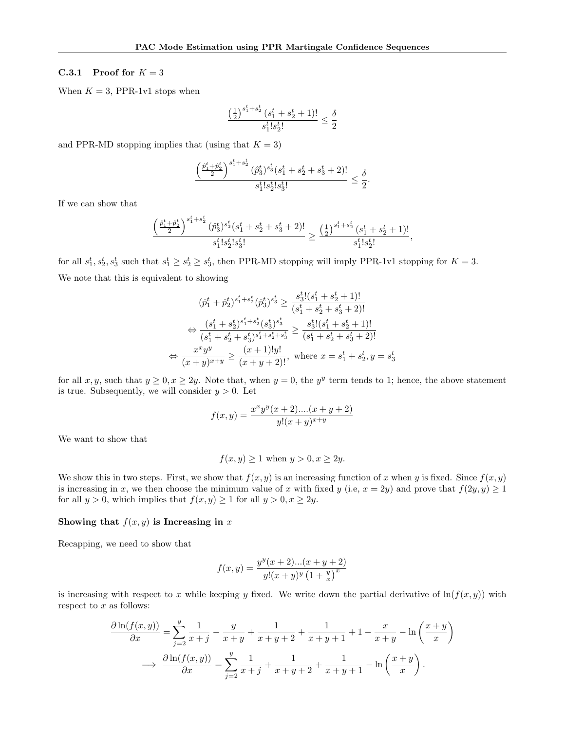#### C.3.1 Proof for $K = 3$

When $K = 3$, PPR-1v1 stops when

$$\frac{\left(\frac{1}{2}\right)^{s_1^t+s_2^t}(s_1^t+s_2^t+1)!}{s_1^t!s_2^t!} \leq \frac{\delta}{2}$$

and PPR-MD stopping implies that (using that $K = 3$)

$$\frac{\left(\frac{\hat{p}_1^t+\hat{p}_2^t}{2}\right)^{s_1^t+s_2^t}(\hat{p}_3^t)^{s_3^t}(s_1^t+s_2^t+s_3^t+2)!}{s_1^t!s_2^t!s_3^t!} \leq \frac{\delta}{2}.$$

If we can show that

$$\frac{\left(\frac{\hat{p}_1^t+\hat{p}_2^t}{2}\right)^{s_1^t+s_2^t}(\hat{p}_3^t)^{s_3^t}(s_1^t+s_2^t+s_3^t+2)!}{s_1^t!s_2^t!s_3^t!} \geq \frac{\left(\frac{1}{2}\right)^{s_1^t+s_2^t}(s_1^t+s_2^t+1)!}{s_1^t!s_2^t!},$$

for all $s_1^t, s_2^t, s_3^t$ such that $s_1^t \geq s_2^t \geq s_3^t$, then PPR-MD stopping will imply PPR-1v1 stopping for $K = 3$.

We note that this is equivalent to showing

$$
\begin{aligned}
(\hat{p}_1^t+\hat{p}_2^t)^{s_1^t+s_2^t}(\hat{p}_3^t)^{s_3^t} &\geq \frac{s_3^t!(s_1^t+s_2^t+1)!}{(s_1^t+s_2^t+s_3^t+2)!} \\
\Leftrightarrow \frac{(s_1^t+s_2^t)^{s_1^t+s_2^t}(s_3^t)^{s_3^t}}{(s_1^t+s_2^t+s_3^t)^{s_1^t+s_2^t+s_3^t}} &\geq \frac{s_3^t!(s_1^t+s_2^t+1)!}{(s_1^t+s_2^t+s_3^t+2)!} \\
\Leftrightarrow \frac{x^x y^y}{(x+y)^{x+y}} &\geq \frac{(x+1)!y!}{(x+y+2)!}, \text{ where } x = s_1^t+s_2^t, y = s_3^t
\end{aligned}
$$

for all $x, y$, such that $y \geq 0, x \geq 2y$. Note that, when $y = 0$, the $y^y$ term tends to 1; hence, the above statement is true. Subsequently, we will consider $y > 0$. Let

$$f(x,y) = \frac{x^x y^y (x+2)....(x+y+2)}{y!(x+y)^{x+y}}$$

We want to show that

$$f(x,y) \geq 1 \text{ when } y > 0, x \geq 2y.$$

We show this in two steps. First, we show that $f(x,y)$ is an increasing function of $x$ when $y$ is fixed. Since $f(x,y)$ is increasing in $x$, we then choose the minimum value of $x$ with fixed $y$ (i.e, $x = 2y$) and prove that $f(2y,y) \geq 1$ for all $y > 0$, which implies that $f(x,y) \geq 1$ for all $y > 0, x \geq 2y$.

**Showing that $f(x,y)$ is Increasing in $x$**

Recapping, we need to show that

$$f(x,y) = \frac{y^y(x+2)...(x+y+2)}{y!(x+y)^y\left(1+\frac{y}{x}\right)^x}$$

is increasing with respect to $x$ while keeping $y$ fixed. We write down the partial derivative of $\ln(f(x,y))$ with respect to $x$ as follows:

$$
\begin{aligned}
\frac{\partial \ln(f(x,y))}{\partial x} &= \sum_{j=2}^{y}\frac{1}{x+j} - \frac{y}{x+y} + \frac{1}{x+y+2} + \frac{1}{x+y+1} + 1 - \frac{x}{x+y} - \ln\left(\frac{x+y}{x}\right) \\
\implies \frac{\partial \ln(f(x,y))}{\partial x} &= \sum_{j=2}^{y}\frac{1}{x+j} + \frac{1}{x+y+2} + \frac{1}{x+y+1} - \ln\left(\frac{x+y}{x}\right).
\end{aligned}
$$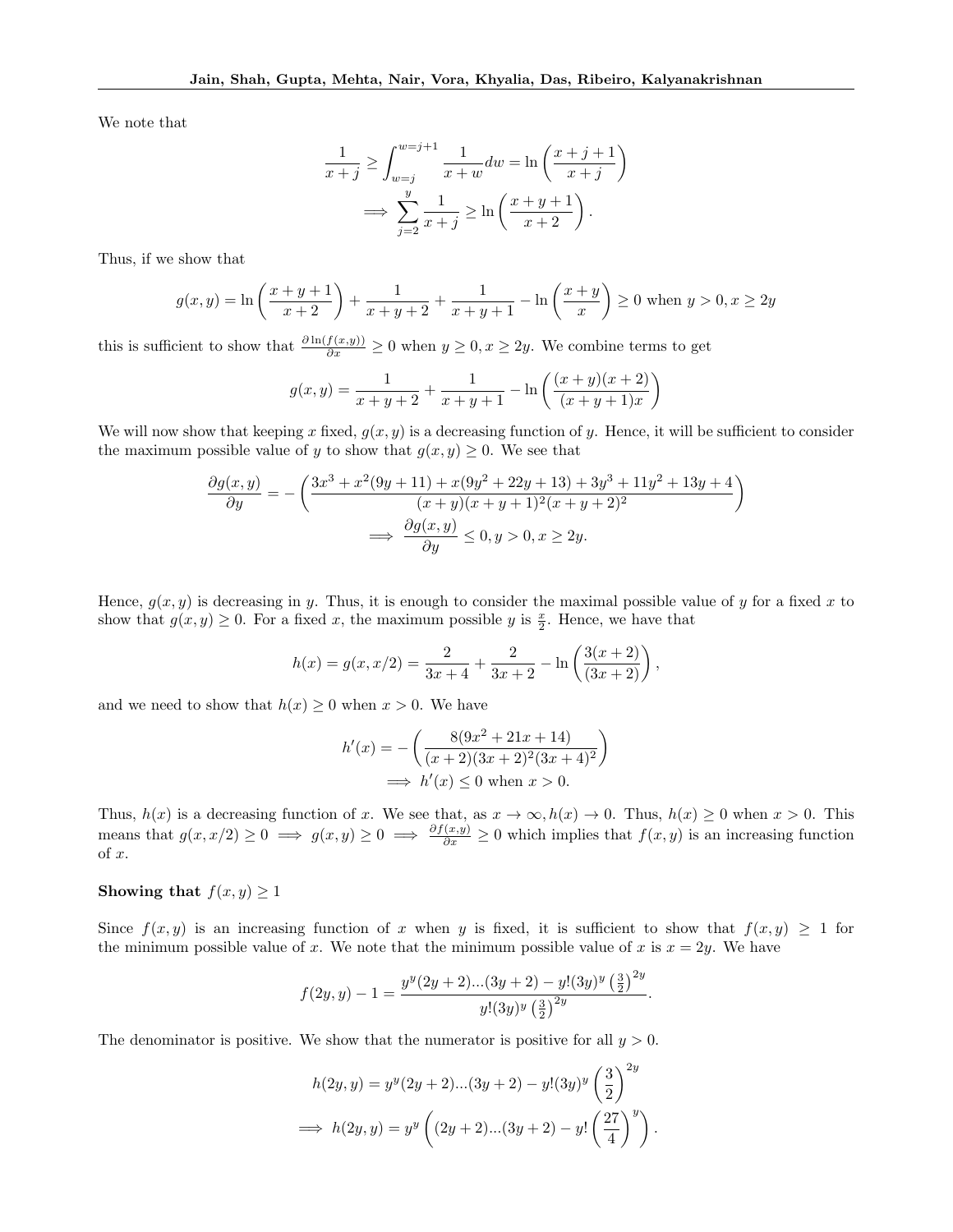We note that

$$
\frac{1}{x+j} \geq \int_{w=j}^{w=j+1} \frac{1}{x+w} dw = \ln\left(\frac{x+j+1}{x+j}\right)
$$

$$
\implies \sum_{j=2}^{y} \frac{1}{x+j} \geq \ln\left(\frac{x+y+1}{x+2}\right).
$$

Thus, if we show that

$$
g(x,y) = \ln\left(\frac{x+y+1}{x+2}\right) + \frac{1}{x+y+2} + \frac{1}{x+y+1} - \ln\left(\frac{x+y}{x}\right) \geq 0 \text{ when } y > 0, x \geq 2y
$$

this is sufficient to show that $\frac{\partial \ln(f(x,y))}{\partial x} \geq 0$ when $y \geq 0, x \geq 2y$. We combine terms to get

$$
g(x,y) = \frac{1}{x+y+2} + \frac{1}{x+y+1} - \ln\left(\frac{(x+y)(x+2)}{(x+y+1)x}\right)
$$

We will now show that keeping $x$ fixed, $g(x,y)$ is a decreasing function of $y$. Hence, it will be sufficient to consider the maximum possible value of $y$ to show that $g(x,y) \geq 0$. We see that

$$
\frac{\partial g(x,y)}{\partial y} = -\left(\frac{3x^3 + x^2(9y+11) + x(9y^2+22y+13) + 3y^3 + 11y^2 + 13y + 4}{(x+y)(x+y+1)^2(x+y+2)^2}\right)
$$

$$
\implies \frac{\partial g(x,y)}{\partial y} \leq 0, y > 0, x \geq 2y.
$$

Hence, $g(x,y)$ is decreasing in $y$. Thus, it is enough to consider the maximal possible value of $y$ for a fixed $x$ to show that $g(x,y) \geq 0$. For a fixed $x$, the maximum possible $y$ is $\frac{x}{2}$. Hence, we have that

$$
h(x) = g(x, x/2) = \frac{2}{3x+4} + \frac{2}{3x+2} - \ln\left(\frac{3(x+2)}{(3x+2)}\right),
$$

and we need to show that $h(x) \geq 0$ when $x > 0$. We have

$$
h'(x) = -\left(\frac{8(9x^2+21x+14)}{(x+2)(3x+2)^2(3x+4)^2}\right)
$$

$$
\implies h'(x) \leq 0 \text{ when } x > 0.
$$

Thus, $h(x)$ is a decreasing function of $x$. We see that, as $x \to \infty, h(x) \to 0$. Thus, $h(x) \geq 0$ when $x > 0$. This means that $g(x, x/2) \geq 0 \implies g(x,y) \geq 0 \implies \frac{\partial f(x,y)}{\partial x} \geq 0$ which implies that $f(x,y)$ is an increasing function of $x$.

**Showing that $f(x,y) \geq 1$**

Since $f(x,y)$ is an increasing function of $x$ when $y$ is fixed, it is sufficient to show that $f(x,y) \geq 1$ for the minimum possible value of $x$. We note that the minimum possible value of $x$ is $x = 2y$. We have

$$
f(2y, y) - 1 = \frac{y^y(2y+2)...(3y+2) - y!(3y)^y\left(\frac{3}{2}\right)^{2y}}{y!(3y)^y\left(\frac{3}{2}\right)^{2y}}.
$$

The denominator is positive. We show that the numerator is positive for all $y > 0$.

$$
h(2y, y) = y^y(2y+2)...(3y+2) - y!(3y)^y\left(\frac{3}{2}\right)^{2y}
$$

$$
\implies h(2y, y) = y^y\left((2y+2)...(3y+2) - y!\left(\frac{27}{4}\right)^y\right).
$$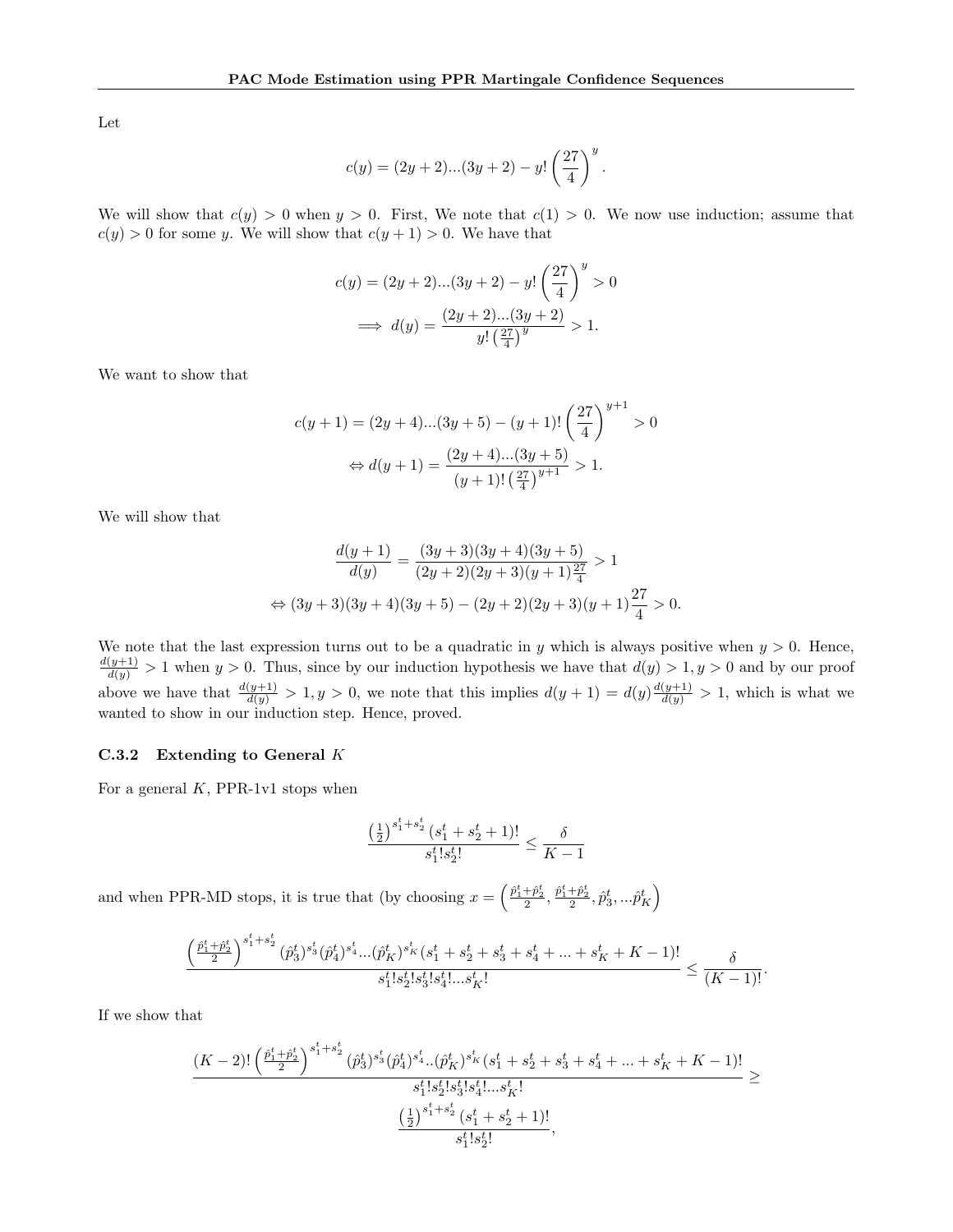Let

$$c(y) = (2y+2)...(3y+2) - y!\left(\frac{27}{4}\right)^y.$$

We will show that $c(y) > 0$ when $y > 0$. First, We note that $c(1) > 0$. We now use induction; assume that $c(y) > 0$ for some $y$. We will show that $c(y+1) > 0$. We have that

$$c(y) = (2y+2)...(3y+2) - y!\left(\frac{27}{4}\right)^y > 0$$
$$\implies d(y) = \frac{(2y+2)...(3y+2)}{y!\left(\frac{27}{4}\right)^y} > 1.$$

We want to show that

$$c(y+1) = (2y+4)...(3y+5) - (y+1)!\left(\frac{27}{4}\right)^{y+1} > 0$$
$$\Leftrightarrow d(y+1) = \frac{(2y+4)...(3y+5)}{(y+1)!\left(\frac{27}{4}\right)^{y+1}} > 1.$$

We will show that

$$\frac{d(y+1)}{d(y)} = \frac{(3y+3)(3y+4)(3y+5)}{(2y+2)(2y+3)(y+1)\frac{27}{4}} > 1$$
$$\Leftrightarrow (3y+3)(3y+4)(3y+5) - (2y+2)(2y+3)(y+1)\frac{27}{4} > 0.$$

We note that the last expression turns out to be a quadratic in $y$ which is always positive when $y > 0$. Hence, $\frac{d(y+1)}{d(y)} > 1$ when $y > 0$. Thus, since by our induction hypothesis we have that $d(y) > 1, y > 0$ and by our proof above we have that $\frac{d(y+1)}{d(y)} > 1, y > 0$, we note that this implies $d(y+1) = d(y)\frac{d(y+1)}{d(y)} > 1$, which is what we wanted to show in our induction step. Hence, proved.

### C.3.2 Extending to General $K$

For a general $K$, PPR-1v1 stops when

$$\frac{\left(\frac{1}{2}\right)^{s_1^t+s_2^t}(s_1^t+s_2^t+1)!}{s_1^t!s_2^t!} \leq \frac{\delta}{K-1}$$

and when PPR-MD stops, it is true that (by choosing $x = \left(\frac{\hat{p}_1^t+\hat{p}_2^t}{2}, \frac{\hat{p}_1^t+\hat{p}_2^t}{2}, \hat{p}_3^t, ...\hat{p}_K^t\right)$

$$\frac{\left(\frac{\hat{p}_1^t+\hat{p}_2^t}{2}\right)^{s_1^t+s_2^t}(\hat{p}_3^t)^{s_3^t}(\hat{p}_4^t)^{s_4^t}...(\hat{p}_K^t)^{s_K^t}(s_1^t+s_2^t+s_3^t+s_4^t+...+s_K^t+K-1)!}{s_1^t!s_2^t!s_3^t!s_4^t!...s_K^t!} \leq \frac{\delta}{(K-1)!}.$$

If we show that

$$\frac{(K-2)!\left(\frac{\hat{p}_1^t+\hat{p}_2^t}{2}\right)^{s_1^t+s_2^t}(\hat{p}_3^t)^{s_3^t}(\hat{p}_4^t)^{s_4^t}..(\hat{p}_K^t)^{s_K^t}(s_1^t+s_2^t+s_3^t+s_4^t+...+s_K^t+K-1)!}{s_1^t!s_2^t!s_3^t!s_4^t!...s_K^t!} \geq$$
$$\frac{\left(\frac{1}{2}\right)^{s_1^t+s_2^t}(s_1^t+s_2^t+1)!}{s_1^t!s_2^t!},$$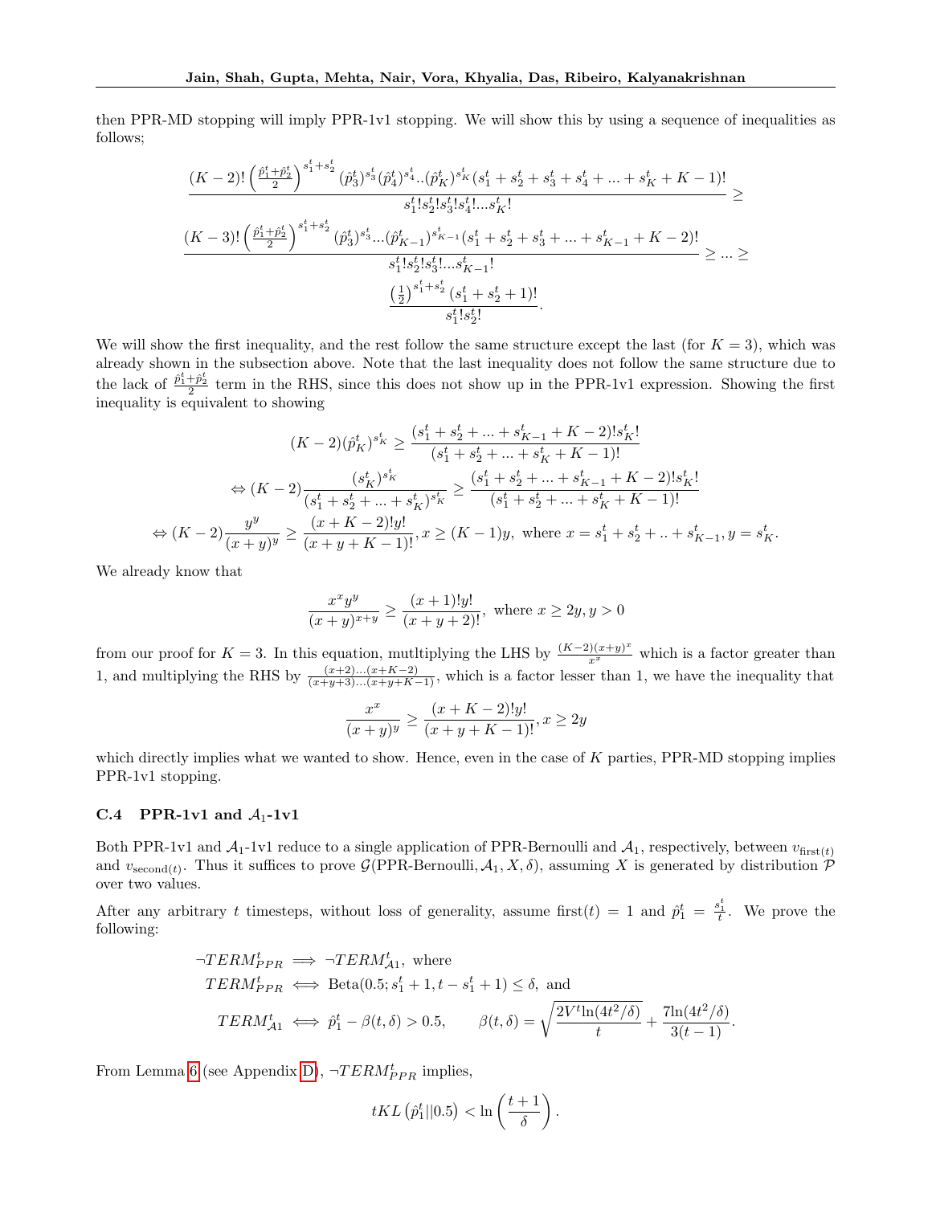then PPR-MD stopping will imply PPR-1v1 stopping. We will show this by using a sequence of inequalities as follows;

$$\frac{(K-2)!\left(\frac{\hat{p}_1^t+\hat{p}_2^t}{2}\right)^{s_1^t+s_2^t}(\hat{p}_3^t)^{s_3^t}(\hat{p}_4^t)^{s_4^t}..(\hat{p}_K^t)^{s_K^t}(s_1^t+s_2^t+s_3^t+s_4^t+...+s_K^t+K-1)!}{s_1^t!s_2^t!s_3^t!s_4^t!...s_K^t!} \geq$$

$$\frac{(K-3)!\left(\frac{\hat{p}_1^t+\hat{p}_2^t}{2}\right)^{s_1^t+s_2^t}(\hat{p}_3^t)^{s_3^t}...(\hat{p}_{K-1}^t)^{s_{K-1}^t}(s_1^t+s_2^t+s_3^t+...+s_{K-1}^t+K-2)!}{s_1^t!s_2^t!s_3^t!...s_{K-1}^t!} \geq ... \geq$$

$$\frac{\left(\frac{1}{2}\right)^{s_1^t+s_2^t}(s_1^t+s_2^t+1)!}{s_1^t!s_2^t!}.$$

We will show the first inequality, and the rest follow the same structure except the last (for $K=3$), which was already shown in the subsection above. Note that the last inequality does not follow the same structure due to the lack of $\frac{\hat{p}_1^t+\hat{p}_2^t}{2}$ term in the RHS, since this does not show up in the PPR-1v1 expression. Showing the first inequality is equivalent to showing

$$(K-2)(\hat{p}_K^t)^{s_K^t} \geq \frac{(s_1^t+s_2^t+...+s_{K-1}^t+K-2)!s_K^t!}{(s_1^t+s_2^t+...+s_K^t+K-1)!}$$

$$\Leftrightarrow (K-2)\frac{(s_K^t)^{s_K^t}}{(s_1^t+s_2^t+...+s_K^t)^{s_K^t}} \geq \frac{(s_1^t+s_2^t+...+s_{K-1}^t+K-2)!s_K^t!}{(s_1^t+s_2^t+...+s_K^t+K-1)!}$$

$$\Leftrightarrow (K-2)\frac{y^y}{(x+y)^y} \geq \frac{(x+K-2)!y!}{(x+y+K-1)!}, x \geq (K-1)y, \text{ where } x = s_1^t+s_2^t+..+s_{K-1}^t, y = s_K^t.$$

We already know that

$$\frac{x^x y^y}{(x+y)^{x+y}} \geq \frac{(x+1)!y!}{(x+y+2)!}, \text{ where } x \geq 2y, y > 0$$

from our proof for $K=3$. In this equation, mutltiplying the LHS by $\frac{(K-2)(x+y)^x}{x^x}$ which is a factor greater than 1, and multiplying the RHS by $\frac{(x+2)...(x+K-2)}{(x+y+3)...(x+y+K-1)}$, which is a factor lesser than 1, we have the inequality that

$$\frac{x^x}{(x+y)^y} \geq \frac{(x+K-2)!y!}{(x+y+K-1)!}, x \geq 2y$$

which directly implies what we wanted to show. Hence, even in the case of $K$ parties, PPR-MD stopping implies PPR-1v1 stopping.

### C.4 PPR-1v1 and $\mathcal{A}_1$-1v1

Both PPR-1v1 and $\mathcal{A}_1$-1v1 reduce to a single application of PPR-Bernoulli and $\mathcal{A}_1$, respectively, between $v_{\text{first}(t)}$ and $v_{\text{second}(t)}$. Thus it suffices to prove $\mathcal{G}(\text{PPR-Bernoulli}, \mathcal{A}_1, X, \delta)$, assuming $X$ is generated by distribution $\mathcal{P}$ over two values.

After any arbitrary $t$ timesteps, without loss of generality, assume first$(t) = 1$ and $\hat{p}_1^t = \frac{s_1^t}{t}$. We prove the following:

$$\neg TERM_{PPR}^t \implies \neg TERM_{\mathcal{A}1}^t, \text{ where}$$
$$TERM_{PPR}^t \iff \text{Beta}(0.5; s_1^t+1, t-s_1^t+1) \leq \delta, \text{ and}$$
$$TERM_{\mathcal{A}1}^t \iff \hat{p}_1^t - \beta(t,\delta) > 0.5, \qquad \beta(t,\delta) = \sqrt{\frac{2V^t \ln(4t^2/\delta)}{t}} + \frac{7\ln(4t^2/\delta)}{3(t-1)}.$$

From Lemma 6 (see Appendix D), $\neg TERM_{PPR}^t$ implies,

$$tKL\left(\hat{p}_1^t || 0.5\right) < \ln\left(\frac{t+1}{\delta}\right).$$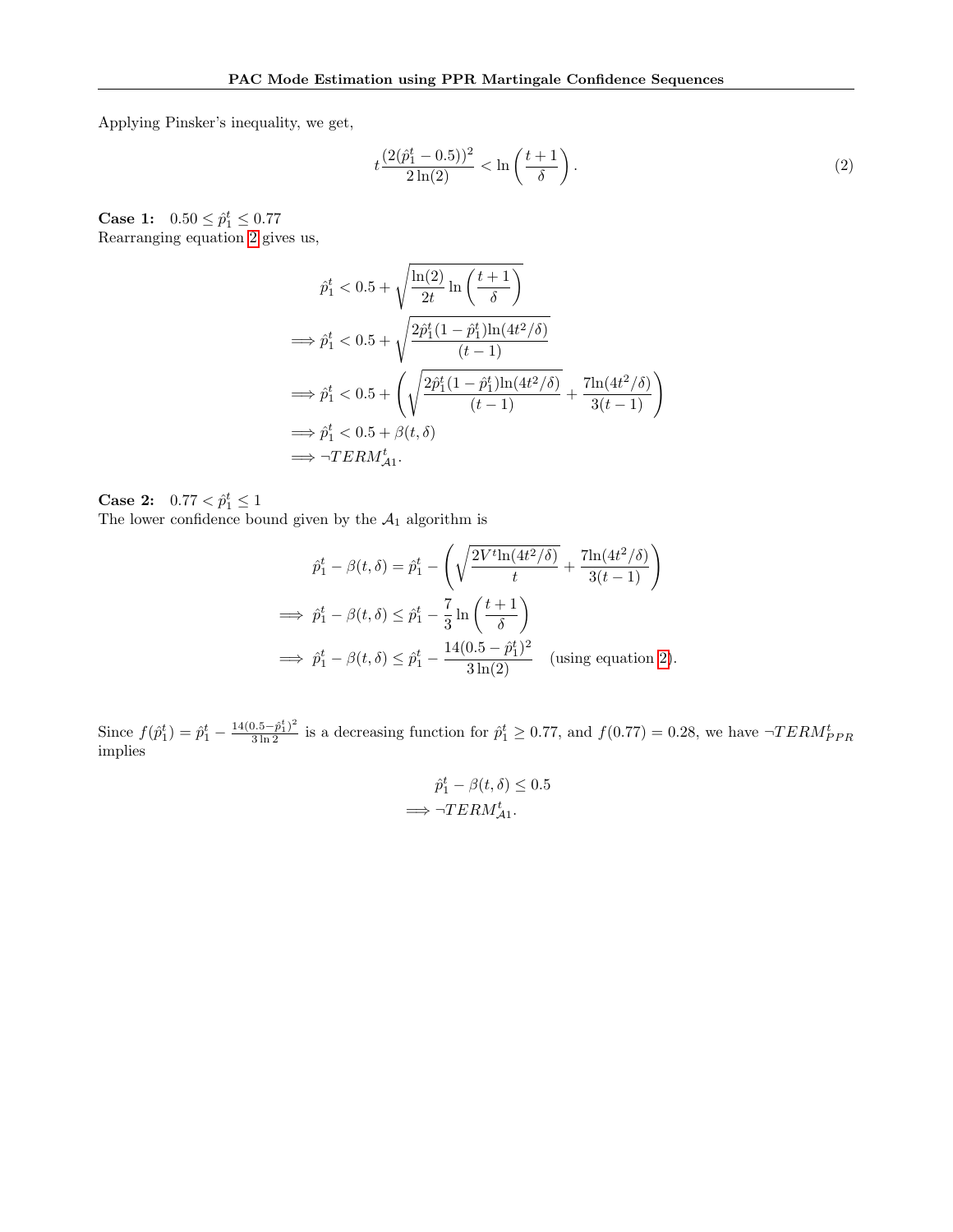Applying Pinsker's inequality, we get,

$$t\frac{(2(\hat{p}_1^t - 0.5))^2}{2\ln(2)} < \ln\left(\frac{t+1}{\delta}\right). \tag{2}$$

**Case 1:** $0.50 \leq \hat{p}_1^t \leq 0.77$
Rearranging equation 2 gives us,

$$\begin{aligned}
&\hat{p}_1^t < 0.5 + \sqrt{\frac{\ln(2)}{2t}\ln\left(\frac{t+1}{\delta}\right)} \\
\implies &\hat{p}_1^t < 0.5 + \sqrt{\frac{2\hat{p}_1^t(1-\hat{p}_1^t)\ln(4t^2/\delta)}{(t-1)}} \\
\implies &\hat{p}_1^t < 0.5 + \left(\sqrt{\frac{2\hat{p}_1^t(1-\hat{p}_1^t)\ln(4t^2/\delta)}{(t-1)}} + \frac{7\ln(4t^2/\delta)}{3(t-1)}\right) \\
\implies &\hat{p}_1^t < 0.5 + \beta(t,\delta) \\
\implies &\neg TERM_{\mathcal{A}1}^t.
\end{aligned}$$

**Case 2:** $0.77 < \hat{p}_1^t \leq 1$
The lower confidence bound given by the $\mathcal{A}_1$ algorithm is

$$\begin{aligned}
&\hat{p}_1^t - \beta(t,\delta) = \hat{p}_1^t - \left(\sqrt{\frac{2V^t\ln(4t^2/\delta)}{t}} + \frac{7\ln(4t^2/\delta)}{3(t-1)}\right) \\
\implies &\hat{p}_1^t - \beta(t,\delta) \leq \hat{p}_1^t - \frac{7}{3}\ln\left(\frac{t+1}{\delta}\right) \\
\implies &\hat{p}_1^t - \beta(t,\delta) \leq \hat{p}_1^t - \frac{14(0.5-\hat{p}_1^t)^2}{3\ln(2)} \quad \text{(using equation 2)}.
\end{aligned}$$

Since $f(\hat{p}_1^t) = \hat{p}_1^t - \frac{14(0.5-\hat{p}_1^t)^2}{3\ln 2}$ is a decreasing function for $\hat{p}_1^t \geq 0.77$, and $f(0.77) = 0.28$, we have $\neg TERM_{PPR}^t$ implies

$$\begin{aligned}
&\hat{p}_1^t - \beta(t,\delta) \leq 0.5 \\
\implies &\neg TERM_{\mathcal{A}1}^t.
\end{aligned}$$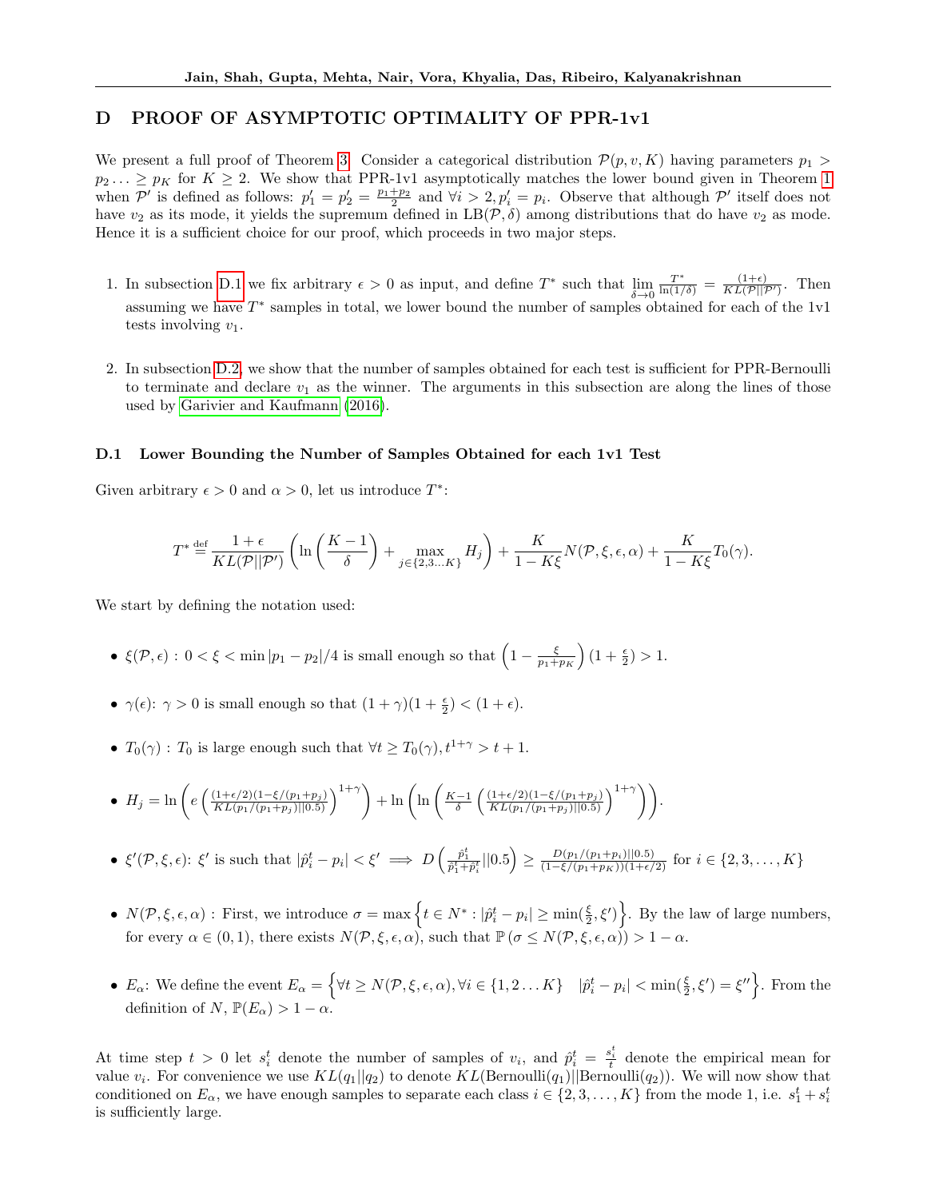## D PROOF OF ASYMPTOTIC OPTIMALITY OF PPR-1v1

We present a full proof of Theorem 3. Consider a categorical distribution $\mathcal{P}(p, v, K)$ having parameters $p_1 > p_2 \ldots \geq p_K$ for $K \geq 2$. We show that PPR-1v1 asymptotically matches the lower bound given in Theorem 1 when $\mathcal{P}'$ is defined as follows: $p'_1 = p'_2 = \frac{p_1+p_2}{2}$ and $\forall i > 2, p'_i = p_i$. Observe that although $\mathcal{P}'$ itself does not have $v_2$ as its mode, it yields the supremum defined in LB$(\mathcal{P}, \delta)$ among distributions that do have $v_2$ as mode. Hence it is a sufficient choice for our proof, which proceeds in two major steps.

1. In subsection D.1 we fix arbitrary $\epsilon > 0$ as input, and define $T^*$ such that $\lim_{\delta \to 0} \frac{T^*}{\ln(1/\delta)} = \frac{(1+\epsilon)}{KL(\mathcal{P}||\mathcal{P}')}$. Then assuming we have $T^*$ samples in total, we lower bound the number of samples obtained for each of the 1v1 tests involving $v_1$.

2. In subsection D.2, we show that the number of samples obtained for each test is sufficient for PPR-Bernoulli to terminate and declare $v_1$ as the winner. The arguments in this subsection are along the lines of those used by Garivier and Kaufmann (2016).

### D.1 Lower Bounding the Number of Samples Obtained for each 1v1 Test

Given arbitrary $\epsilon > 0$ and $\alpha > 0$, let us introduce $T^*$:

$$T^* \stackrel{\text{def}}{=} \frac{1+\epsilon}{KL(\mathcal{P}||\mathcal{P}')}\left(\ln\left(\frac{K-1}{\delta}\right) + \max_{j\in\{2,3\ldots K\}} H_j\right) + \frac{K}{1-K\xi}N(\mathcal{P},\xi,\epsilon,\alpha) + \frac{K}{1-K\xi}T_0(\gamma).$$

We start by defining the notation used:

- $\xi(\mathcal{P}, \epsilon)$ : $0 < \xi < \min |p_1 - p_2|/4$ is small enough so that $\left(1 - \frac{\xi}{p_1+p_K}\right)(1 + \frac{\epsilon}{2}) > 1$.

- $\gamma(\epsilon)$: $\gamma > 0$ is small enough so that $(1+\gamma)(1+\frac{\epsilon}{2}) < (1+\epsilon)$.

- $T_0(\gamma)$ : $T_0$ is large enough such that $\forall t \geq T_0(\gamma), t^{1+\gamma} > t + 1$.

- $H_j = \ln\left(e\left(\frac{(1+\epsilon/2)(1-\xi/(p_1+p_j))}{KL(p_1/(p_1+p_j)||0.5)}\right)^{1+\gamma}\right) + \ln\left(\ln\left(\frac{K-1}{\delta}\left(\frac{(1+\epsilon/2)(1-\xi/(p_1+p_j))}{KL(p_1/(p_1+p_j)||0.5)}\right)^{1+\gamma}\right)\right)$.

- $\xi'(\mathcal{P}, \xi, \epsilon)$: $\xi'$ is such that $|\hat{p}_i^t - p_i| < \xi' \implies D\left(\frac{\hat{p}_1^t}{\hat{p}_1^t + \hat{p}_i^t}||0.5\right) \geq \frac{D(p_1/(p_1+p_i)||0.5)}{(1-\xi/(p_1+p_K))(1+\epsilon/2)}$ for $i \in \{2, 3, \ldots, K\}$

- $N(\mathcal{P}, \xi, \epsilon, \alpha)$ : First, we introduce $\sigma = \max\left\{t \in N^* : |\hat{p}_i^t - p_i| \geq \min(\frac{\xi}{2}, \xi')\right\}$. By the law of large numbers, for every $\alpha \in (0,1)$, there exists $N(\mathcal{P}, \xi, \epsilon, \alpha)$, such that $\mathbb{P}(\sigma \leq N(\mathcal{P}, \xi, \epsilon, \alpha)) > 1 - \alpha$.

- $E_\alpha$: We define the event $E_\alpha = \left\{\forall t \geq N(\mathcal{P}, \xi, \epsilon, \alpha), \forall i \in \{1, 2 \ldots K\} \quad |\hat{p}_i^t - p_i| < \min(\frac{\xi}{2}, \xi') = \xi''\right\}$. From the definition of $N$, $\mathbb{P}(E_\alpha) > 1 - \alpha$.

At time step $t > 0$ let $s_i^t$ denote the number of samples of $v_i$, and $\hat{p}_i^t = \frac{s_i^t}{t}$ denote the empirical mean for value $v_i$. For convenience we use $KL(q_1||q_2)$ to denote $KL(\text{Bernoulli}(q_1)||\text{Bernoulli}(q_2))$. We will now show that conditioned on $E_\alpha$, we have enough samples to separate each class $i \in \{2, 3, \ldots, K\}$ from the mode 1, i.e. $s_1^t + s_i^t$ is sufficiently large.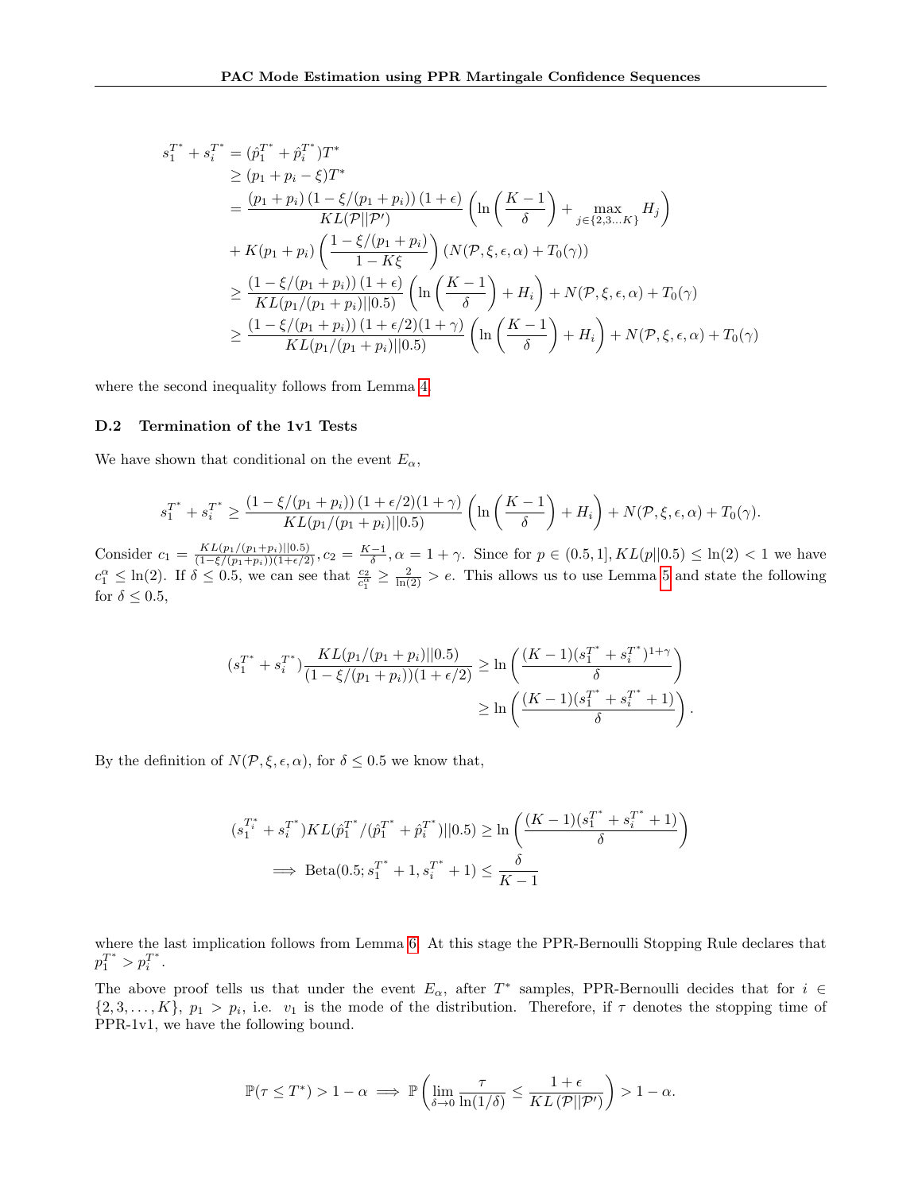$$
\begin{aligned}
s_1^{T^*} + s_i^{T^*} &= (\hat{p}_1^{T^*} + \hat{p}_i^{T^*})T^* \\
&\geq (p_1 + p_i - \xi)T^* \\
&= \frac{(p_1 + p_i)\left(1 - \xi/(p_1 + p_i)\right)(1+\epsilon)}{KL(\mathcal{P}||\mathcal{P}')} \left( \ln\left(\frac{K-1}{\delta}\right) + \max_{j \in \{2,3\ldots K\}} H_j \right) \\
&+ K(p_1 + p_i)\left(\frac{1 - \xi/(p_1 + p_i)}{1 - K\xi}\right)\left(N(\mathcal{P}, \xi, \epsilon, \alpha) + T_0(\gamma)\right) \\
&\geq \frac{\left(1 - \xi/(p_1 + p_i)\right)(1+\epsilon)}{KL(p_1/(p_1+p_i)||0.5)} \left( \ln\left(\frac{K-1}{\delta}\right) + H_i \right) + N(\mathcal{P}, \xi, \epsilon, \alpha) + T_0(\gamma) \\
&\geq \frac{\left(1 - \xi/(p_1 + p_i)\right)(1+\epsilon/2)(1+\gamma)}{KL(p_1/(p_1+p_i)||0.5)} \left( \ln\left(\frac{K-1}{\delta}\right) + H_i \right) + N(\mathcal{P}, \xi, \epsilon, \alpha) + T_0(\gamma)
\end{aligned}
$$

where the second inequality follows from Lemma 4.

### D.2 Termination of the 1v1 Tests

We have shown that conditional on the event $E_\alpha$,

$$
s_1^{T^*} + s_i^{T^*} \geq \frac{\left(1 - \xi/(p_1 + p_i)\right)(1+\epsilon/2)(1+\gamma)}{KL(p_1/(p_1+p_i)||0.5)} \left( \ln\left(\frac{K-1}{\delta}\right) + H_i \right) + N(\mathcal{P}, \xi, \epsilon, \alpha) + T_0(\gamma).
$$

Consider $c_1 = \frac{KL(p_1/(p_1+p_i)||0.5)}{(1-\xi/(p_1+p_i))(1+\epsilon/2)}, c_2 = \frac{K-1}{\delta}, \alpha = 1+\gamma$. Since for $p \in (0.5, 1], KL(p||0.5) \leq \ln(2) < 1$ we have $c_1^\alpha \leq \ln(2)$. If $\delta \leq 0.5$, we can see that $\frac{c_2}{c_1^\alpha} \geq \frac{2}{\ln(2)} > e$. This allows us to use Lemma 5 and state the following for $\delta \leq 0.5$,

$$
\begin{aligned}
(s_1^{T^*} + s_i^{T^*}) \frac{KL(p_1/(p_1+p_i)||0.5)}{(1-\xi/(p_1+p_i))(1+\epsilon/2)} &\geq \ln\left(\frac{(K-1)(s_1^{T^*} + s_i^{T^*})^{1+\gamma}}{\delta}\right) \\
&\geq \ln\left(\frac{(K-1)(s_1^{T^*} + s_i^{T^*} + 1)}{\delta}\right).
\end{aligned}
$$

By the definition of $N(\mathcal{P}, \xi, \epsilon, \alpha)$, for $\delta \leq 0.5$ we know that,

$$
\begin{aligned}
&(s_1^{T_i^*} + s_i^{T^*}) KL(\hat{p}_1^{T^*}/(\hat{p}_1^{T^*} + \hat{p}_i^{T^*})||0.5) \geq \ln\left(\frac{(K-1)(s_1^{T^*} + s_i^{T^*} + 1)}{\delta}\right) \\
&\implies \text{Beta}(0.5; s_1^{T^*} + 1, s_i^{T^*} + 1) \leq \frac{\delta}{K-1}
\end{aligned}
$$

where the last implication follows from Lemma 6. At this stage the PPR-Bernoulli Stopping Rule declares that $p_1^{T^*} > p_i^{T^*}$.

The above proof tells us that under the event $E_\alpha$, after $T^*$ samples, PPR-Bernoulli decides that for $i \in \{2, 3, \ldots, K\}$, $p_1 > p_i$, i.e. $v_1$ is the mode of the distribution. Therefore, if $\tau$ denotes the stopping time of PPR-1v1, we have the following bound.

$$
\mathbb{P}(\tau \leq T^*) > 1 - \alpha \implies \mathbb{P}\left(\lim_{\delta \to 0} \frac{\tau}{\ln(1/\delta)} \leq \frac{1+\epsilon}{KL\left(\mathcal{P}||\mathcal{P}'\right)}\right) > 1 - \alpha.
$$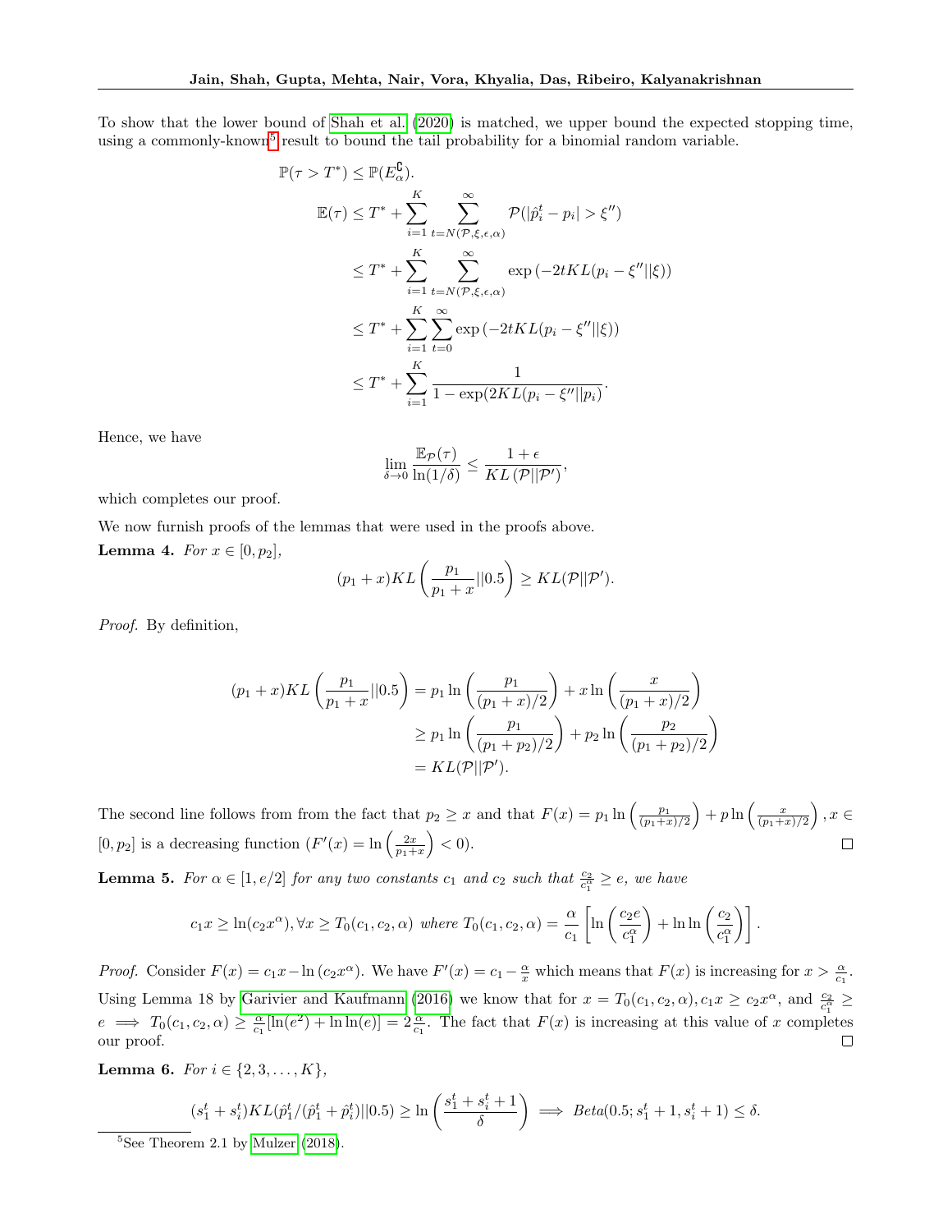To show that the lower bound of Shah et al. (2020) is matched, we upper bound the expected stopping time, using a commonly-known[5] result to bound the tail probability for a binomial random variable.

$$
\begin{aligned}
\mathbb{P}(\tau > T^*) &\leq \mathbb{P}(E_\alpha^\complement). \\
\mathbb{E}(\tau) &\leq T^* + \sum_{i=1}^{K} \sum_{t=N(\mathcal{P},\xi,\epsilon,\alpha)}^{\infty} \mathcal{P}(|\hat{p}_i^t - p_i| > \xi'') \\
&\leq T^* + \sum_{i=1}^{K} \sum_{t=N(\mathcal{P},\xi,\epsilon,\alpha)}^{\infty} \exp\left(-2tKL(p_i - \xi''||\xi)\right) \\
&\leq T^* + \sum_{i=1}^{K} \sum_{t=0}^{\infty} \exp\left(-2tKL(p_i - \xi''||\xi)\right) \\
&\leq T^* + \sum_{i=1}^{K} \frac{1}{1 - \exp(2KL(p_i - \xi''||p_i)}.
\end{aligned}
$$

Hence, we have

$$
\lim_{\delta \to 0} \frac{\mathbb{E}_{\mathcal{P}}(\tau)}{\ln(1/\delta)} \leq \frac{1+\epsilon}{KL\left(\mathcal{P}||\mathcal{P}'\right)},
$$

which completes our proof.

We now furnish proofs of the lemmas that were used in the proofs above.

**Lemma 4.** *For $x \in [0, p_2]$,*

$$
(p_1 + x)KL\left(\frac{p_1}{p_1 + x}||0.5\right) \geq KL(\mathcal{P}||\mathcal{P}').
$$

*Proof.* By definition,

$$
\begin{aligned}
(p_1 + x)KL\left(\frac{p_1}{p_1 + x}||0.5\right) &= p_1 \ln\left(\frac{p_1}{(p_1 + x)/2}\right) + x \ln\left(\frac{x}{(p_1 + x)/2}\right) \\
&\geq p_1 \ln\left(\frac{p_1}{(p_1 + p_2)/2}\right) + p_2 \ln\left(\frac{p_2}{(p_1 + p_2)/2}\right) \\
&= KL(\mathcal{P}||\mathcal{P}').
\end{aligned}
$$

The second line follows from from the fact that $p_2 \geq x$ and that $F(x) = p_1 \ln\left(\frac{p_1}{(p_1+x)/2}\right) + p \ln\left(\frac{x}{(p_1+x)/2}\right), x \in [0, p_2]$ is a decreasing function ($F'(x) = \ln\left(\frac{2x}{p_1+x}\right) < 0$). ◻

**Lemma 5.** *For $\alpha \in [1, e/2]$ for any two constants $c_1$ and $c_2$ such that $\frac{c_2}{c_1^\alpha} \geq e$, we have*

$$
c_1 x \geq \ln(c_2 x^\alpha), \forall x \geq T_0(c_1, c_2, \alpha) \text{ where } T_0(c_1, c_2, \alpha) = \frac{\alpha}{c_1}\left[\ln\left(\frac{c_2 e}{c_1^\alpha}\right) + \ln\ln\left(\frac{c_2}{c_1^\alpha}\right)\right].
$$

*Proof.* Consider $F(x) = c_1 x - \ln(c_2 x^\alpha)$. We have $F'(x) = c_1 - \frac{\alpha}{x}$ which means that $F(x)$ is increasing for $x > \frac{\alpha}{c_1}$. Using Lemma 18 by Garivier and Kaufmann (2016) we know that for $x = T_0(c_1, c_2, \alpha), c_1 x \geq c_2 x^\alpha$, and $\frac{c_2}{c_1^\alpha} \geq e \implies T_0(c_1, c_2, \alpha) \geq \frac{\alpha}{c_1}[\ln(e^2) + \ln\ln(e)] = 2\frac{\alpha}{c_1}$. The fact that $F(x)$ is increasing at this value of $x$ completes our proof. ◻

**Lemma 6.** *For $i \in \{2, 3, \ldots, K\}$,*

$$
(s_1^t + s_i^t)KL(\hat{p}_1^t/(\hat{p}_1^t + \hat{p}_i^t)||0.5) \geq \ln\left(\frac{s_1^t + s_i^t + 1}{\delta}\right) \implies Beta(0.5; s_1^t + 1, s_i^t + 1) \leq \delta.
$$

[5] See Theorem 2.1 by Mulzer (2018).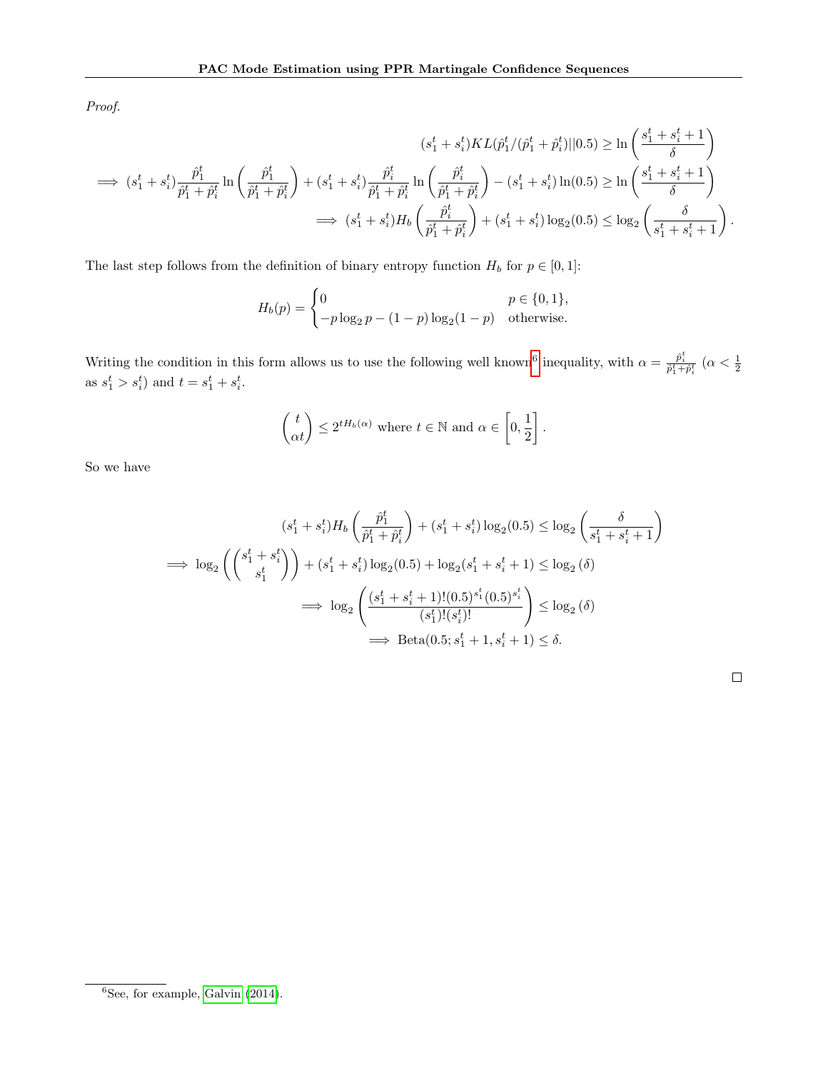*Proof.*

$$
\begin{aligned}
&(s_1^t + s_i^t) KL(\hat{p}_1^t/(\hat{p}_1^t + \hat{p}_i^t)||0.5) \geq \ln\left(\frac{s_1^t + s_i^t + 1}{\delta}\right) \\
\implies &(s_1^t + s_i^t)\frac{\hat{p}_1^t}{\hat{p}_1^t + \hat{p}_i^t}\ln\left(\frac{\hat{p}_1^t}{\hat{p}_1^t + \hat{p}_i^t}\right) + (s_1^t + s_i^t)\frac{\hat{p}_i^t}{\hat{p}_1^t + \hat{p}_i^t}\ln\left(\frac{\hat{p}_i^t}{\hat{p}_1^t + \hat{p}_i^t}\right) - (s_1^t + s_i^t)\ln(0.5) \geq \ln\left(\frac{s_1^t + s_i^t + 1}{\delta}\right) \\
\implies &(s_1^t + s_i^t) H_b\left(\frac{\hat{p}_i^t}{\hat{p}_1^t + \hat{p}_i^t}\right) + (s_1^t + s_i^t)\log_2(0.5) \leq \log_2\left(\frac{\delta}{s_1^t + s_i^t + 1}\right).
\end{aligned}
$$

The last step follows from the definition of binary entropy function $H_b$ for $p \in [0,1]$:

$$
H_b(p) = \begin{cases} 0 & p \in \{0,1\}, \\ -p\log_2 p - (1-p)\log_2(1-p) & \text{otherwise.} \end{cases}
$$

Writing the condition in this form allows us to use the following well known[6] inequality, with $\alpha = \frac{\hat{p}_i^t}{\hat{p}_1^t + \hat{p}_i^t}$ ($\alpha < \frac{1}{2}$ as $s_1^t > s_i^t$) and $t = s_1^t + s_i^t$.

$$
\binom{t}{\alpha t} \leq 2^{t H_b(\alpha)} \text{ where } t \in \mathbb{N} \text{ and } \alpha \in \left[0, \frac{1}{2}\right].
$$

So we have

$$
\begin{aligned}
&(s_1^t + s_i^t) H_b\left(\frac{\hat{p}_1^t}{\hat{p}_1^t + \hat{p}_i^t}\right) + (s_1^t + s_i^t)\log_2(0.5) \leq \log_2\left(\frac{\delta}{s_1^t + s_i^t + 1}\right) \\
\implies &\log_2\left(\binom{s_1^t + s_i^t}{s_1^t}\right) + (s_1^t + s_i^t)\log_2(0.5) + \log_2(s_1^t + s_i^t + 1) \leq \log_2(\delta) \\
\implies &\log_2\left(\frac{(s_1^t + s_i^t + 1)!(0.5)^{s_1^t}(0.5)^{s_i^t}}{(s_1^t)!(s_i^t)!}\right) \leq \log_2(\delta) \\
\implies &\text{Beta}(0.5; s_1^t + 1, s_i^t + 1) \leq \delta.
\end{aligned}
$$

□

[6] See, for example, Galvin (2014).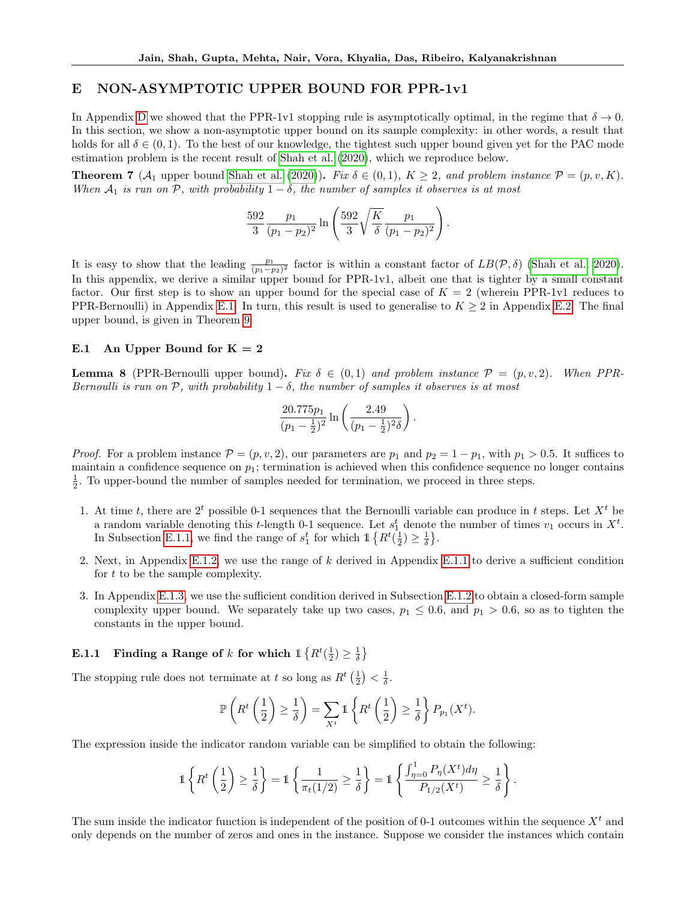## E NON-ASYMPTOTIC UPPER BOUND FOR PPR-1v1

In Appendix D we showed that the PPR-1v1 stopping rule is asymptotically optimal, in the regime that $\delta \to 0$. In this section, we show a non-asymptotic upper bound on its sample complexity: in other words, a result that holds for all $\delta \in (0, 1)$. To the best of our knowledge, the tightest such upper bound given yet for the PAC mode estimation problem is the recent result of Shah et al. (2020), which we reproduce below.

**Theorem 7** ($\mathcal{A}_1$ upper bound Shah et al. (2020))**.** *Fix $\delta \in (0, 1)$, $K \geq 2$, and problem instance $\mathcal{P} = (p, v, K)$. When $\mathcal{A}_1$ is run on $\mathcal{P}$, with probability $1 - \delta$, the number of samples it observes is at most*

$$\frac{592}{3} \frac{p_1}{(p_1 - p_2)^2} \ln\left(\frac{592}{3}\sqrt{\frac{K}{\delta}} \frac{p_1}{(p_1 - p_2)^2}\right).$$

It is easy to show that the leading $\frac{p_1}{(p_1-p_2)^2}$ factor is within a constant factor of $LB(\mathcal{P}, \delta)$ (Shah et al., 2020). In this appendix, we derive a similar upper bound for PPR-1v1, albeit one that is tighter by a small constant factor. Our first step is to show an upper bound for the special case of $K = 2$ (wherein PPR-1v1 reduces to PPR-Bernoulli) in Appendix E.1. In turn, this result is used to generalise to $K \geq 2$ in Appendix E.2. The final upper bound, is given in Theorem 9.

### E.1 An Upper Bound for K = 2

**Lemma 8** (PPR-Bernoulli upper bound)**.** *Fix $\delta \in (0, 1)$ and problem instance $\mathcal{P} = (p, v, 2)$. When PPR-Bernoulli is run on $\mathcal{P}$, with probability $1 - \delta$, the number of samples it observes is at most*

$$\frac{20.775 p_1}{(p_1 - \frac{1}{2})^2} \ln\left(\frac{2.49}{(p_1 - \frac{1}{2})^2 \delta}\right).$$

*Proof.* For a problem instance $\mathcal{P} = (p, v, 2)$, our parameters are $p_1$ and $p_2 = 1 - p_1$, with $p_1 > 0.5$. It suffices to maintain a confidence sequence on $p_1$; termination is achieved when this confidence sequence no longer contains $\frac{1}{2}$. To upper-bound the number of samples needed for termination, we proceed in three steps.

1. At time $t$, there are $2^t$ possible 0-1 sequences that the Bernoulli variable can produce in $t$ steps. Let $X^t$ be a random variable denoting this $t$-length 0-1 sequence. Let $s_1^t$ denote the number of times $v_1$ occurs in $X^t$. In Subsection E.1.1, we find the range of $s_1^t$ for which $\mathbb{1}\left\{R^t(\frac{1}{2}) \geq \frac{1}{\delta}\right\}$.
2. Next, in Appendix E.1.2, we use the range of $k$ derived in Appendix E.1.1 to derive a sufficient condition for $t$ to be the sample complexity.
3. In Appendix E.1.3, we use the sufficient condition derived in Subsection E.1.2 to obtain a closed-form sample complexity upper bound. We separately take up two cases, $p_1 \leq 0.6$, and $p_1 > 0.6$, so as to tighten the constants in the upper bound.

#### E.1.1 Finding a Range of $k$ for which $\mathbb{1}\left\{R^t(\frac{1}{2}) \geq \frac{1}{\delta}\right\}$

The stopping rule does not terminate at $t$ so long as $R^t\left(\frac{1}{2}\right) < \frac{1}{\delta}$.

$$\mathbb{P}\left(R^t\left(\frac{1}{2}\right) \geq \frac{1}{\delta}\right) = \sum_{X^t} \mathbb{1}\left\{R^t\left(\frac{1}{2}\right) \geq \frac{1}{\delta}\right\} P_{p_1}(X^t).$$

The expression inside the indicator random variable can be simplified to obtain the following:

$$\mathbb{1}\left\{R^t\left(\frac{1}{2}\right) \geq \frac{1}{\delta}\right\} = \mathbb{1}\left\{\frac{1}{\pi_t(1/2)} \geq \frac{1}{\delta}\right\} = \mathbb{1}\left\{\frac{\int_{\eta=0}^{1} P_\eta(X^t) d\eta}{P_{1/2}(X^t)} \geq \frac{1}{\delta}\right\}.$$

The sum inside the indicator function is independent of the position of 0-1 outcomes within the sequence $X^t$ and only depends on the number of zeros and ones in the instance. Suppose we consider the instances which contain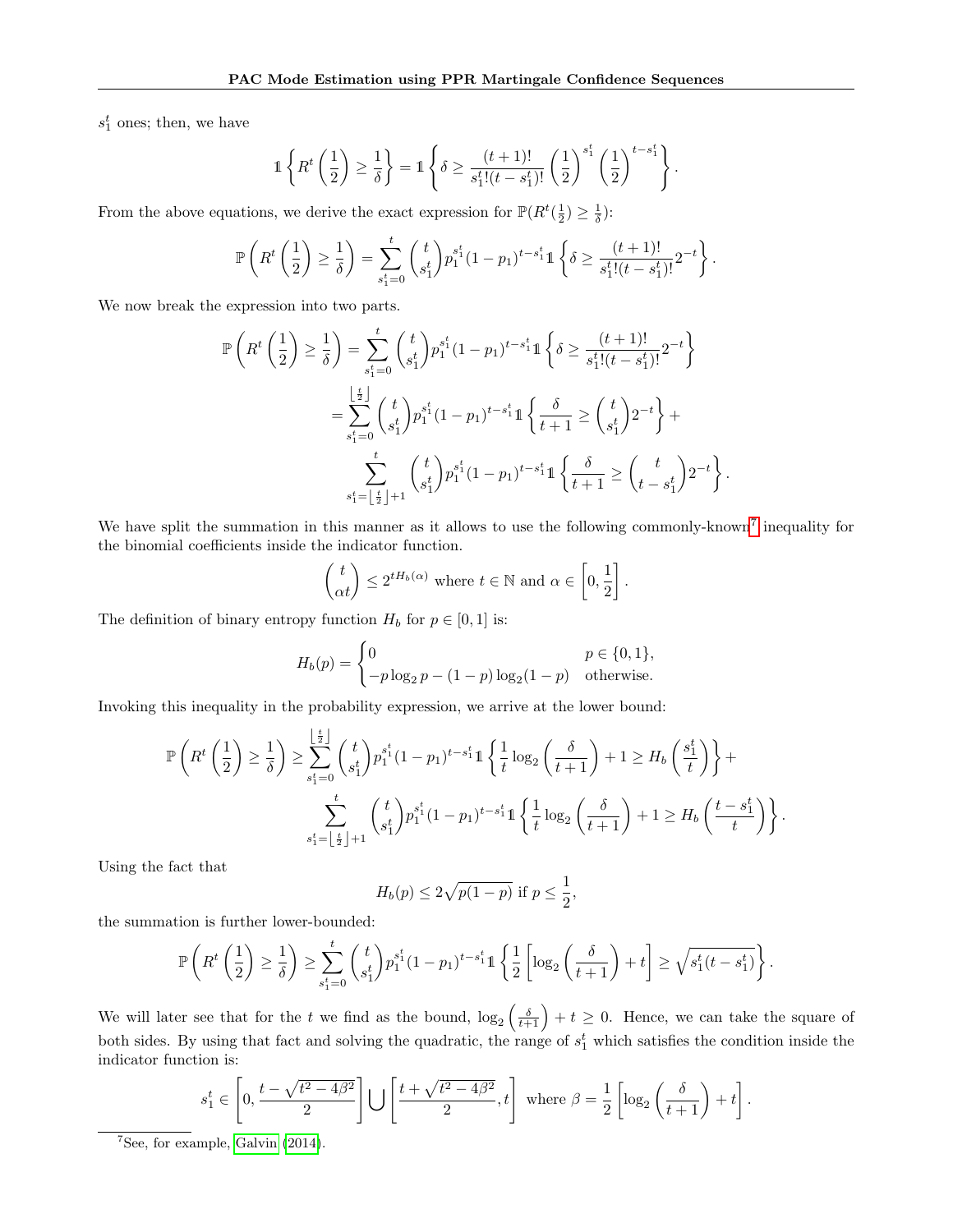$s_1^t$ ones; then, we have

$$\mathbb{1}\left\{R^t\left(\frac{1}{2}\right) \geq \frac{1}{\delta}\right\} = \mathbb{1}\left\{\delta \geq \frac{(t+1)!}{s_1^t!(t-s_1^t)!}\left(\frac{1}{2}\right)^{s_1^t}\left(\frac{1}{2}\right)^{t-s_1^t}\right\}.$$

From the above equations, we derive the exact expression for $\mathbb{P}(R^t(\frac{1}{2}) \geq \frac{1}{\delta})$:

$$\mathbb{P}\left(R^t\left(\frac{1}{2}\right) \geq \frac{1}{\delta}\right) = \sum_{s_1^t=0}^{t} \binom{t}{s_1^t} p_1^{s_1^t}(1-p_1)^{t-s_1^t}\mathbb{1}\left\{\delta \geq \frac{(t+1)!}{s_1^t!(t-s_1^t)!}2^{-t}\right\}.$$

We now break the expression into two parts.

$$\begin{aligned}
\mathbb{P}\left(R^t\left(\frac{1}{2}\right) \geq \frac{1}{\delta}\right) &= \sum_{s_1^t=0}^{t} \binom{t}{s_1^t} p_1^{s_1^t}(1-p_1)^{t-s_1^t}\mathbb{1}\left\{\delta \geq \frac{(t+1)!}{s_1^t!(t-s_1^t)!}2^{-t}\right\} \\
&= \sum_{s_1^t=0}^{\lfloor \frac{t}{2} \rfloor} \binom{t}{s_1^t} p_1^{s_1^t}(1-p_1)^{t-s_1^t}\mathbb{1}\left\{\frac{\delta}{t+1} \geq \binom{t}{s_1^t}2^{-t}\right\} + \\
&\quad \sum_{s_1^t=\lfloor \frac{t}{2} \rfloor+1}^{t} \binom{t}{s_1^t} p_1^{s_1^t}(1-p_1)^{t-s_1^t}\mathbb{1}\left\{\frac{\delta}{t+1} \geq \binom{t}{t-s_1^t}2^{-t}\right\}.
\end{aligned}$$

We have split the summation in this manner as it allows to use the following commonly-known[7] inequality for the binomial coefficients inside the indicator function.

$$\binom{t}{\alpha t} \leq 2^{tH_b(\alpha)} \text{ where } t \in \mathbb{N} \text{ and } \alpha \in \left[0, \frac{1}{2}\right].$$

The definition of binary entropy function $H_b$ for $p \in [0,1]$ is:

$$H_b(p) = \begin{cases} 0 & p \in \{0,1\}, \\ -p\log_2 p - (1-p)\log_2(1-p) & \text{otherwise.} \end{cases}$$

Invoking this inequality in the probability expression, we arrive at the lower bound:

$$\begin{aligned}
\mathbb{P}\left(R^t\left(\frac{1}{2}\right) \geq \frac{1}{\delta}\right) \geq &\sum_{s_1^t=0}^{\lfloor \frac{t}{2} \rfloor} \binom{t}{s_1^t} p_1^{s_1^t}(1-p_1)^{t-s_1^t}\mathbb{1}\left\{\frac{1}{t}\log_2\left(\frac{\delta}{t+1}\right) + 1 \geq H_b\left(\frac{s_1^t}{t}\right)\right\} + \\
&\sum_{s_1^t=\lfloor \frac{t}{2} \rfloor+1}^{t} \binom{t}{s_1^t} p_1^{s_1^t}(1-p_1)^{t-s_1^t}\mathbb{1}\left\{\frac{1}{t}\log_2\left(\frac{\delta}{t+1}\right) + 1 \geq H_b\left(\frac{t-s_1^t}{t}\right)\right\}.
\end{aligned}$$

Using the fact that

$$H_b(p) \leq 2\sqrt{p(1-p)} \text{ if } p \leq \frac{1}{2},$$

the summation is further lower-bounded:

$$\mathbb{P}\left(R^t\left(\frac{1}{2}\right) \geq \frac{1}{\delta}\right) \geq \sum_{s_1^t=0}^{t} \binom{t}{s_1^t} p_1^{s_1^t}(1-p_1)^{t-s_1^t}\mathbb{1}\left\{\frac{1}{2}\left[\log_2\left(\frac{\delta}{t+1}\right) + t\right] \geq \sqrt{s_1^t(t-s_1^t)}\right\}.$$

We will later see that for the $t$ we find as the bound, $\log_2\left(\frac{\delta}{t+1}\right) + t \geq 0$. Hence, we can take the square of both sides. By using that fact and solving the quadratic, the range of $s_1^t$ which satisfies the condition inside the indicator function is:

$$s_1^t \in \left[0, \frac{t - \sqrt{t^2 - 4\beta^2}}{2}\right] \bigcup \left[\frac{t + \sqrt{t^2 - 4\beta^2}}{2}, t\right] \text{ where } \beta = \frac{1}{2}\left[\log_2\left(\frac{\delta}{t+1}\right) + t\right].$$

[7] See, for example, Galvin (2014).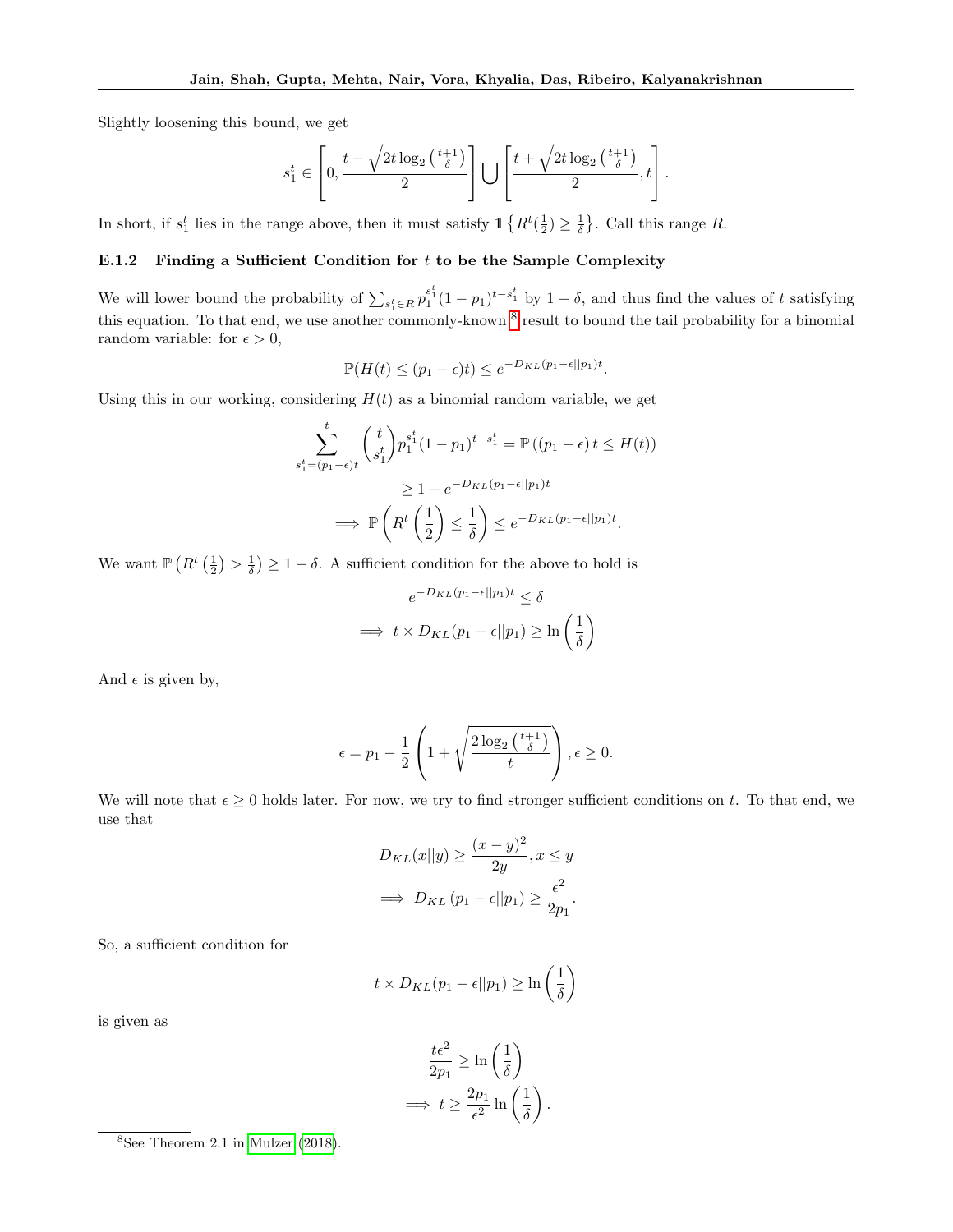Slightly loosening this bound, we get

$$s_1^t \in \left[0, \frac{t - \sqrt{2t \log_2\left(\frac{t+1}{\delta}\right)}}{2}\right] \bigcup \left[\frac{t + \sqrt{2t \log_2\left(\frac{t+1}{\delta}\right)}}{2}, t\right].$$

In short, if $s_1^t$ lies in the range above, then it must satisfy $\mathbb{1}\left\{R^t(\frac{1}{2}) \geq \frac{1}{\delta}\right\}$. Call this range $R$.

### E.1.2 Finding a Sufficient Condition for $t$ to be the Sample Complexity

We will lower bound the probability of $\sum_{s_1^t \in R} p_1^{s_1^t}(1-p_1)^{t-s_1^t}$ by $1-\delta$, and thus find the values of $t$ satisfying this equation. To that end, we use another commonly-known[8] result to bound the tail probability for a binomial random variable: for $\epsilon > 0$,

$$\mathbb{P}(H(t) \leq (p_1 - \epsilon)t) \leq e^{-D_{KL}(p_1-\epsilon||p_1)t}.$$

Using this in our working, considering $H(t)$ as a binomial random variable, we get

$$\begin{aligned}
\sum_{s_1^t=(p_1-\epsilon)t}^{t} \binom{t}{s_1^t} p_1^{s_1^t}(1-p_1)^{t-s_1^t} &= \mathbb{P}\left((p_1-\epsilon)\, t \leq H(t)\right) \\
&\geq 1 - e^{-D_{KL}(p_1-\epsilon||p_1)t} \\
\implies \mathbb{P}\left(R^t\left(\frac{1}{2}\right) \leq \frac{1}{\delta}\right) &\leq e^{-D_{KL}(p_1-\epsilon||p_1)t}.
\end{aligned}$$

We want $\mathbb{P}\left(R^t\left(\frac{1}{2}\right) > \frac{1}{\delta}\right) \geq 1-\delta$. A sufficient condition for the above to hold is

$$\begin{aligned}
e^{-D_{KL}(p_1-\epsilon||p_1)t} &\leq \delta \\
\implies t \times D_{KL}(p_1-\epsilon||p_1) &\geq \ln\left(\frac{1}{\delta}\right)
\end{aligned}$$

And $\epsilon$ is given by,

$$\epsilon = p_1 - \frac{1}{2}\left(1 + \sqrt{\frac{2\log_2\left(\frac{t+1}{\delta}\right)}{t}}\right), \epsilon \geq 0.$$

We will note that $\epsilon \geq 0$ holds later. For now, we try to find stronger sufficient conditions on $t$. To that end, we use that

$$\begin{aligned}
D_{KL}(x||y) &\geq \frac{(x-y)^2}{2y}, x \leq y \\
\implies D_{KL}\left(p_1 - \epsilon||p_1\right) &\geq \frac{\epsilon^2}{2p_1}.
\end{aligned}$$

So, a sufficient condition for

$$t \times D_{KL}(p_1-\epsilon||p_1) \geq \ln\left(\frac{1}{\delta}\right)$$

is given as

$$\begin{aligned}
\frac{t\epsilon^2}{2p_1} &\geq \ln\left(\frac{1}{\delta}\right) \\
\implies t &\geq \frac{2p_1}{\epsilon^2}\ln\left(\frac{1}{\delta}\right).
\end{aligned}$$

[8] See Theorem 2.1 in Mulzer (2018).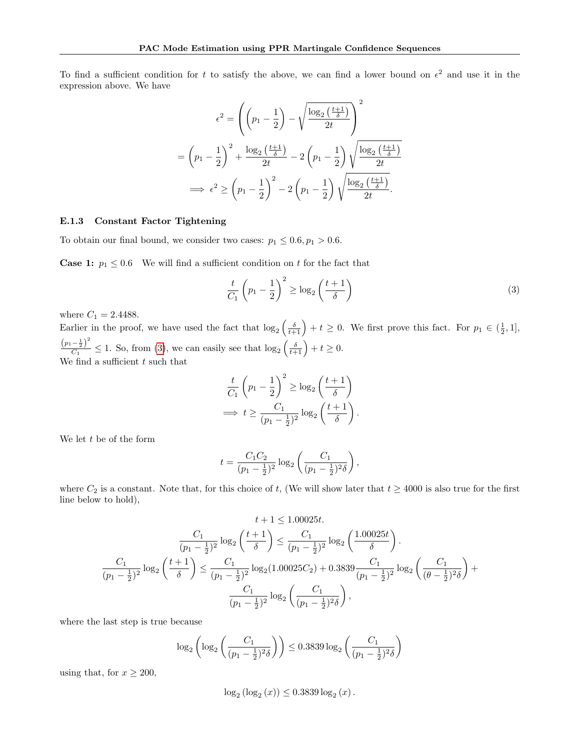To find a sufficient condition for $t$ to satisfy the above, we can find a lower bound on $\epsilon^2$ and use it in the expression above. We have

$$
\begin{aligned}
\epsilon^2 &= \left( \left(p_1 - \frac{1}{2}\right) - \sqrt{\frac{\log_2\left(\frac{t+1}{\delta}\right)}{2t}} \right)^2 \\
&= \left(p_1 - \frac{1}{2}\right)^2 + \frac{\log_2\left(\frac{t+1}{\delta}\right)}{2t} - 2\left(p_1 - \frac{1}{2}\right)\sqrt{\frac{\log_2\left(\frac{t+1}{\delta}\right)}{2t}} \\
\implies \epsilon^2 &\geq \left(p_1 - \frac{1}{2}\right)^2 - 2\left(p_1 - \frac{1}{2}\right)\sqrt{\frac{\log_2\left(\frac{t+1}{\delta}\right)}{2t}}.
\end{aligned}
$$

### E.1.3 Constant Factor Tightening

To obtain our final bound, we consider two cases: $p_1 \leq 0.6, p_1 > 0.6$.

**Case 1:** $p_1 \leq 0.6$ We will find a sufficient condition on $t$ for the fact that

$$
\frac{t}{C_1}\left(p_1 - \frac{1}{2}\right)^2 \geq \log_2\left(\frac{t+1}{\delta}\right) \tag{3}
$$

where $C_1 = 2.4488$.

Earlier in the proof, we have used the fact that $\log_2\left(\frac{\delta}{t+1}\right) + t \geq 0$. We first prove this fact. For $p_1 \in (\frac{1}{2}, 1]$, $\frac{\left(p_1 - \frac{1}{2}\right)^2}{C_1} \leq 1$. So, from (3), we can easily see that $\log_2\left(\frac{\delta}{t+1}\right) + t \geq 0$.

We find a sufficient $t$ such that

$$
\begin{aligned}
&\frac{t}{C_1}\left(p_1 - \frac{1}{2}\right)^2 \geq \log_2\left(\frac{t+1}{\delta}\right) \\
&\implies t \geq \frac{C_1}{(p_1 - \frac{1}{2})^2}\log_2\left(\frac{t+1}{\delta}\right).
\end{aligned}
$$

We let $t$ be of the form

$$
t = \frac{C_1 C_2}{(p_1 - \frac{1}{2})^2}\log_2\left(\frac{C_1}{(p_1 - \frac{1}{2})^2 \delta}\right),
$$

where $C_2$ is a constant. Note that, for this choice of $t$, (We will show later that $t \geq 4000$ is also true for the first line below to hold),

$$
\begin{gathered}
t + 1 \leq 1.00025t. \\
\frac{C_1}{(p_1 - \frac{1}{2})^2}\log_2\left(\frac{t+1}{\delta}\right) \leq \frac{C_1}{(p_1 - \frac{1}{2})^2}\log_2\left(\frac{1.00025t}{\delta}\right). \\
\frac{C_1}{(p_1 - \frac{1}{2})^2}\log_2\left(\frac{t+1}{\delta}\right) \leq \frac{C_1}{(p_1 - \frac{1}{2})^2}\log_2(1.00025C_2) + 0.3839\frac{C_1}{(p_1 - \frac{1}{2})^2}\log_2\left(\frac{C_1}{(\theta - \frac{1}{2})^2 \delta}\right) + \\
\frac{C_1}{(p_1 - \frac{1}{2})^2}\log_2\left(\frac{C_1}{(p_1 - \frac{1}{2})^2 \delta}\right),
\end{gathered}
$$

where the last step is true because

$$
\log_2\left(\log_2\left(\frac{C_1}{(p_1 - \frac{1}{2})^2 \delta}\right)\right) \leq 0.3839\log_2\left(\frac{C_1}{(p_1 - \frac{1}{2})^2 \delta}\right)
$$

using that, for $x \geq 200$,

$$
\log_2\left(\log_2(x)\right) \leq 0.3839\log_2(x).
$$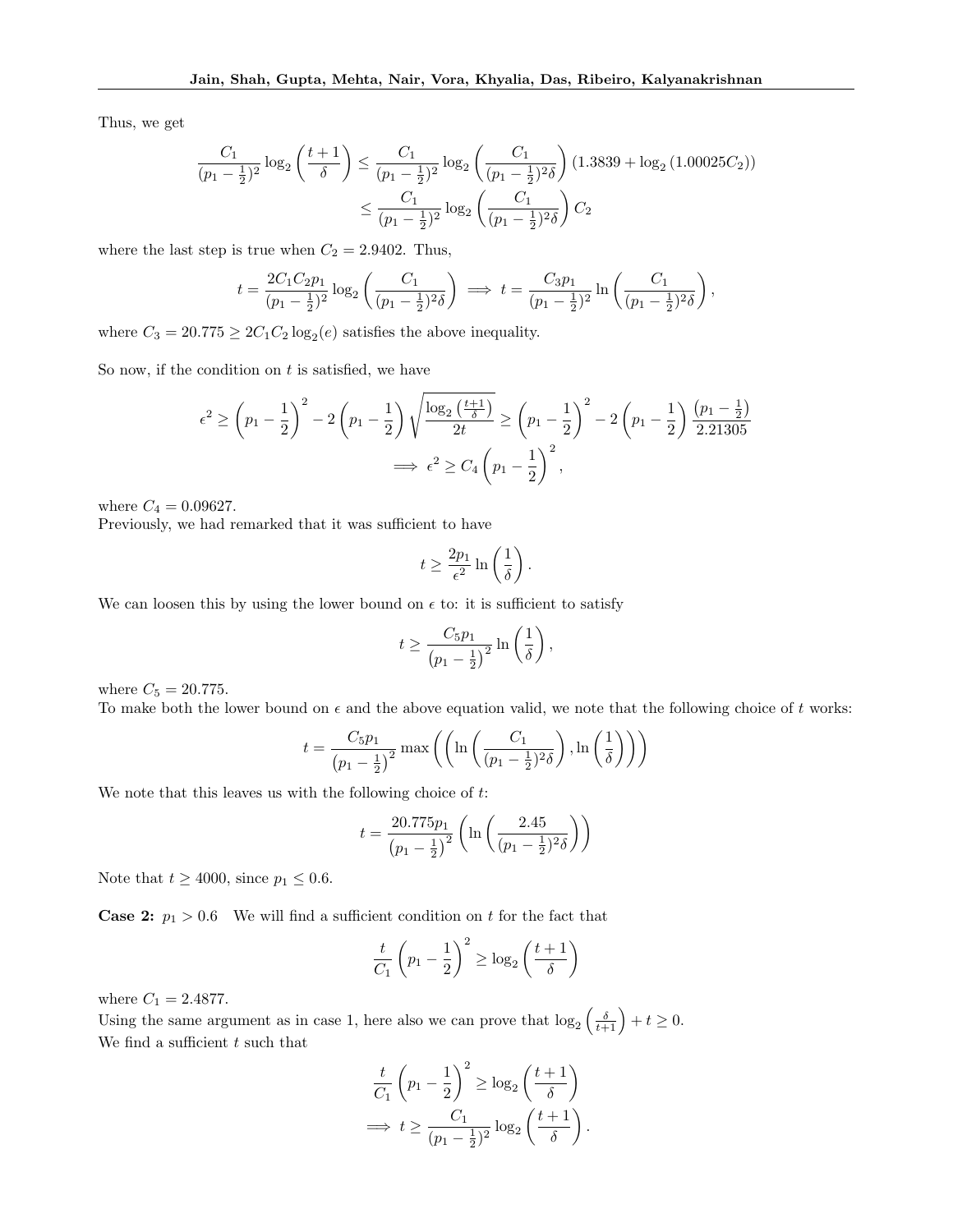Thus, we get

$$
\begin{aligned}
\frac{C_1}{(p_1 - \frac{1}{2})^2} \log_2\left(\frac{t+1}{\delta}\right) &\leq \frac{C_1}{(p_1 - \frac{1}{2})^2} \log_2\left(\frac{C_1}{(p_1 - \frac{1}{2})^2 \delta}\right)(1.3839 + \log_2(1.00025 C_2)) \\
&\leq \frac{C_1}{(p_1 - \frac{1}{2})^2} \log_2\left(\frac{C_1}{(p_1 - \frac{1}{2})^2 \delta}\right) C_2
\end{aligned}
$$

where the last step is true when $C_2 = 2.9402$. Thus,

$$
t = \frac{2C_1C_2p_1}{(p_1 - \frac{1}{2})^2} \log_2\left(\frac{C_1}{(p_1 - \frac{1}{2})^2 \delta}\right) \implies t = \frac{C_3 p_1}{(p_1 - \frac{1}{2})^2} \ln\left(\frac{C_1}{(p_1 - \frac{1}{2})^2 \delta}\right),
$$

where $C_3 = 20.775 \geq 2C_1C_2\log_2(e)$ satisfies the above inequality.

So now, if the condition on $t$ is satisfied, we have

$$
\begin{aligned}
\epsilon^2 \geq \left(p_1 - \frac{1}{2}\right)^2 - 2\left(p_1 - \frac{1}{2}\right)\sqrt{\frac{\log_2\left(\frac{t+1}{\delta}\right)}{2t}} &\geq \left(p_1 - \frac{1}{2}\right)^2 - 2\left(p_1 - \frac{1}{2}\right)\frac{(p_1 - \frac{1}{2})}{2.21305} \\
\implies \epsilon^2 &\geq C_4\left(p_1 - \frac{1}{2}\right)^2,
\end{aligned}
$$

where $C_4 = 0.09627$.
Previously, we had remarked that it was sufficient to have

$$
t \geq \frac{2p_1}{\epsilon^2} \ln\left(\frac{1}{\delta}\right).
$$

We can loosen this by using the lower bound on $\epsilon$ to: it is sufficient to satisfy

$$
t \geq \frac{C_5 p_1}{\left(p_1 - \frac{1}{2}\right)^2} \ln\left(\frac{1}{\delta}\right),
$$

where $C_5 = 20.775$.
To make both the lower bound on $\epsilon$ and the above equation valid, we note that the following choice of $t$ works:

$$
t = \frac{C_5 p_1}{\left(p_1 - \frac{1}{2}\right)^2} \max\left(\left(\ln\left(\frac{C_1}{(p_1 - \frac{1}{2})^2 \delta}\right), \ln\left(\frac{1}{\delta}\right)\right)\right)
$$

We note that this leaves us with the following choice of $t$:

$$
t = \frac{20.775 p_1}{\left(p_1 - \frac{1}{2}\right)^2}\left(\ln\left(\frac{2.45}{(p_1 - \frac{1}{2})^2 \delta}\right)\right)
$$

Note that $t \geq 4000$, since $p_1 \leq 0.6$.

**Case 2:** $p_1 > 0.6$ We will find a sufficient condition on $t$ for the fact that

$$
\frac{t}{C_1}\left(p_1 - \frac{1}{2}\right)^2 \geq \log_2\left(\frac{t+1}{\delta}\right)
$$

where $C_1 = 2.4877$.
Using the same argument as in case 1, here also we can prove that $\log_2\left(\frac{\delta}{t+1}\right) + t \geq 0$.
We find a sufficient $t$ such that

$$
\begin{aligned}
&\frac{t}{C_1}\left(p_1 - \frac{1}{2}\right)^2 \geq \log_2\left(\frac{t+1}{\delta}\right) \\
\implies &t \geq \frac{C_1}{(p_1 - \frac{1}{2})^2} \log_2\left(\frac{t+1}{\delta}\right).
\end{aligned}
$$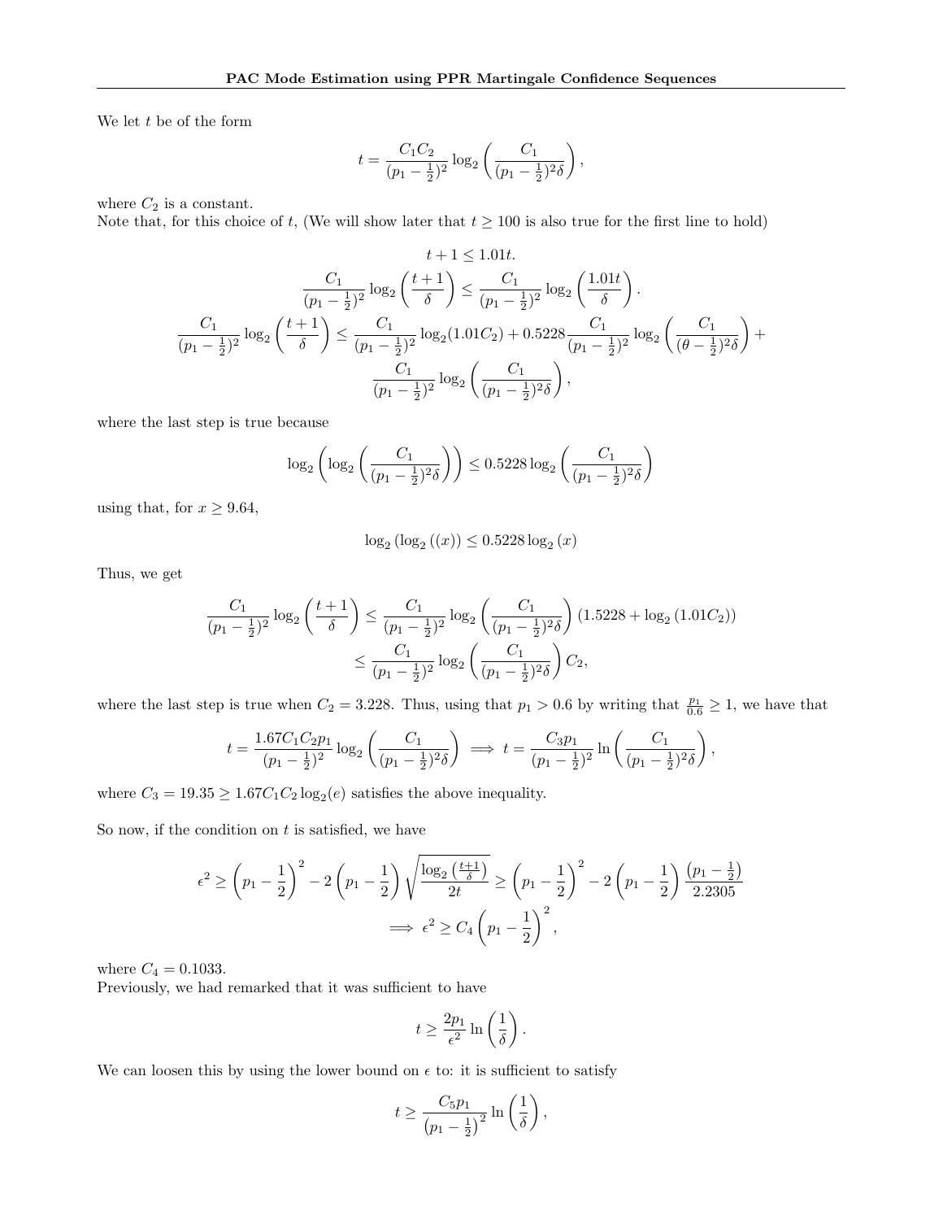We let $t$ be of the form

$$t = \frac{C_1 C_2}{(p_1 - \frac{1}{2})^2} \log_2\left(\frac{C_1}{(p_1 - \frac{1}{2})^2 \delta}\right),$$

where $C_2$ is a constant.
Note that, for this choice of $t$, (We will show later that $t \geq 100$ is also true for the first line to hold)

$$t + 1 \leq 1.01t.$$

$$\frac{C_1}{(p_1 - \frac{1}{2})^2} \log_2\left(\frac{t+1}{\delta}\right) \leq \frac{C_1}{(p_1 - \frac{1}{2})^2} \log_2\left(\frac{1.01t}{\delta}\right).$$

$$\frac{C_1}{(p_1 - \frac{1}{2})^2} \log_2\left(\frac{t+1}{\delta}\right) \leq \frac{C_1}{(p_1 - \frac{1}{2})^2} \log_2(1.01 C_2) + 0.5228 \frac{C_1}{(p_1 - \frac{1}{2})^2} \log_2\left(\frac{C_1}{(\theta - \frac{1}{2})^2 \delta}\right) + \frac{C_1}{(p_1 - \frac{1}{2})^2} \log_2\left(\frac{C_1}{(p_1 - \frac{1}{2})^2 \delta}\right),$$

where the last step is true because

$$\log_2\left(\log_2\left(\frac{C_1}{(p_1 - \frac{1}{2})^2 \delta}\right)\right) \leq 0.5228 \log_2\left(\frac{C_1}{(p_1 - \frac{1}{2})^2 \delta}\right)$$

using that, for $x \geq 9.64$,

$$\log_2\left(\log_2\left((x)\right)\right) \leq 0.5228 \log_2(x)$$

Thus, we get

$$\begin{aligned}
\frac{C_1}{(p_1 - \frac{1}{2})^2} \log_2\left(\frac{t+1}{\delta}\right) &\leq \frac{C_1}{(p_1 - \frac{1}{2})^2} \log_2\left(\frac{C_1}{(p_1 - \frac{1}{2})^2 \delta}\right) \left(1.5228 + \log_2(1.01 C_2)\right) \\
&\leq \frac{C_1}{(p_1 - \frac{1}{2})^2} \log_2\left(\frac{C_1}{(p_1 - \frac{1}{2})^2 \delta}\right) C_2,
\end{aligned}$$

where the last step is true when $C_2 = 3.228$. Thus, using that $p_1 > 0.6$ by writing that $\frac{p_1}{0.6} \geq 1$, we have that

$$t = \frac{1.67 C_1 C_2 p_1}{(p_1 - \frac{1}{2})^2} \log_2\left(\frac{C_1}{(p_1 - \frac{1}{2})^2 \delta}\right) \implies t = \frac{C_3 p_1}{(p_1 - \frac{1}{2})^2} \ln\left(\frac{C_1}{(p_1 - \frac{1}{2})^2 \delta}\right),$$

where $C_3 = 19.35 \geq 1.67 C_1 C_2 \log_2(e)$ satisfies the above inequality.

So now, if the condition on $t$ is satisfied, we have

$$\begin{aligned}
\epsilon^2 \geq \left(p_1 - \frac{1}{2}\right)^2 - 2\left(p_1 - \frac{1}{2}\right)\sqrt{\frac{\log_2\left(\frac{t+1}{\delta}\right)}{2t}} &\geq \left(p_1 - \frac{1}{2}\right)^2 - 2\left(p_1 - \frac{1}{2}\right)\frac{\left(p_1 - \frac{1}{2}\right)}{2.2305} \\
&\implies \epsilon^2 \geq C_4 \left(p_1 - \frac{1}{2}\right)^2,
\end{aligned}$$

where $C_4 = 0.1033$.
Previously, we had remarked that it was sufficient to have

$$t \geq \frac{2p_1}{\epsilon^2} \ln\left(\frac{1}{\delta}\right).$$

We can loosen this by using the lower bound on $\epsilon$ to: it is sufficient to satisfy

$$t \geq \frac{C_5 p_1}{\left(p_1 - \frac{1}{2}\right)^2} \ln\left(\frac{1}{\delta}\right),$$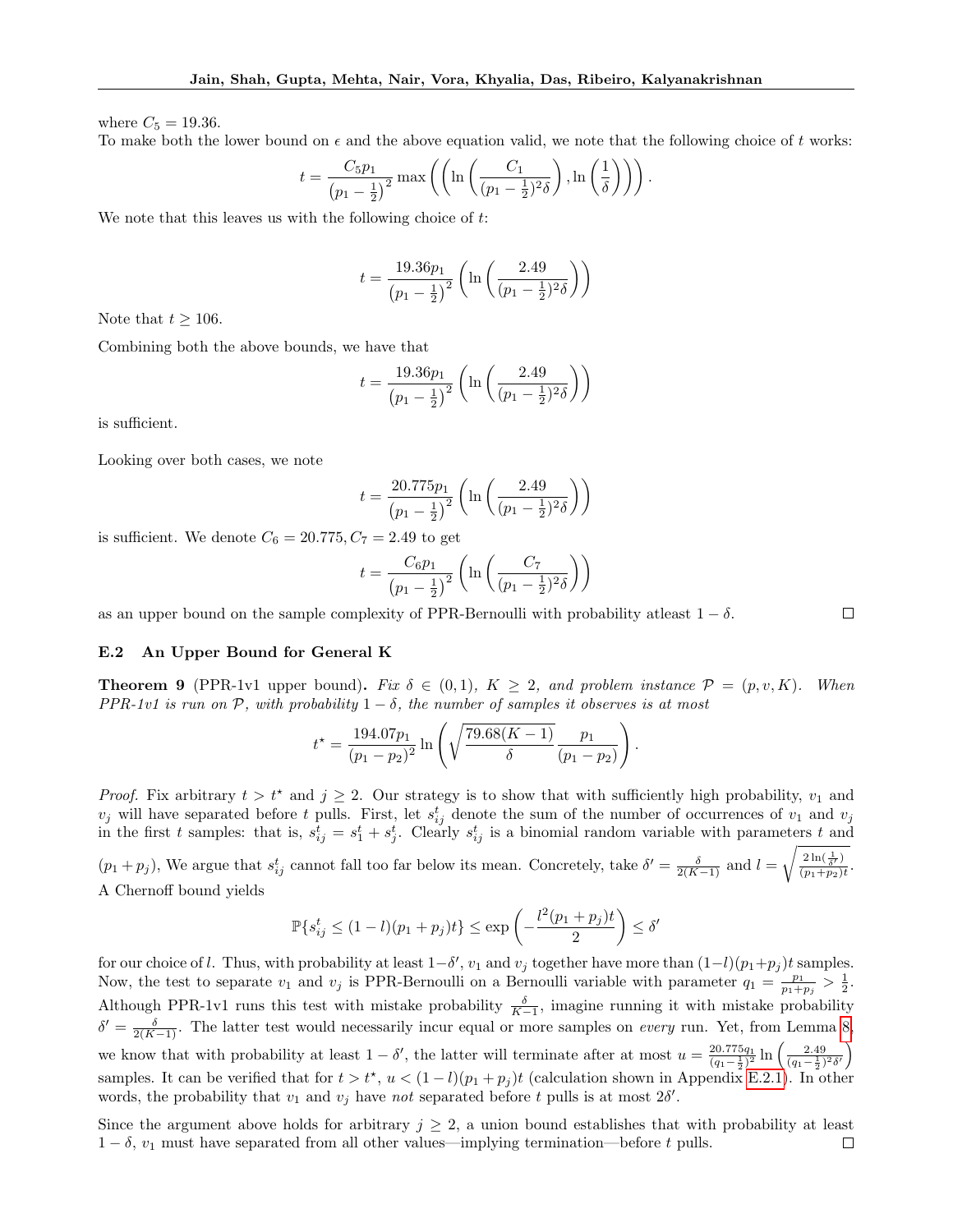where $C_5 = 19.36$.

To make both the lower bound on $\epsilon$ and the above equation valid, we note that the following choice of $t$ works:

$$t = \frac{C_5 p_1}{\left(p_1 - \frac{1}{2}\right)^2} \max\left(\left(\ln\left(\frac{C_1}{(p_1 - \frac{1}{2})^2 \delta}\right), \ln\left(\frac{1}{\delta}\right)\right)\right).$$

We note that this leaves us with the following choice of $t$:

$$t = \frac{19.36 p_1}{\left(p_1 - \frac{1}{2}\right)^2} \left(\ln\left(\frac{2.49}{(p_1 - \frac{1}{2})^2 \delta}\right)\right)$$

Note that $t \geq 106$.

Combining both the above bounds, we have that

$$t = \frac{19.36 p_1}{\left(p_1 - \frac{1}{2}\right)^2} \left(\ln\left(\frac{2.49}{(p_1 - \frac{1}{2})^2 \delta}\right)\right)$$

is sufficient.

Looking over both cases, we note

$$t = \frac{20.775 p_1}{\left(p_1 - \frac{1}{2}\right)^2} \left(\ln\left(\frac{2.49}{(p_1 - \frac{1}{2})^2 \delta}\right)\right)$$

is sufficient. We denote $C_6 = 20.775, C_7 = 2.49$ to get

$$t = \frac{C_6 p_1}{\left(p_1 - \frac{1}{2}\right)^2} \left(\ln\left(\frac{C_7}{(p_1 - \frac{1}{2})^2 \delta}\right)\right)$$

as an upper bound on the sample complexity of PPR-Bernoulli with probability atleast $1 - \delta$. □

### E.2 An Upper Bound for General K

**Theorem 9** (PPR-1v1 upper bound)**.** *Fix $\delta \in (0, 1)$, $K \geq 2$, and problem instance $\mathcal{P} = (p, v, K)$. When PPR-1v1 is run on $\mathcal{P}$, with probability $1 - \delta$, the number of samples it observes is at most*

$$t^\star = \frac{194.07 p_1}{(p_1 - p_2)^2} \ln\left(\sqrt{\frac{79.68(K-1)}{\delta}} \frac{p_1}{(p_1 - p_2)}\right).$$

*Proof.* Fix arbitrary $t > t^\star$ and $j \geq 2$. Our strategy is to show that with sufficiently high probability, $v_1$ and $v_j$ will have separated before $t$ pulls. First, let $s^t_{ij}$ denote the sum of the number of occurrences of $v_1$ and $v_j$ in the first $t$ samples: that is, $s^t_{ij} = s^t_1 + s^t_j$. Clearly $s^t_{ij}$ is a binomial random variable with parameters $t$ and $(p_1 + p_j)$, We argue that $s^t_{ij}$ cannot fall too far below its mean. Concretely, take $\delta' = \frac{\delta}{2(K-1)}$ and $l = \sqrt{\frac{2\ln(\frac{1}{\delta'})}{(p_1+p_2)t}}$. A Chernoff bound yields

$$\mathbb{P}\{s^t_{ij} \leq (1 - l)(p_1 + p_j)t\} \leq \exp\left(-\frac{l^2 (p_1 + p_j)t}{2}\right) \leq \delta'$$

for our choice of $l$. Thus, with probability at least $1-\delta'$, $v_1$ and $v_j$ together have more than $(1-l)(p_1+p_j)t$ samples. Now, the test to separate $v_1$ and $v_j$ is PPR-Bernoulli on a Bernoulli variable with parameter $q_1 = \frac{p_1}{p_1+p_j} > \frac{1}{2}$. Although PPR-1v1 runs this test with mistake probability $\frac{\delta}{K-1}$, imagine running it with mistake probability $\delta' = \frac{\delta}{2(K-1)}$. The latter test would necessarily incur equal or more samples on *every* run. Yet, from Lemma 8, we know that with probability at least $1 - \delta'$, the latter will terminate after at most $u = \frac{20.775 q_1}{(q_1 - \frac{1}{2})^2} \ln\left(\frac{2.49}{(q_1 - \frac{1}{2})^2 \delta'}\right)$ samples. It can be verified that for $t > t^\star$, $u < (1 - l)(p_1 + p_j)t$ (calculation shown in Appendix E.2.1). In other words, the probability that $v_1$ and $v_j$ have *not* separated before $t$ pulls is at most $2\delta'$.

Since the argument above holds for arbitrary $j \geq 2$, a union bound establishes that with probability at least $1 - \delta$, $v_1$ must have separated from all other values—implying termination—before $t$ pulls. □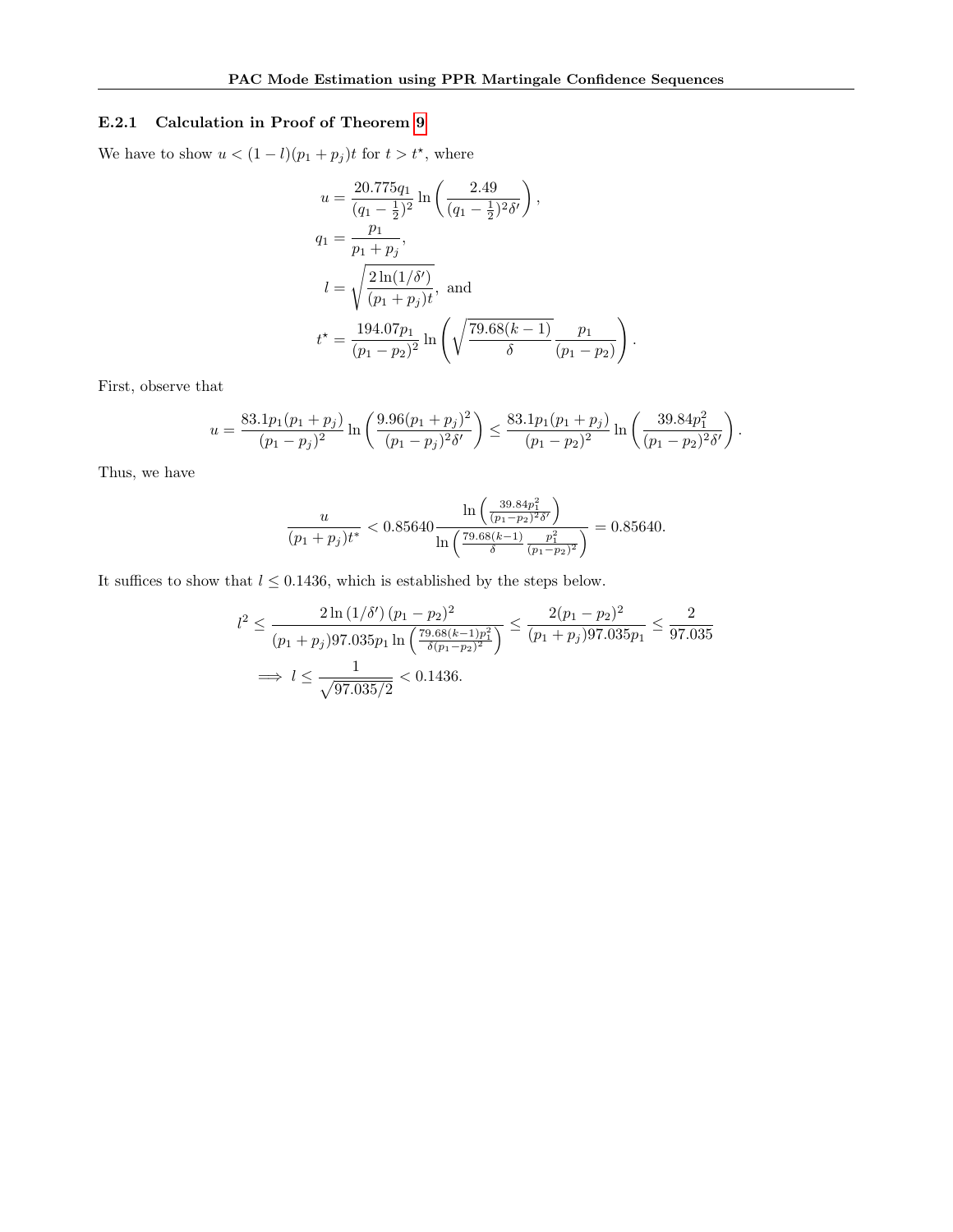### E.2.1 Calculation in Proof of Theorem 9

We have to show $u < (1-l)(p_1+p_j)t$ for $t > t^\star$, where

$$
\begin{aligned}
u &= \frac{20.775 q_1}{(q_1 - \frac{1}{2})^2} \ln\left(\frac{2.49}{(q_1 - \frac{1}{2})^2 \delta'}\right), \\
q_1 &= \frac{p_1}{p_1 + p_j}, \\
l &= \sqrt{\frac{2\ln(1/\delta')}{(p_1+p_j)t}}, \text{ and} \\
t^\star &= \frac{194.07 p_1}{(p_1 - p_2)^2} \ln\left(\sqrt{\frac{79.68(k-1)}{\delta}} \frac{p_1}{(p_1 - p_2)}\right).
\end{aligned}
$$

First, observe that

$$
u = \frac{83.1 p_1 (p_1 + p_j)}{(p_1 - p_j)^2} \ln\left(\frac{9.96(p_1+p_j)^2}{(p_1 - p_j)^2 \delta'}\right) \leq \frac{83.1 p_1 (p_1 + p_j)}{(p_1 - p_2)^2} \ln\left(\frac{39.84 p_1^2}{(p_1 - p_2)^2 \delta'}\right).
$$

Thus, we have

$$
\frac{u}{(p_1+p_j)t^*} < 0.85640 \frac{\ln\left(\frac{39.84 p_1^2}{(p_1-p_2)^2 \delta'}\right)}{\ln\left(\frac{79.68(k-1)}{\delta} \frac{p_1^2}{(p_1-p_2)^2}\right)} = 0.85640.
$$

It suffices to show that $l \leq 0.1436$, which is established by the steps below.

$$
\begin{aligned}
l^2 &\leq \frac{2\ln(1/\delta')(p_1 - p_2)^2}{(p_1+p_j) 97.035 p_1 \ln\left(\frac{79.68(k-1)p_1^2}{\delta(p_1-p_2)^2}\right)} \leq \frac{2(p_1-p_2)^2}{(p_1+p_j) 97.035 p_1} \leq \frac{2}{97.035} \\
&\implies l \leq \frac{1}{\sqrt{97.035/2}} < 0.1436.
\end{aligned}
$$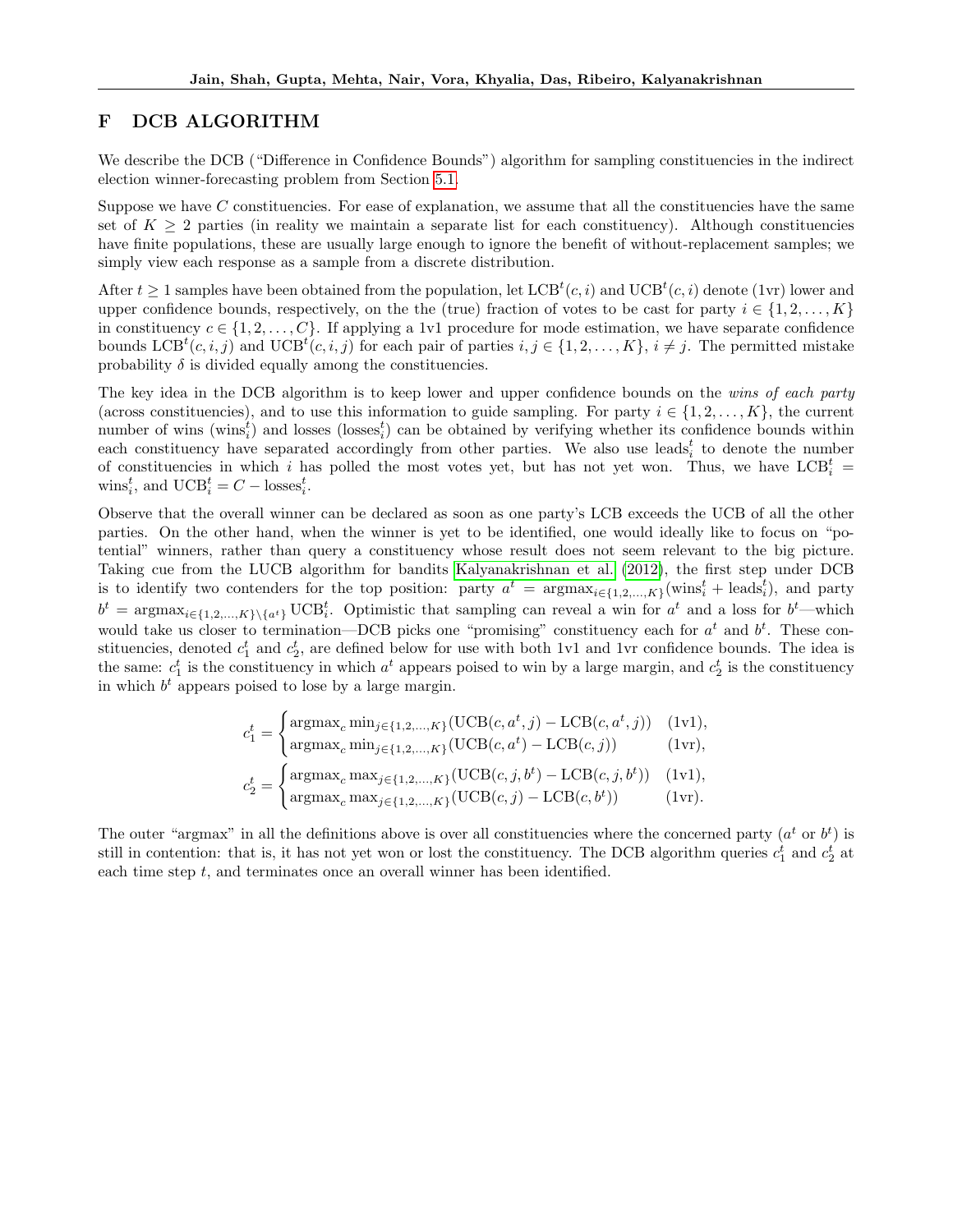# F DCB ALGORITHM

We describe the DCB ("Difference in Confidence Bounds") algorithm for sampling constituencies in the indirect election winner-forecasting problem from Section 5.1.

Suppose we have $C$ constituencies. For ease of explanation, we assume that all the constituencies have the same set of $K \geq 2$ parties (in reality we maintain a separate list for each constituency). Although constituencies have finite populations, these are usually large enough to ignore the benefit of without-replacement samples; we simply view each response as a sample from a discrete distribution.

After $t \geq 1$ samples have been obtained from the population, let $\text{LCB}^t(c, i)$ and $\text{UCB}^t(c, i)$ denote (1vr) lower and upper confidence bounds, respectively, on the the (true) fraction of votes to be cast for party $i \in \{1, 2, \ldots, K\}$ in constituency $c \in \{1, 2, \ldots, C\}$. If applying a 1v1 procedure for mode estimation, we have separate confidence bounds $\text{LCB}^t(c, i, j)$ and $\text{UCB}^t(c, i, j)$ for each pair of parties $i, j \in \{1, 2, \ldots, K\}$, $i \neq j$. The permitted mistake probability $\delta$ is divided equally among the constituencies.

The key idea in the DCB algorithm is to keep lower and upper confidence bounds on the *wins of each party* (across constituencies), and to use this information to guide sampling. For party $i \in \{1, 2, \ldots, K\}$, the current number of wins ($\text{wins}_i^t$) and losses ($\text{losses}_i^t$) can be obtained by verifying whether its confidence bounds within each constituency have separated accordingly from other parties. We also use $\text{leads}_i^t$ to denote the number of constituencies in which $i$ has polled the most votes yet, but has not yet won. Thus, we have $\text{LCB}_i^t = \text{wins}_i^t$, and $\text{UCB}_i^t = C - \text{losses}_i^t$.

Observe that the overall winner can be declared as soon as one party's LCB exceeds the UCB of all the other parties. On the other hand, when the winner is yet to be identified, one would ideally like to focus on "potential" winners, rather than query a constituency whose result does not seem relevant to the big picture. Taking cue from the LUCB algorithm for bandits Kalyanakrishnan et al. (2012), the first step under DCB is to identify two contenders for the top position: party $a^t = \text{argmax}_{i \in \{1,2,\ldots,K\}}(\text{wins}_i^t + \text{leads}_i^t)$, and party $b^t = \text{argmax}_{i \in \{1,2,\ldots,K\} \setminus \{a^t\}} \text{UCB}_i^t$. Optimistic that sampling can reveal a win for $a^t$ and a loss for $b^t$—which would take us closer to termination—DCB picks one "promising" constituency each for $a^t$ and $b^t$. These constituencies, denoted $c_1^t$ and $c_2^t$, are defined below for use with both 1v1 and 1vr confidence bounds. The idea is the same: $c_1^t$ is the constituency in which $a^t$ appears poised to win by a large margin, and $c_2^t$ is the constituency in which $b^t$ appears poised to lose by a large margin.

$$
c_1^t = \begin{cases} \text{argmax}_c \min_{j \in \{1,2,\ldots,K\}} (\text{UCB}(c, a^t, j) - \text{LCB}(c, a^t, j)) & \text{(1v1)}, \\ \text{argmax}_c \min_{j \in \{1,2,\ldots,K\}} (\text{UCB}(c, a^t) - \text{LCB}(c, j)) & \text{(1vr)}, \end{cases}
$$

$$
c_2^t = \begin{cases} \text{argmax}_c \max_{j \in \{1,2,\ldots,K\}} (\text{UCB}(c, j, b^t) - \text{LCB}(c, j, b^t)) & \text{(1v1)}, \\ \text{argmax}_c \max_{j \in \{1,2,\ldots,K\}} (\text{UCB}(c, j) - \text{LCB}(c, b^t)) & \text{(1vr)}. \end{cases}
$$

The outer "argmax" in all the definitions above is over all constituencies where the concerned party ($a^t$ or $b^t$) is still in contention: that is, it has not yet won or lost the constituency. The DCB algorithm queries $c_1^t$ and $c_2^t$ at each time step $t$, and terminates once an overall winner has been identified.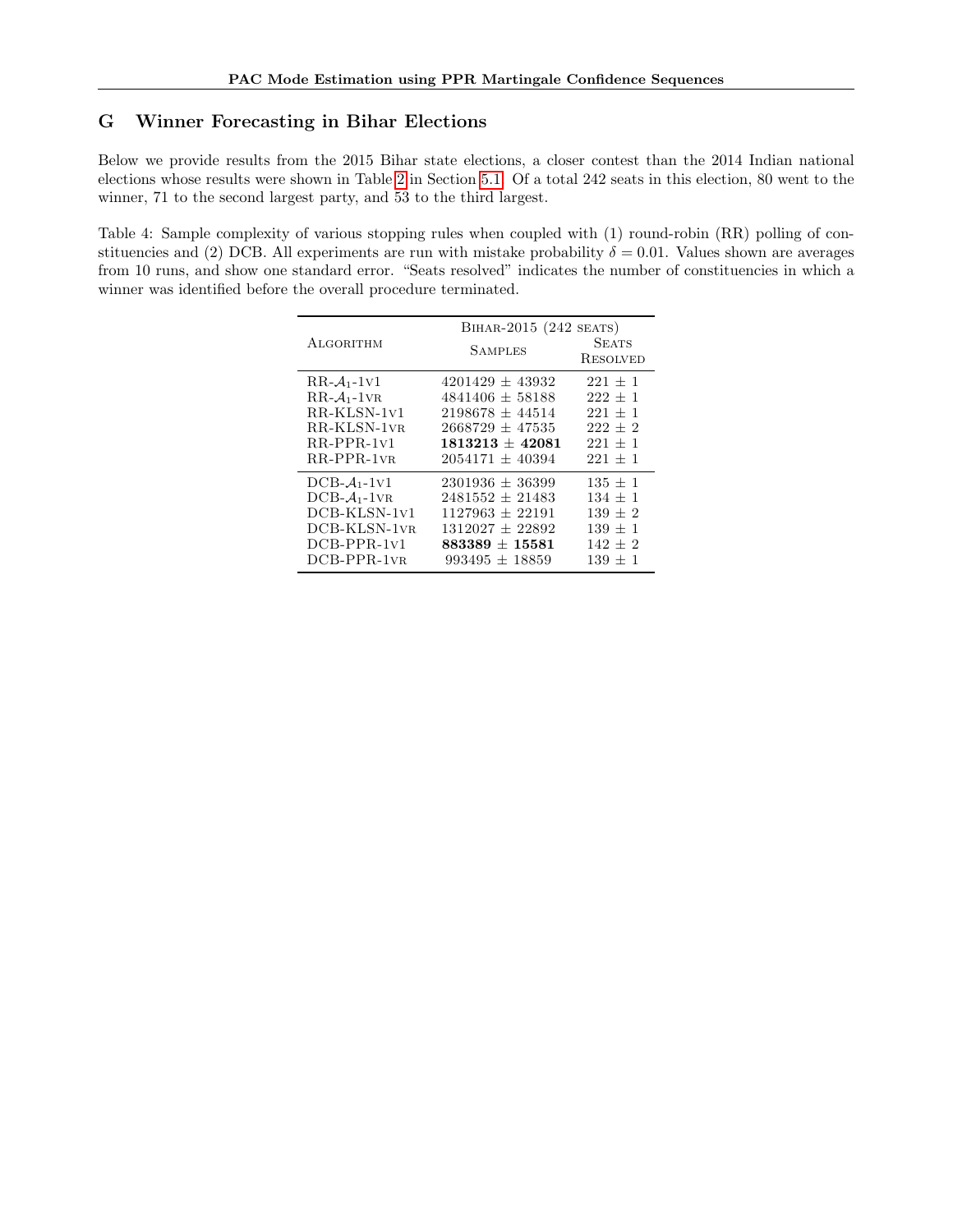## G Winner Forecasting in Bihar Elections

Below we provide results from the 2015 Bihar state elections, a closer contest than the 2014 Indian national elections whose results were shown in Table 2 in Section 5.1. Of a total 242 seats in this election, 80 went to the winner, 71 to the second largest party, and 53 to the third largest.

Table 4: Sample complexity of various stopping rules when coupled with (1) round-robin (RR) polling of constituencies and (2) DCB. All experiments are run with mistake probability $\delta = 0.01$. Values shown are averages from 10 runs, and show one standard error. "Seats resolved" indicates the number of constituencies in which a winner was identified before the overall procedure terminated.

| Algorithm | Bihar-2015 (242 seats) | |
|---|---|---|
| | Samples | Seats Resolved |
| RR-$\mathcal{A}_1$-1v1 | 4201429 ± 43932 | 221 ± 1 |
| RR-$\mathcal{A}_1$-1vr | 4841406 ± 58188 | 222 ± 1 |
| RR-KLSN-1v1 | 2198678 ± 44514 | 221 ± 1 |
| RR-KLSN-1vr | 2668729 ± 47535 | 222 ± 2 |
| RR-PPR-1v1 | **1813213 ± 42081** | 221 ± 1 |
| RR-PPR-1vr | 2054171 ± 40394 | 221 ± 1 |
| DCB-$\mathcal{A}_1$-1v1 | 2301936 ± 36399 | 135 ± 1 |
| DCB-$\mathcal{A}_1$-1vr | 2481552 ± 21483 | 134 ± 1 |
| DCB-KLSN-1v1 | 1127963 ± 22191 | 139 ± 2 |
| DCB-KLSN-1vr | 1312027 ± 22892 | 139 ± 1 |
| DCB-PPR-1v1 | **883389 ± 15581** | 142 ± 2 |
| DCB-PPR-1vr | 993495 ± 18859 | 139 ± 1 |